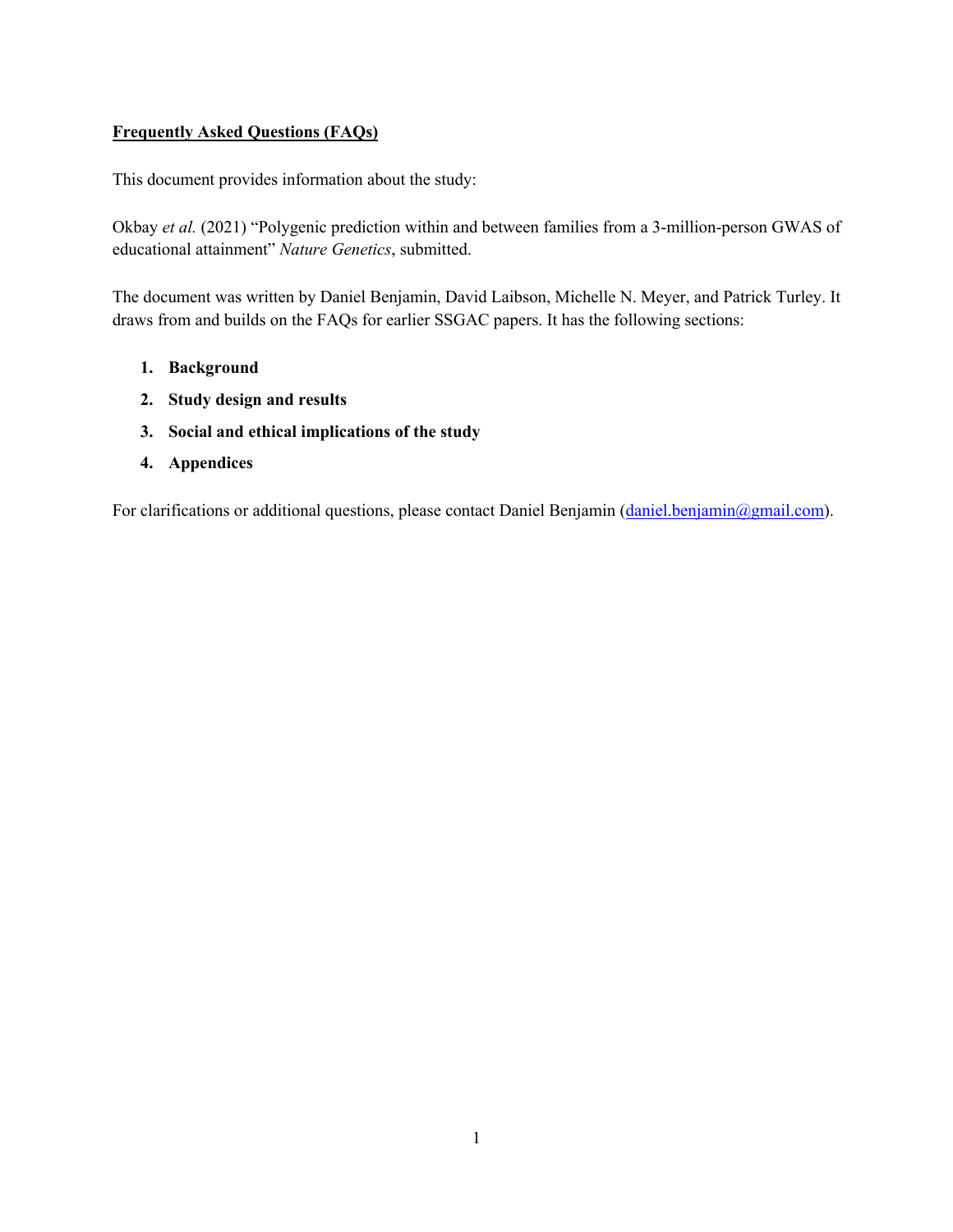# Frequently Asked Questions (FAQs)

This document provides information about the study:

Okbay *et al.* (2021) "Polygenic prediction within and between families from a 3-million-person GWAS of educational attainment" *Nature Genetics*, submitted.

The document was written by Daniel Benjamin, David Laibson, Michelle N. Meyer, and Patrick Turley. It draws from and builds on the FAQs for earlier SSGAC papers. It has the following sections:

1. **Background**
2. **Study design and results**
3. **Social and ethical implications of the study**
4. **Appendices**

For clarifications or additional questions, please contact Daniel Benjamin (daniel.benjamin@gmail.com).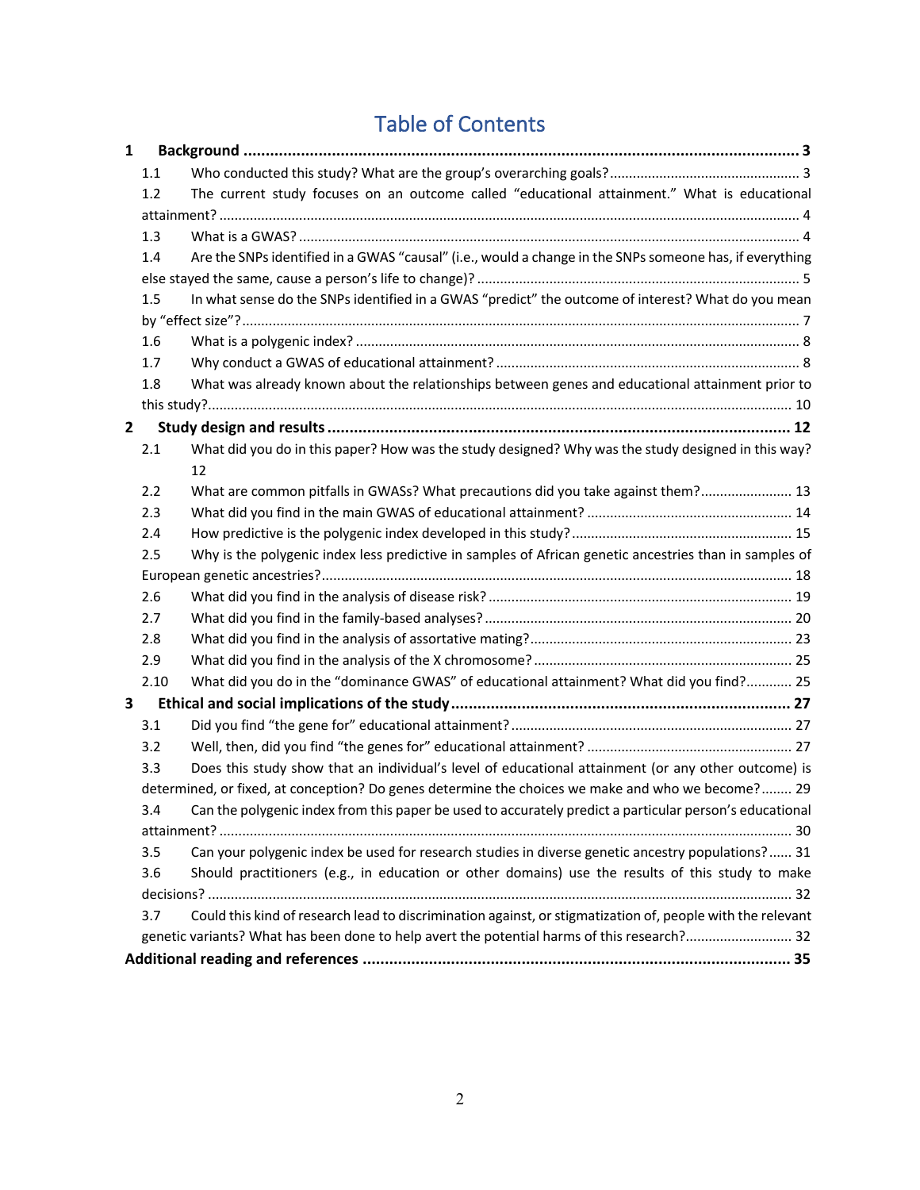# Table of Contents

- **1 Background** ... **3**
  - 1.1 Who conducted this study? What are the group's overarching goals? ... 3
  - 1.2 The current study focuses on an outcome called "educational attainment." What is educational attainment? ... 4
  - 1.3 What is a GWAS? ... 4
  - 1.4 Are the SNPs identified in a GWAS "causal" (i.e., would a change in the SNPs someone has, if everything else stayed the same, cause a person's life to change)? ... 5
  - 1.5 In what sense do the SNPs identified in a GWAS "predict" the outcome of interest? What do you mean by "effect size"? ... 7
  - 1.6 What is a polygenic index? ... 8
  - 1.7 Why conduct a GWAS of educational attainment? ... 8
  - 1.8 What was already known about the relationships between genes and educational attainment prior to this study? ... 10
- **2 Study design and results** ... **12**
  - 2.1 What did you do in this paper? How was the study designed? Why was the study designed in this way? 12
  - 2.2 What are common pitfalls in GWASs? What precautions did you take against them? ... 13
  - 2.3 What did you find in the main GWAS of educational attainment? ... 14
  - 2.4 How predictive is the polygenic index developed in this study? ... 15
  - 2.5 Why is the polygenic index less predictive in samples of African genetic ancestries than in samples of European genetic ancestries? ... 18
  - 2.6 What did you find in the analysis of disease risk? ... 19
  - 2.7 What did you find in the family-based analyses? ... 20
  - 2.8 What did you find in the analysis of assortative mating? ... 23
  - 2.9 What did you find in the analysis of the X chromosome? ... 25
  - 2.10 What did you do in the "dominance GWAS" of educational attainment? What did you find? ... 25
- **3 Ethical and social implications of the study** ... **27**
  - 3.1 Did you find "the gene for" educational attainment? ... 27
  - 3.2 Well, then, did you find "the genes for" educational attainment? ... 27
  - 3.3 Does this study show that an individual's level of educational attainment (or any other outcome) is determined, or fixed, at conception? Do genes determine the choices we make and who we become? ... 29
  - 3.4 Can the polygenic index from this paper be used to accurately predict a particular person's educational attainment? ... 30
  - 3.5 Can your polygenic index be used for research studies in diverse genetic ancestry populations? ... 31
  - 3.6 Should practitioners (e.g., in education or other domains) use the results of this study to make decisions? ... 32
  - 3.7 Could this kind of research lead to discrimination against, or stigmatization of, people with the relevant genetic variants? What has been done to help avert the potential harms of this research? ... 32
- **Additional reading and references** ... **35**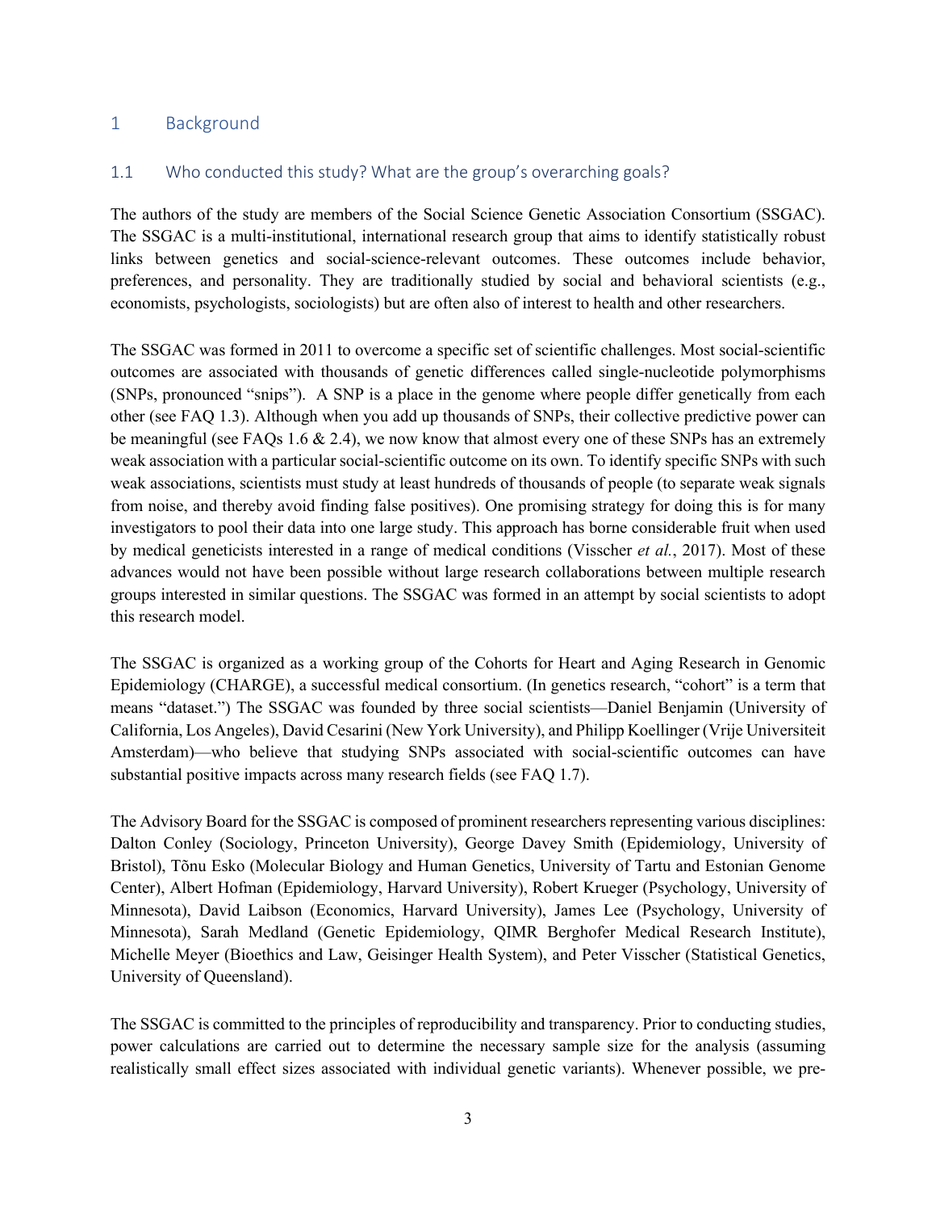# 1 Background

## 1.1 Who conducted this study? What are the group's overarching goals?

The authors of the study are members of the Social Science Genetic Association Consortium (SSGAC). The SSGAC is a multi-institutional, international research group that aims to identify statistically robust links between genetics and social-science-relevant outcomes. These outcomes include behavior, preferences, and personality. They are traditionally studied by social and behavioral scientists (e.g., economists, psychologists, sociologists) but are often also of interest to health and other researchers.

The SSGAC was formed in 2011 to overcome a specific set of scientific challenges. Most social-scientific outcomes are associated with thousands of genetic differences called single-nucleotide polymorphisms (SNPs, pronounced "snips"). A SNP is a place in the genome where people differ genetically from each other (see FAQ 1.3). Although when you add up thousands of SNPs, their collective predictive power can be meaningful (see FAQs 1.6 & 2.4), we now know that almost every one of these SNPs has an extremely weak association with a particular social-scientific outcome on its own. To identify specific SNPs with such weak associations, scientists must study at least hundreds of thousands of people (to separate weak signals from noise, and thereby avoid finding false positives). One promising strategy for doing this is for many investigators to pool their data into one large study. This approach has borne considerable fruit when used by medical geneticists interested in a range of medical conditions (Visscher *et al.*, 2017). Most of these advances would not have been possible without large research collaborations between multiple research groups interested in similar questions. The SSGAC was formed in an attempt by social scientists to adopt this research model.

The SSGAC is organized as a working group of the Cohorts for Heart and Aging Research in Genomic Epidemiology (CHARGE), a successful medical consortium. (In genetics research, "cohort" is a term that means "dataset.") The SSGAC was founded by three social scientists—Daniel Benjamin (University of California, Los Angeles), David Cesarini (New York University), and Philipp Koellinger (Vrije Universiteit Amsterdam)—who believe that studying SNPs associated with social-scientific outcomes can have substantial positive impacts across many research fields (see FAQ 1.7).

The Advisory Board for the SSGAC is composed of prominent researchers representing various disciplines: Dalton Conley (Sociology, Princeton University), George Davey Smith (Epidemiology, University of Bristol), Tõnu Esko (Molecular Biology and Human Genetics, University of Tartu and Estonian Genome Center), Albert Hofman (Epidemiology, Harvard University), Robert Krueger (Psychology, University of Minnesota), David Laibson (Economics, Harvard University), James Lee (Psychology, University of Minnesota), Sarah Medland (Genetic Epidemiology, QIMR Berghofer Medical Research Institute), Michelle Meyer (Bioethics and Law, Geisinger Health System), and Peter Visscher (Statistical Genetics, University of Queensland).

The SSGAC is committed to the principles of reproducibility and transparency. Prior to conducting studies, power calculations are carried out to determine the necessary sample size for the analysis (assuming realistically small effect sizes associated with individual genetic variants). Whenever possible, we pre-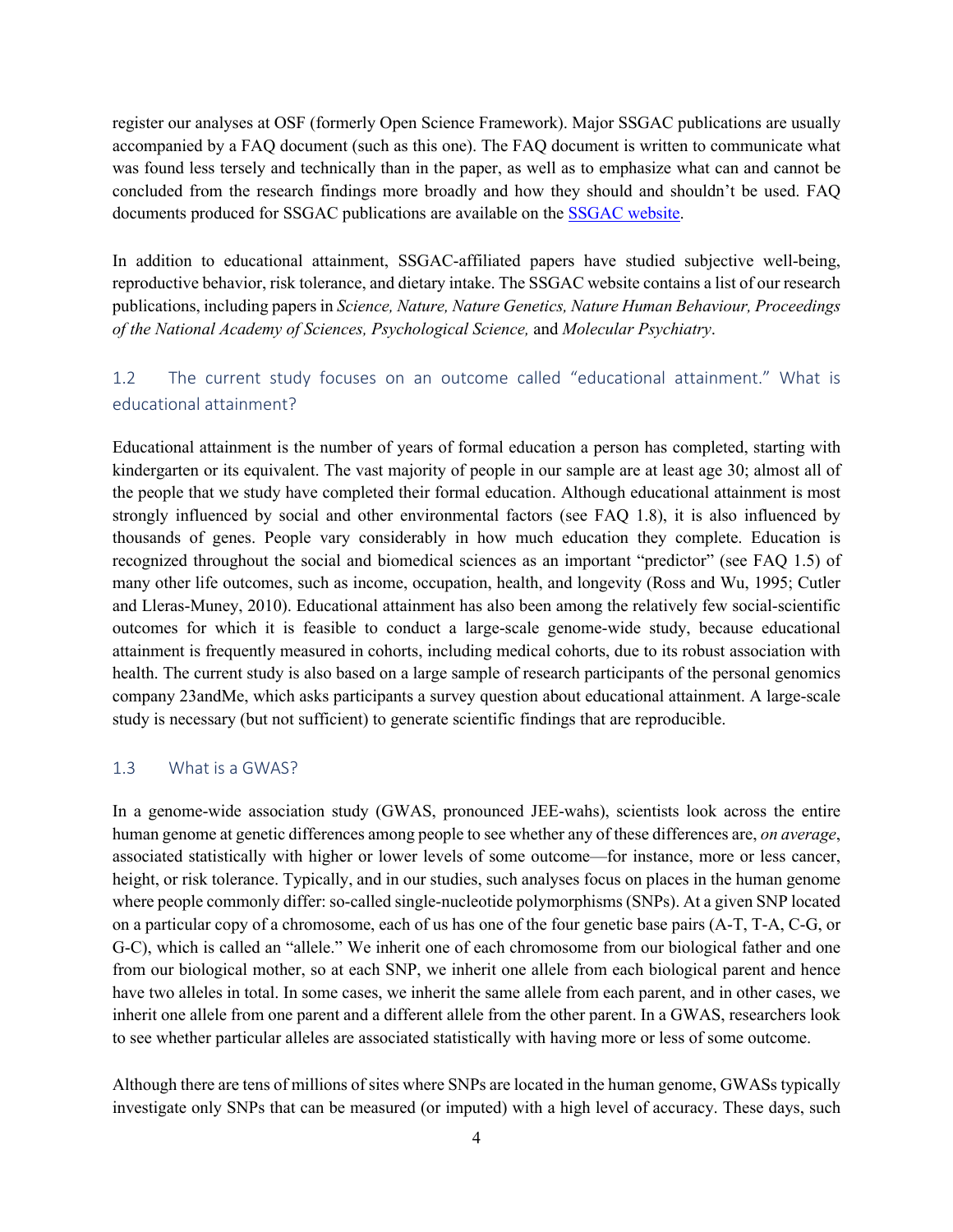register our analyses at OSF (formerly Open Science Framework). Major SSGAC publications are usually accompanied by a FAQ document (such as this one). The FAQ document is written to communicate what was found less tersely and technically than in the paper, as well as to emphasize what can and cannot be concluded from the research findings more broadly and how they should and shouldn't be used. FAQ documents produced for SSGAC publications are available on the [SSGAC website](SSGAC website).

In addition to educational attainment, SSGAC-affiliated papers have studied subjective well-being, reproductive behavior, risk tolerance, and dietary intake. The SSGAC website contains a list of our research publications, including papers in *Science, Nature, Nature Genetics, Nature Human Behaviour, Proceedings of the National Academy of Sciences, Psychological Science,* and *Molecular Psychiatry*.

## 1.2 The current study focuses on an outcome called "educational attainment." What is educational attainment?

Educational attainment is the number of years of formal education a person has completed, starting with kindergarten or its equivalent. The vast majority of people in our sample are at least age 30; almost all of the people that we study have completed their formal education. Although educational attainment is most strongly influenced by social and other environmental factors (see FAQ 1.8), it is also influenced by thousands of genes. People vary considerably in how much education they complete. Education is recognized throughout the social and biomedical sciences as an important "predictor" (see FAQ 1.5) of many other life outcomes, such as income, occupation, health, and longevity (Ross and Wu, 1995; Cutler and Lleras-Muney, 2010). Educational attainment has also been among the relatively few social-scientific outcomes for which it is feasible to conduct a large-scale genome-wide study, because educational attainment is frequently measured in cohorts, including medical cohorts, due to its robust association with health. The current study is also based on a large sample of research participants of the personal genomics company 23andMe, which asks participants a survey question about educational attainment. A large-scale study is necessary (but not sufficient) to generate scientific findings that are reproducible.

## 1.3 What is a GWAS?

In a genome-wide association study (GWAS, pronounced JEE-wahs), scientists look across the entire human genome at genetic differences among people to see whether any of these differences are, *on average*, associated statistically with higher or lower levels of some outcome—for instance, more or less cancer, height, or risk tolerance. Typically, and in our studies, such analyses focus on places in the human genome where people commonly differ: so-called single-nucleotide polymorphisms (SNPs). At a given SNP located on a particular copy of a chromosome, each of us has one of the four genetic base pairs (A-T, T-A, C-G, or G-C), which is called an "allele." We inherit one of each chromosome from our biological father and one from our biological mother, so at each SNP, we inherit one allele from each biological parent and hence have two alleles in total. In some cases, we inherit the same allele from each parent, and in other cases, we inherit one allele from one parent and a different allele from the other parent. In a GWAS, researchers look to see whether particular alleles are associated statistically with having more or less of some outcome.

Although there are tens of millions of sites where SNPs are located in the human genome, GWASs typically investigate only SNPs that can be measured (or imputed) with a high level of accuracy. These days, such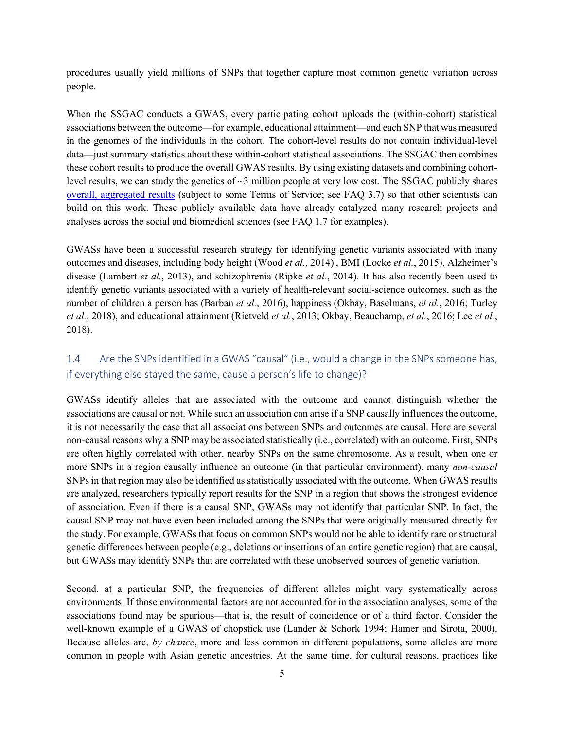procedures usually yield millions of SNPs that together capture most common genetic variation across people.

When the SSGAC conducts a GWAS, every participating cohort uploads the (within-cohort) statistical associations between the outcome—for example, educational attainment—and each SNP that was measured in the genomes of the individuals in the cohort. The cohort-level results do not contain individual-level data—just summary statistics about these within-cohort statistical associations. The SSGAC then combines these cohort results to produce the overall GWAS results. By using existing datasets and combining cohort-level results, we can study the genetics of ~3 million people at very low cost. The SSGAC publicly shares overall, aggregated results (subject to some Terms of Service; see FAQ 3.7) so that other scientists can build on this work. These publicly available data have already catalyzed many research projects and analyses across the social and biomedical sciences (see FAQ 1.7 for examples).

GWASs have been a successful research strategy for identifying genetic variants associated with many outcomes and diseases, including body height (Wood *et al.*, 2014) , BMI (Locke *et al.*, 2015), Alzheimer's disease (Lambert *et al.*, 2013), and schizophrenia (Ripke *et al.*, 2014). It has also recently been used to identify genetic variants associated with a variety of health-relevant social-science outcomes, such as the number of children a person has (Barban *et al.*, 2016), happiness (Okbay, Baselmans, *et al.*, 2016; Turley *et al.*, 2018), and educational attainment (Rietveld *et al.*, 2013; Okbay, Beauchamp, *et al.*, 2016; Lee *et al.*, 2018).

## 1.4 Are the SNPs identified in a GWAS "causal" (i.e., would a change in the SNPs someone has, if everything else stayed the same, cause a person's life to change)?

GWASs identify alleles that are associated with the outcome and cannot distinguish whether the associations are causal or not. While such an association can arise if a SNP causally influences the outcome, it is not necessarily the case that all associations between SNPs and outcomes are causal. Here are several non-causal reasons why a SNP may be associated statistically (i.e., correlated) with an outcome. First, SNPs are often highly correlated with other, nearby SNPs on the same chromosome. As a result, when one or more SNPs in a region causally influence an outcome (in that particular environment), many *non-causal* SNPs in that region may also be identified as statistically associated with the outcome. When GWAS results are analyzed, researchers typically report results for the SNP in a region that shows the strongest evidence of association. Even if there is a causal SNP, GWASs may not identify that particular SNP. In fact, the causal SNP may not have even been included among the SNPs that were originally measured directly for the study. For example, GWASs that focus on common SNPs would not be able to identify rare or structural genetic differences between people (e.g., deletions or insertions of an entire genetic region) that are causal, but GWASs may identify SNPs that are correlated with these unobserved sources of genetic variation.

Second, at a particular SNP, the frequencies of different alleles might vary systematically across environments. If those environmental factors are not accounted for in the association analyses, some of the associations found may be spurious—that is, the result of coincidence or of a third factor. Consider the well-known example of a GWAS of chopstick use (Lander & Schork 1994; Hamer and Sirota, 2000). Because alleles are, *by chance*, more and less common in different populations, some alleles are more common in people with Asian genetic ancestries. At the same time, for cultural reasons, practices like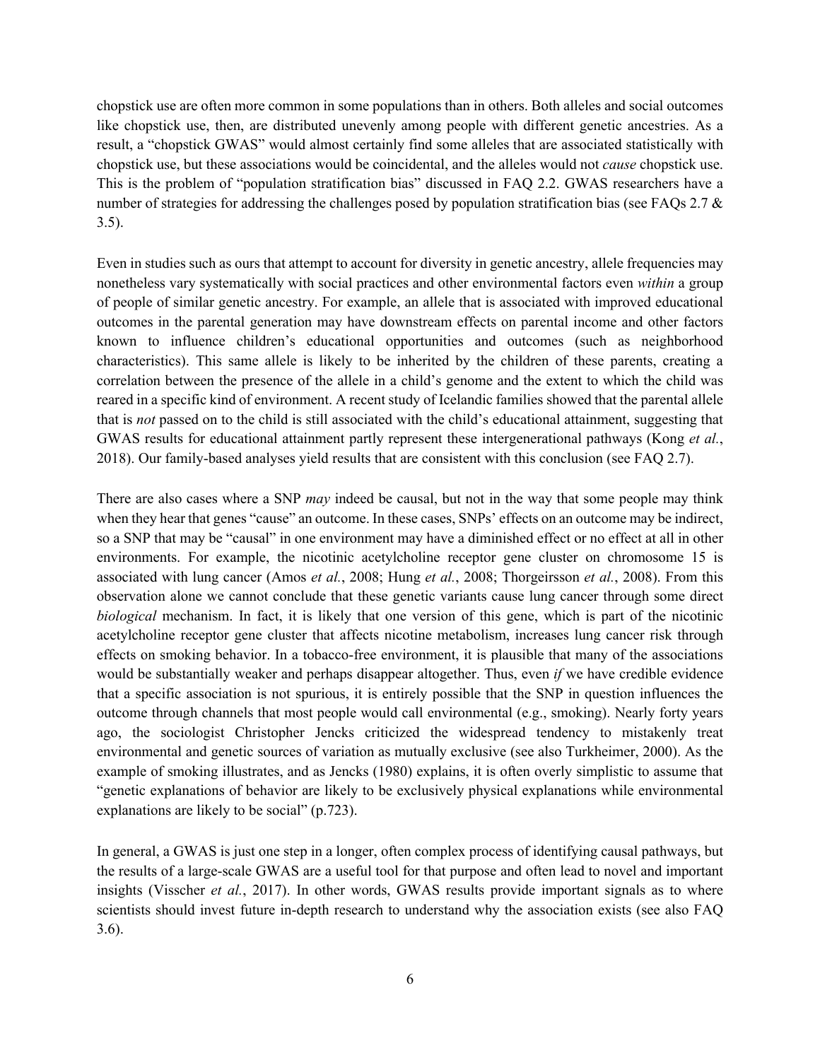chopstick use are often more common in some populations than in others. Both alleles and social outcomes like chopstick use, then, are distributed unevenly among people with different genetic ancestries. As a result, a "chopstick GWAS" would almost certainly find some alleles that are associated statistically with chopstick use, but these associations would be coincidental, and the alleles would not *cause* chopstick use. This is the problem of "population stratification bias" discussed in FAQ 2.2. GWAS researchers have a number of strategies for addressing the challenges posed by population stratification bias (see FAQs 2.7 & 3.5).

Even in studies such as ours that attempt to account for diversity in genetic ancestry, allele frequencies may nonetheless vary systematically with social practices and other environmental factors even *within* a group of people of similar genetic ancestry. For example, an allele that is associated with improved educational outcomes in the parental generation may have downstream effects on parental income and other factors known to influence children's educational opportunities and outcomes (such as neighborhood characteristics). This same allele is likely to be inherited by the children of these parents, creating a correlation between the presence of the allele in a child's genome and the extent to which the child was reared in a specific kind of environment. A recent study of Icelandic families showed that the parental allele that is *not* passed on to the child is still associated with the child's educational attainment, suggesting that GWAS results for educational attainment partly represent these intergenerational pathways (Kong *et al.*, 2018). Our family-based analyses yield results that are consistent with this conclusion (see FAQ 2.7).

There are also cases where a SNP *may* indeed be causal, but not in the way that some people may think when they hear that genes "cause" an outcome. In these cases, SNPs' effects on an outcome may be indirect, so a SNP that may be "causal" in one environment may have a diminished effect or no effect at all in other environments. For example, the nicotinic acetylcholine receptor gene cluster on chromosome 15 is associated with lung cancer (Amos *et al.*, 2008; Hung *et al.*, 2008; Thorgeirsson *et al.*, 2008). From this observation alone we cannot conclude that these genetic variants cause lung cancer through some direct *biological* mechanism. In fact, it is likely that one version of this gene, which is part of the nicotinic acetylcholine receptor gene cluster that affects nicotine metabolism, increases lung cancer risk through effects on smoking behavior. In a tobacco-free environment, it is plausible that many of the associations would be substantially weaker and perhaps disappear altogether. Thus, even *if* we have credible evidence that a specific association is not spurious, it is entirely possible that the SNP in question influences the outcome through channels that most people would call environmental (e.g., smoking). Nearly forty years ago, the sociologist Christopher Jencks criticized the widespread tendency to mistakenly treat environmental and genetic sources of variation as mutually exclusive (see also Turkheimer, 2000). As the example of smoking illustrates, and as Jencks (1980) explains, it is often overly simplistic to assume that "genetic explanations of behavior are likely to be exclusively physical explanations while environmental explanations are likely to be social" (p.723).

In general, a GWAS is just one step in a longer, often complex process of identifying causal pathways, but the results of a large-scale GWAS are a useful tool for that purpose and often lead to novel and important insights (Visscher *et al.*, 2017). In other words, GWAS results provide important signals as to where scientists should invest future in-depth research to understand why the association exists (see also FAQ 3.6).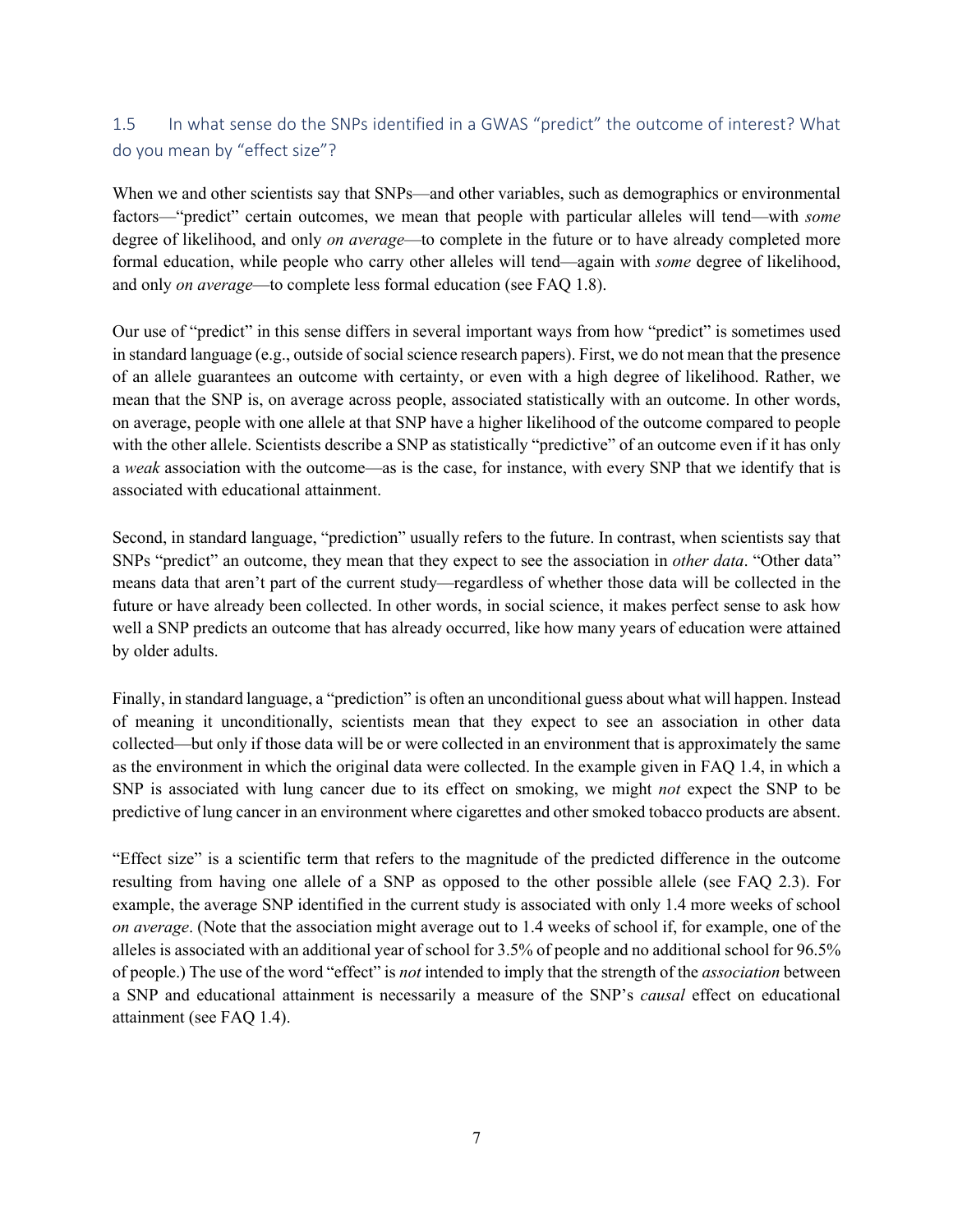## 1.5 In what sense do the SNPs identified in a GWAS "predict" the outcome of interest? What do you mean by "effect size"?

When we and other scientists say that SNPs—and other variables, such as demographics or environmental factors—"predict" certain outcomes, we mean that people with particular alleles will tend—with *some* degree of likelihood, and only *on average*—to complete in the future or to have already completed more formal education, while people who carry other alleles will tend—again with *some* degree of likelihood, and only *on average*—to complete less formal education (see FAQ 1.8).

Our use of "predict" in this sense differs in several important ways from how "predict" is sometimes used in standard language (e.g., outside of social science research papers). First, we do not mean that the presence of an allele guarantees an outcome with certainty, or even with a high degree of likelihood. Rather, we mean that the SNP is, on average across people, associated statistically with an outcome. In other words, on average, people with one allele at that SNP have a higher likelihood of the outcome compared to people with the other allele. Scientists describe a SNP as statistically "predictive" of an outcome even if it has only a *weak* association with the outcome—as is the case, for instance, with every SNP that we identify that is associated with educational attainment.

Second, in standard language, "prediction" usually refers to the future. In contrast, when scientists say that SNPs "predict" an outcome, they mean that they expect to see the association in *other data*. "Other data" means data that aren't part of the current study—regardless of whether those data will be collected in the future or have already been collected. In other words, in social science, it makes perfect sense to ask how well a SNP predicts an outcome that has already occurred, like how many years of education were attained by older adults.

Finally, in standard language, a "prediction" is often an unconditional guess about what will happen. Instead of meaning it unconditionally, scientists mean that they expect to see an association in other data collected—but only if those data will be or were collected in an environment that is approximately the same as the environment in which the original data were collected. In the example given in FAQ 1.4, in which a SNP is associated with lung cancer due to its effect on smoking, we might *not* expect the SNP to be predictive of lung cancer in an environment where cigarettes and other smoked tobacco products are absent.

"Effect size" is a scientific term that refers to the magnitude of the predicted difference in the outcome resulting from having one allele of a SNP as opposed to the other possible allele (see FAQ 2.3). For example, the average SNP identified in the current study is associated with only 1.4 more weeks of school *on average*. (Note that the association might average out to 1.4 weeks of school if, for example, one of the alleles is associated with an additional year of school for 3.5% of people and no additional school for 96.5% of people.) The use of the word "effect" is *not* intended to imply that the strength of the *association* between a SNP and educational attainment is necessarily a measure of the SNP's *causal* effect on educational attainment (see FAQ 1.4).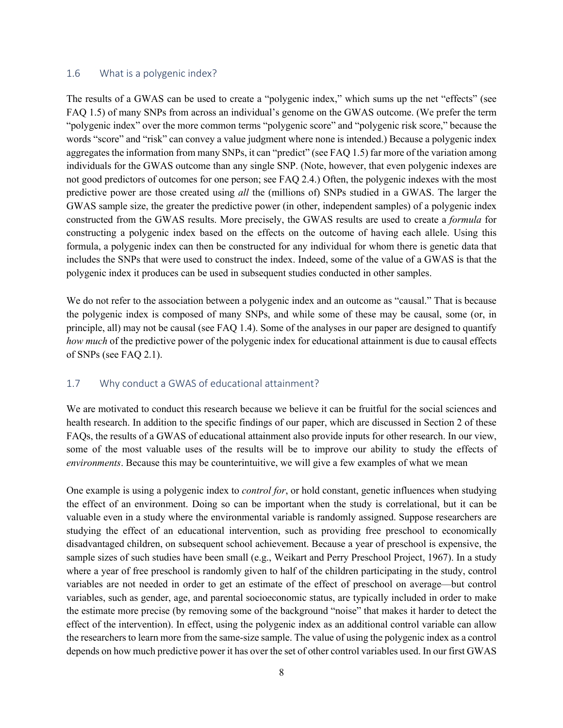## 1.6 What is a polygenic index?

The results of a GWAS can be used to create a "polygenic index," which sums up the net "effects" (see FAQ 1.5) of many SNPs from across an individual's genome on the GWAS outcome. (We prefer the term "polygenic index" over the more common terms "polygenic score" and "polygenic risk score," because the words "score" and "risk" can convey a value judgment where none is intended.) Because a polygenic index aggregates the information from many SNPs, it can "predict" (see FAQ 1.5) far more of the variation among individuals for the GWAS outcome than any single SNP. (Note, however, that even polygenic indexes are not good predictors of outcomes for one person; see FAQ 2.4.) Often, the polygenic indexes with the most predictive power are those created using *all* the (millions of) SNPs studied in a GWAS. The larger the GWAS sample size, the greater the predictive power (in other, independent samples) of a polygenic index constructed from the GWAS results. More precisely, the GWAS results are used to create a *formula* for constructing a polygenic index based on the effects on the outcome of having each allele. Using this formula, a polygenic index can then be constructed for any individual for whom there is genetic data that includes the SNPs that were used to construct the index. Indeed, some of the value of a GWAS is that the polygenic index it produces can be used in subsequent studies conducted in other samples.

We do not refer to the association between a polygenic index and an outcome as "causal." That is because the polygenic index is composed of many SNPs, and while some of these may be causal, some (or, in principle, all) may not be causal (see FAQ 1.4). Some of the analyses in our paper are designed to quantify *how much* of the predictive power of the polygenic index for educational attainment is due to causal effects of SNPs (see FAQ 2.1).

## 1.7 Why conduct a GWAS of educational attainment?

We are motivated to conduct this research because we believe it can be fruitful for the social sciences and health research. In addition to the specific findings of our paper, which are discussed in Section 2 of these FAQs, the results of a GWAS of educational attainment also provide inputs for other research. In our view, some of the most valuable uses of the results will be to improve our ability to study the effects of *environments*. Because this may be counterintuitive, we will give a few examples of what we mean

One example is using a polygenic index to *control for*, or hold constant, genetic influences when studying the effect of an environment. Doing so can be important when the study is correlational, but it can be valuable even in a study where the environmental variable is randomly assigned. Suppose researchers are studying the effect of an educational intervention, such as providing free preschool to economically disadvantaged children, on subsequent school achievement. Because a year of preschool is expensive, the sample sizes of such studies have been small (e.g., Weikart and Perry Preschool Project, 1967). In a study where a year of free preschool is randomly given to half of the children participating in the study, control variables are not needed in order to get an estimate of the effect of preschool on average—but control variables, such as gender, age, and parental socioeconomic status, are typically included in order to make the estimate more precise (by removing some of the background "noise" that makes it harder to detect the effect of the intervention). In effect, using the polygenic index as an additional control variable can allow the researchers to learn more from the same-size sample. The value of using the polygenic index as a control depends on how much predictive power it has over the set of other control variables used. In our first GWAS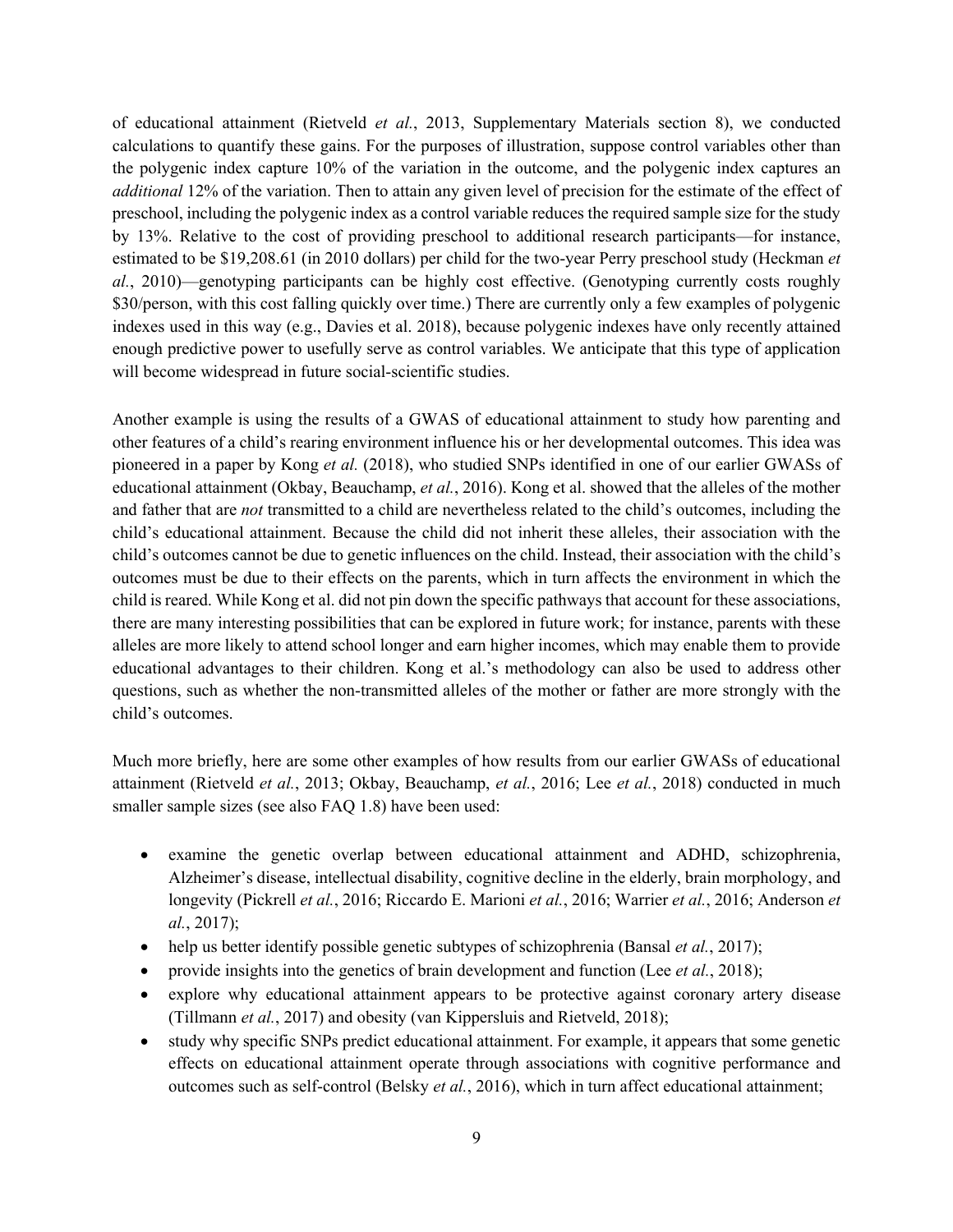of educational attainment (Rietveld *et al.*, 2013, Supplementary Materials section 8), we conducted calculations to quantify these gains. For the purposes of illustration, suppose control variables other than the polygenic index capture 10% of the variation in the outcome, and the polygenic index captures an *additional* 12% of the variation. Then to attain any given level of precision for the estimate of the effect of preschool, including the polygenic index as a control variable reduces the required sample size for the study by 13%. Relative to the cost of providing preschool to additional research participants—for instance, estimated to be $19,208.61 (in 2010 dollars) per child for the two-year Perry preschool study (Heckman *et al.*, 2010)—genotyping participants can be highly cost effective. (Genotyping currently costs roughly $30/person, with this cost falling quickly over time.) There are currently only a few examples of polygenic indexes used in this way (e.g., Davies et al. 2018), because polygenic indexes have only recently attained enough predictive power to usefully serve as control variables. We anticipate that this type of application will become widespread in future social-scientific studies.

Another example is using the results of a GWAS of educational attainment to study how parenting and other features of a child's rearing environment influence his or her developmental outcomes. This idea was pioneered in a paper by Kong *et al.* (2018), who studied SNPs identified in one of our earlier GWASs of educational attainment (Okbay, Beauchamp, *et al.*, 2016). Kong et al. showed that the alleles of the mother and father that are *not* transmitted to a child are nevertheless related to the child's outcomes, including the child's educational attainment. Because the child did not inherit these alleles, their association with the child's outcomes cannot be due to genetic influences on the child. Instead, their association with the child's outcomes must be due to their effects on the parents, which in turn affects the environment in which the child is reared. While Kong et al. did not pin down the specific pathways that account for these associations, there are many interesting possibilities that can be explored in future work; for instance, parents with these alleles are more likely to attend school longer and earn higher incomes, which may enable them to provide educational advantages to their children. Kong et al.'s methodology can also be used to address other questions, such as whether the non-transmitted alleles of the mother or father are more strongly with the child's outcomes.

Much more briefly, here are some other examples of how results from our earlier GWASs of educational attainment (Rietveld *et al.*, 2013; Okbay, Beauchamp, *et al.*, 2016; Lee *et al.*, 2018) conducted in much smaller sample sizes (see also FAQ 1.8) have been used:

- examine the genetic overlap between educational attainment and ADHD, schizophrenia, Alzheimer's disease, intellectual disability, cognitive decline in the elderly, brain morphology, and longevity (Pickrell *et al.*, 2016; Riccardo E. Marioni *et al.*, 2016; Warrier *et al.*, 2016; Anderson *et al.*, 2017);
- help us better identify possible genetic subtypes of schizophrenia (Bansal *et al.*, 2017);
- provide insights into the genetics of brain development and function (Lee *et al.*, 2018);
- explore why educational attainment appears to be protective against coronary artery disease (Tillmann *et al.*, 2017) and obesity (van Kippersluis and Rietveld, 2018);
- study why specific SNPs predict educational attainment. For example, it appears that some genetic effects on educational attainment operate through associations with cognitive performance and outcomes such as self-control (Belsky *et al.*, 2016), which in turn affect educational attainment;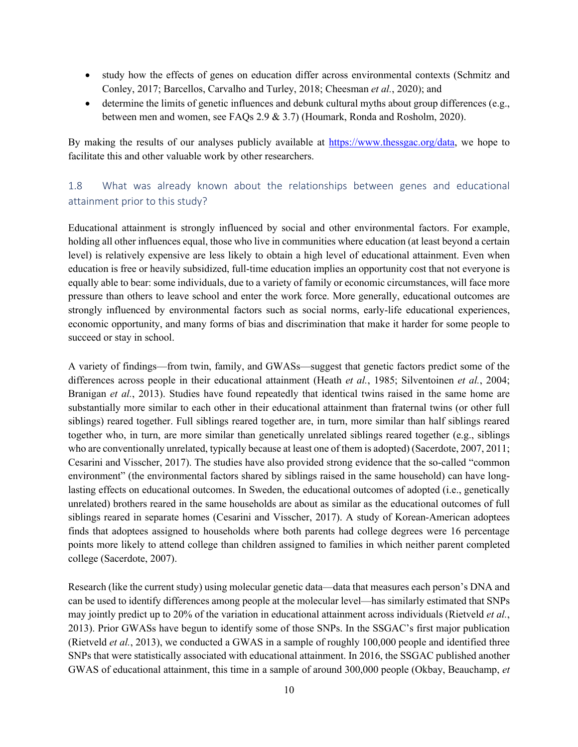- study how the effects of genes on education differ across environmental contexts (Schmitz and Conley, 2017; Barcellos, Carvalho and Turley, 2018; Cheesman *et al.*, 2020); and
- determine the limits of genetic influences and debunk cultural myths about group differences (e.g., between men and women, see FAQs 2.9 & 3.7) (Houmark, Ronda and Rosholm, 2020).

By making the results of our analyses publicly available at [https://www.thessgac.org/data](https://www.thessgac.org/data), we hope to facilitate this and other valuable work by other researchers.

## 1.8 What was already known about the relationships between genes and educational attainment prior to this study?

Educational attainment is strongly influenced by social and other environmental factors. For example, holding all other influences equal, those who live in communities where education (at least beyond a certain level) is relatively expensive are less likely to obtain a high level of educational attainment. Even when education is free or heavily subsidized, full-time education implies an opportunity cost that not everyone is equally able to bear: some individuals, due to a variety of family or economic circumstances, will face more pressure than others to leave school and enter the work force. More generally, educational outcomes are strongly influenced by environmental factors such as social norms, early-life educational experiences, economic opportunity, and many forms of bias and discrimination that make it harder for some people to succeed or stay in school.

A variety of findings—from twin, family, and GWASs—suggest that genetic factors predict some of the differences across people in their educational attainment (Heath *et al.*, 1985; Silventoinen *et al.*, 2004; Branigan *et al.*, 2013). Studies have found repeatedly that identical twins raised in the same home are substantially more similar to each other in their educational attainment than fraternal twins (or other full siblings) reared together. Full siblings reared together are, in turn, more similar than half siblings reared together who, in turn, are more similar than genetically unrelated siblings reared together (e.g., siblings who are conventionally unrelated, typically because at least one of them is adopted) (Sacerdote, 2007, 2011; Cesarini and Visscher, 2017). The studies have also provided strong evidence that the so-called "common environment" (the environmental factors shared by siblings raised in the same household) can have long-lasting effects on educational outcomes. In Sweden, the educational outcomes of adopted (i.e., genetically unrelated) brothers reared in the same households are about as similar as the educational outcomes of full siblings reared in separate homes (Cesarini and Visscher, 2017). A study of Korean-American adoptees finds that adoptees assigned to households where both parents had college degrees were 16 percentage points more likely to attend college than children assigned to families in which neither parent completed college (Sacerdote, 2007).

Research (like the current study) using molecular genetic data—data that measures each person's DNA and can be used to identify differences among people at the molecular level—has similarly estimated that SNPs may jointly predict up to 20% of the variation in educational attainment across individuals (Rietveld *et al.*, 2013). Prior GWASs have begun to identify some of those SNPs. In the SSGAC's first major publication (Rietveld *et al.*, 2013), we conducted a GWAS in a sample of roughly 100,000 people and identified three SNPs that were statistically associated with educational attainment. In 2016, the SSGAC published another GWAS of educational attainment, this time in a sample of around 300,000 people (Okbay, Beauchamp, *et*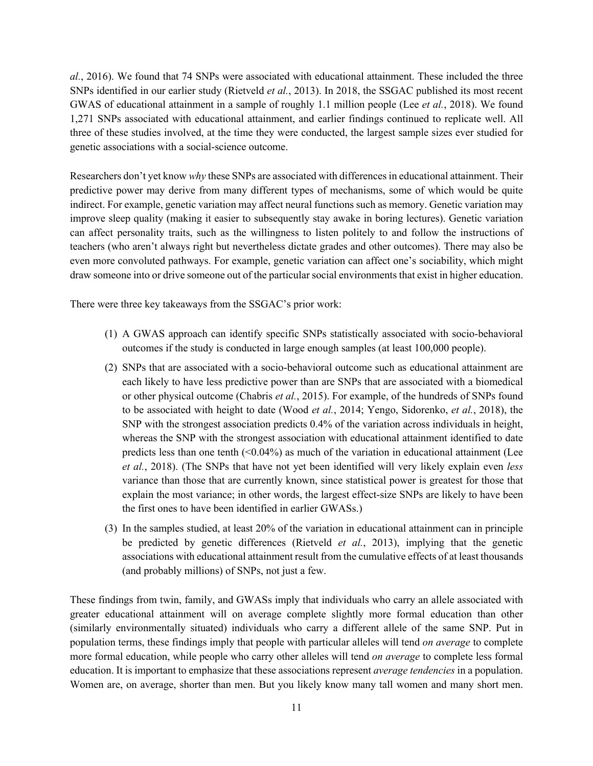*al.*, 2016). We found that 74 SNPs were associated with educational attainment. These included the three SNPs identified in our earlier study (Rietveld *et al.*, 2013). In 2018, the SSGAC published its most recent GWAS of educational attainment in a sample of roughly 1.1 million people (Lee *et al.*, 2018). We found 1,271 SNPs associated with educational attainment, and earlier findings continued to replicate well. All three of these studies involved, at the time they were conducted, the largest sample sizes ever studied for genetic associations with a social-science outcome.

Researchers don't yet know *why* these SNPs are associated with differences in educational attainment. Their predictive power may derive from many different types of mechanisms, some of which would be quite indirect. For example, genetic variation may affect neural functions such as memory. Genetic variation may improve sleep quality (making it easier to subsequently stay awake in boring lectures). Genetic variation can affect personality traits, such as the willingness to listen politely to and follow the instructions of teachers (who aren't always right but nevertheless dictate grades and other outcomes). There may also be even more convoluted pathways. For example, genetic variation can affect one's sociability, which might draw someone into or drive someone out of the particular social environments that exist in higher education.

There were three key takeaways from the SSGAC's prior work:

(1) A GWAS approach can identify specific SNPs statistically associated with socio-behavioral outcomes if the study is conducted in large enough samples (at least 100,000 people).

(2) SNPs that are associated with a socio-behavioral outcome such as educational attainment are each likely to have less predictive power than are SNPs that are associated with a biomedical or other physical outcome (Chabris *et al.*, 2015). For example, of the hundreds of SNPs found to be associated with height to date (Wood *et al.*, 2014; Yengo, Sidorenko, *et al.*, 2018), the SNP with the strongest association predicts 0.4% of the variation across individuals in height, whereas the SNP with the strongest association with educational attainment identified to date predicts less than one tenth (<0.04%) as much of the variation in educational attainment (Lee *et al.*, 2018). (The SNPs that have not yet been identified will very likely explain even *less* variance than those that are currently known, since statistical power is greatest for those that explain the most variance; in other words, the largest effect-size SNPs are likely to have been the first ones to have been identified in earlier GWASs.)

(3) In the samples studied, at least 20% of the variation in educational attainment can in principle be predicted by genetic differences (Rietveld *et al.*, 2013), implying that the genetic associations with educational attainment result from the cumulative effects of at least thousands (and probably millions) of SNPs, not just a few.

These findings from twin, family, and GWASs imply that individuals who carry an allele associated with greater educational attainment will on average complete slightly more formal education than other (similarly environmentally situated) individuals who carry a different allele of the same SNP. Put in population terms, these findings imply that people with particular alleles will tend *on average* to complete more formal education, while people who carry other alleles will tend *on average* to complete less formal education. It is important to emphasize that these associations represent *average tendencies* in a population. Women are, on average, shorter than men. But you likely know many tall women and many short men.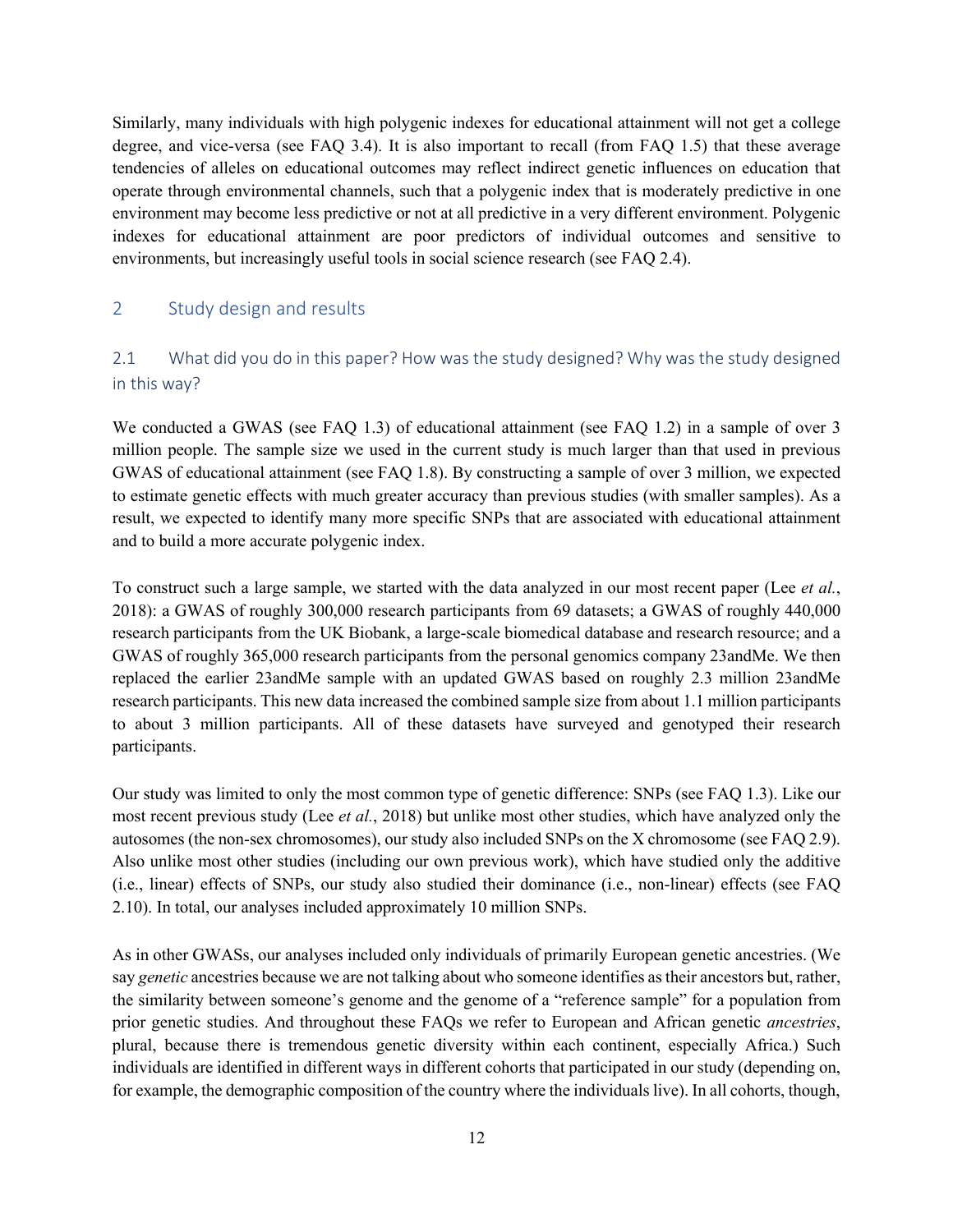Similarly, many individuals with high polygenic indexes for educational attainment will not get a college degree, and vice-versa (see FAQ 3.4). It is also important to recall (from FAQ 1.5) that these average tendencies of alleles on educational outcomes may reflect indirect genetic influences on education that operate through environmental channels, such that a polygenic index that is moderately predictive in one environment may become less predictive or not at all predictive in a very different environment. Polygenic indexes for educational attainment are poor predictors of individual outcomes and sensitive to environments, but increasingly useful tools in social science research (see FAQ 2.4).

# 2 Study design and results

## 2.1 What did you do in this paper? How was the study designed? Why was the study designed in this way?

We conducted a GWAS (see FAQ 1.3) of educational attainment (see FAQ 1.2) in a sample of over 3 million people. The sample size we used in the current study is much larger than that used in previous GWAS of educational attainment (see FAQ 1.8). By constructing a sample of over 3 million, we expected to estimate genetic effects with much greater accuracy than previous studies (with smaller samples). As a result, we expected to identify many more specific SNPs that are associated with educational attainment and to build a more accurate polygenic index.

To construct such a large sample, we started with the data analyzed in our most recent paper (Lee *et al.*, 2018): a GWAS of roughly 300,000 research participants from 69 datasets; a GWAS of roughly 440,000 research participants from the UK Biobank, a large-scale biomedical database and research resource; and a GWAS of roughly 365,000 research participants from the personal genomics company 23andMe. We then replaced the earlier 23andMe sample with an updated GWAS based on roughly 2.3 million 23andMe research participants. This new data increased the combined sample size from about 1.1 million participants to about 3 million participants. All of these datasets have surveyed and genotyped their research participants.

Our study was limited to only the most common type of genetic difference: SNPs (see FAQ 1.3). Like our most recent previous study (Lee *et al.*, 2018) but unlike most other studies, which have analyzed only the autosomes (the non-sex chromosomes), our study also included SNPs on the X chromosome (see FAQ 2.9). Also unlike most other studies (including our own previous work), which have studied only the additive (i.e., linear) effects of SNPs, our study also studied their dominance (i.e., non-linear) effects (see FAQ 2.10). In total, our analyses included approximately 10 million SNPs.

As in other GWASs, our analyses included only individuals of primarily European genetic ancestries. (We say *genetic* ancestries because we are not talking about who someone identifies as their ancestors but, rather, the similarity between someone's genome and the genome of a "reference sample" for a population from prior genetic studies. And throughout these FAQs we refer to European and African genetic *ancestries*, plural, because there is tremendous genetic diversity within each continent, especially Africa.) Such individuals are identified in different ways in different cohorts that participated in our study (depending on, for example, the demographic composition of the country where the individuals live). In all cohorts, though,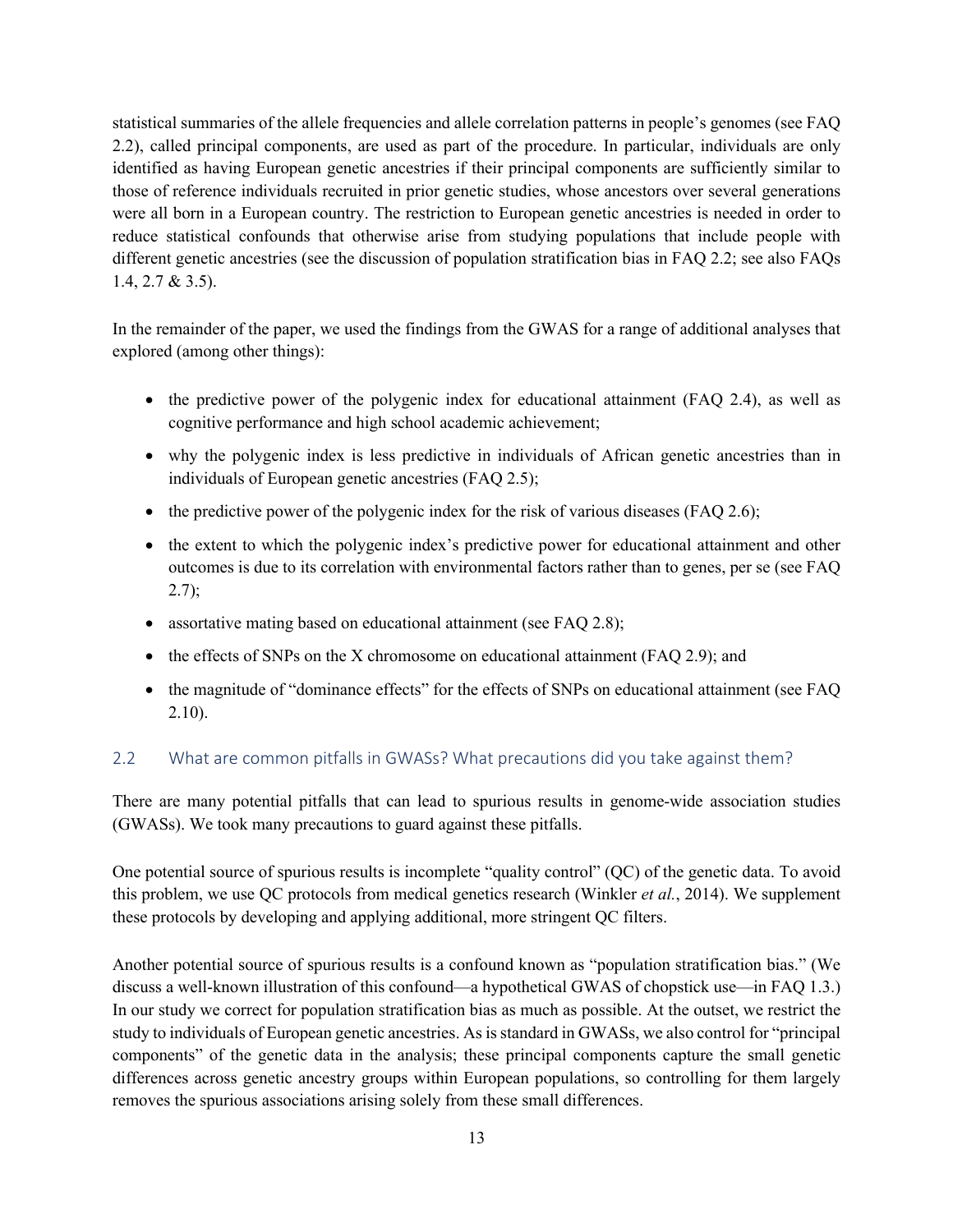statistical summaries of the allele frequencies and allele correlation patterns in people's genomes (see FAQ 2.2), called principal components, are used as part of the procedure. In particular, individuals are only identified as having European genetic ancestries if their principal components are sufficiently similar to those of reference individuals recruited in prior genetic studies, whose ancestors over several generations were all born in a European country. The restriction to European genetic ancestries is needed in order to reduce statistical confounds that otherwise arise from studying populations that include people with different genetic ancestries (see the discussion of population stratification bias in FAQ 2.2; see also FAQs 1.4, 2.7 & 3.5).

In the remainder of the paper, we used the findings from the GWAS for a range of additional analyses that explored (among other things):

- the predictive power of the polygenic index for educational attainment (FAQ 2.4), as well as cognitive performance and high school academic achievement;
- why the polygenic index is less predictive in individuals of African genetic ancestries than in individuals of European genetic ancestries (FAQ 2.5);
- the predictive power of the polygenic index for the risk of various diseases (FAQ 2.6);
- the extent to which the polygenic index's predictive power for educational attainment and other outcomes is due to its correlation with environmental factors rather than to genes, per se (see FAQ 2.7);
- assortative mating based on educational attainment (see FAQ 2.8);
- the effects of SNPs on the X chromosome on educational attainment (FAQ 2.9); and
- the magnitude of "dominance effects" for the effects of SNPs on educational attainment (see FAQ 2.10).

## 2.2 What are common pitfalls in GWASs? What precautions did you take against them?

There are many potential pitfalls that can lead to spurious results in genome-wide association studies (GWASs). We took many precautions to guard against these pitfalls.

One potential source of spurious results is incomplete "quality control" (QC) of the genetic data. To avoid this problem, we use QC protocols from medical genetics research (Winkler *et al.*, 2014). We supplement these protocols by developing and applying additional, more stringent QC filters.

Another potential source of spurious results is a confound known as "population stratification bias." (We discuss a well-known illustration of this confound—a hypothetical GWAS of chopstick use—in FAQ 1.3.) In our study we correct for population stratification bias as much as possible. At the outset, we restrict the study to individuals of European genetic ancestries. As is standard in GWASs, we also control for "principal components" of the genetic data in the analysis; these principal components capture the small genetic differences across genetic ancestry groups within European populations, so controlling for them largely removes the spurious associations arising solely from these small differences.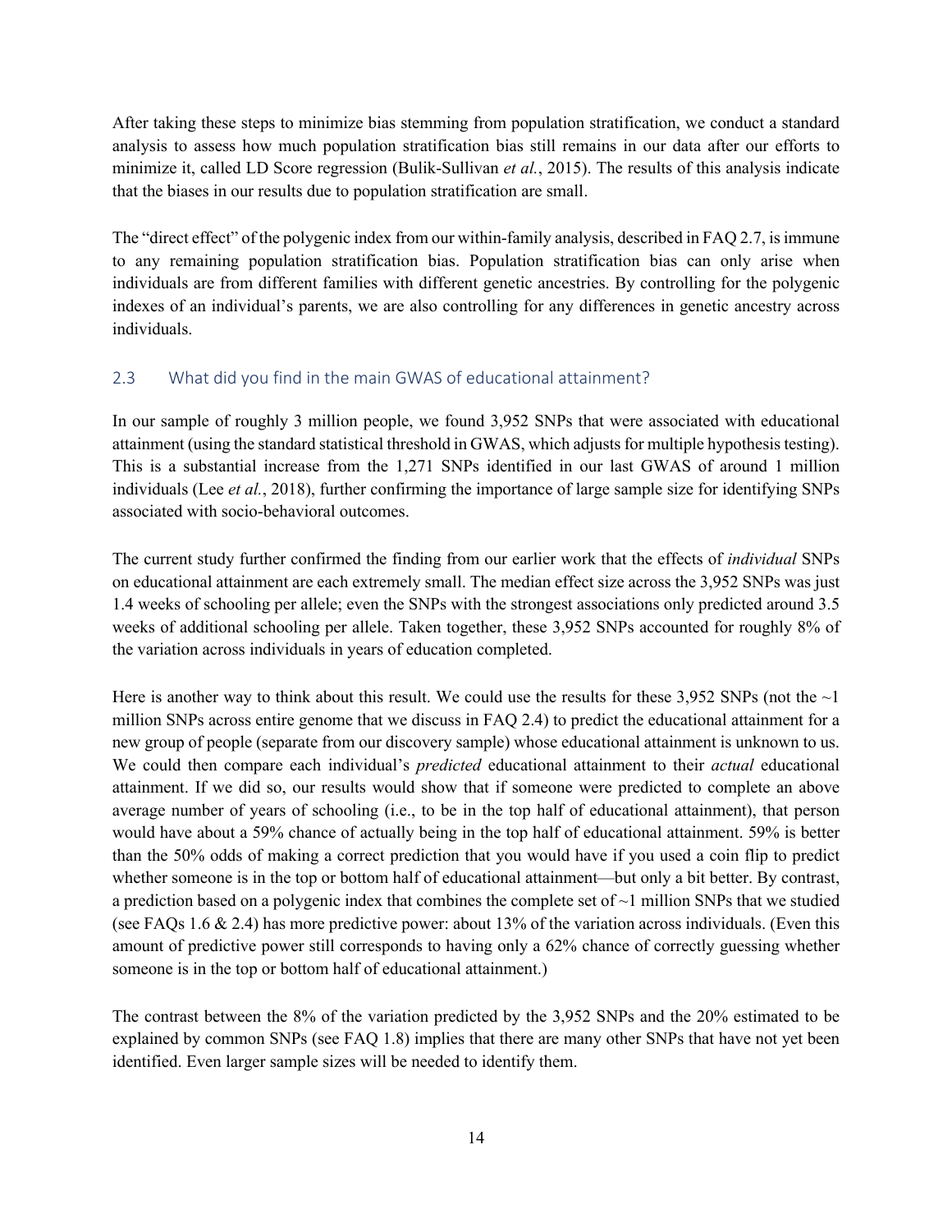After taking these steps to minimize bias stemming from population stratification, we conduct a standard analysis to assess how much population stratification bias still remains in our data after our efforts to minimize it, called LD Score regression (Bulik-Sullivan *et al.*, 2015). The results of this analysis indicate that the biases in our results due to population stratification are small.

The "direct effect" of the polygenic index from our within-family analysis, described in FAQ 2.7, is immune to any remaining population stratification bias. Population stratification bias can only arise when individuals are from different families with different genetic ancestries. By controlling for the polygenic indexes of an individual's parents, we are also controlling for any differences in genetic ancestry across individuals.

## 2.3 What did you find in the main GWAS of educational attainment?

In our sample of roughly 3 million people, we found 3,952 SNPs that were associated with educational attainment (using the standard statistical threshold in GWAS, which adjusts for multiple hypothesis testing). This is a substantial increase from the 1,271 SNPs identified in our last GWAS of around 1 million individuals (Lee *et al.*, 2018), further confirming the importance of large sample size for identifying SNPs associated with socio-behavioral outcomes.

The current study further confirmed the finding from our earlier work that the effects of *individual* SNPs on educational attainment are each extremely small. The median effect size across the 3,952 SNPs was just 1.4 weeks of schooling per allele; even the SNPs with the strongest associations only predicted around 3.5 weeks of additional schooling per allele. Taken together, these 3,952 SNPs accounted for roughly 8% of the variation across individuals in years of education completed.

Here is another way to think about this result. We could use the results for these 3,952 SNPs (not the ~1 million SNPs across entire genome that we discuss in FAQ 2.4) to predict the educational attainment for a new group of people (separate from our discovery sample) whose educational attainment is unknown to us. We could then compare each individual's *predicted* educational attainment to their *actual* educational attainment. If we did so, our results would show that if someone were predicted to complete an above average number of years of schooling (i.e., to be in the top half of educational attainment), that person would have about a 59% chance of actually being in the top half of educational attainment. 59% is better than the 50% odds of making a correct prediction that you would have if you used a coin flip to predict whether someone is in the top or bottom half of educational attainment—but only a bit better. By contrast, a prediction based on a polygenic index that combines the complete set of ~1 million SNPs that we studied (see FAQs 1.6 & 2.4) has more predictive power: about 13% of the variation across individuals. (Even this amount of predictive power still corresponds to having only a 62% chance of correctly guessing whether someone is in the top or bottom half of educational attainment.)

The contrast between the 8% of the variation predicted by the 3,952 SNPs and the 20% estimated to be explained by common SNPs (see FAQ 1.8) implies that there are many other SNPs that have not yet been identified. Even larger sample sizes will be needed to identify them.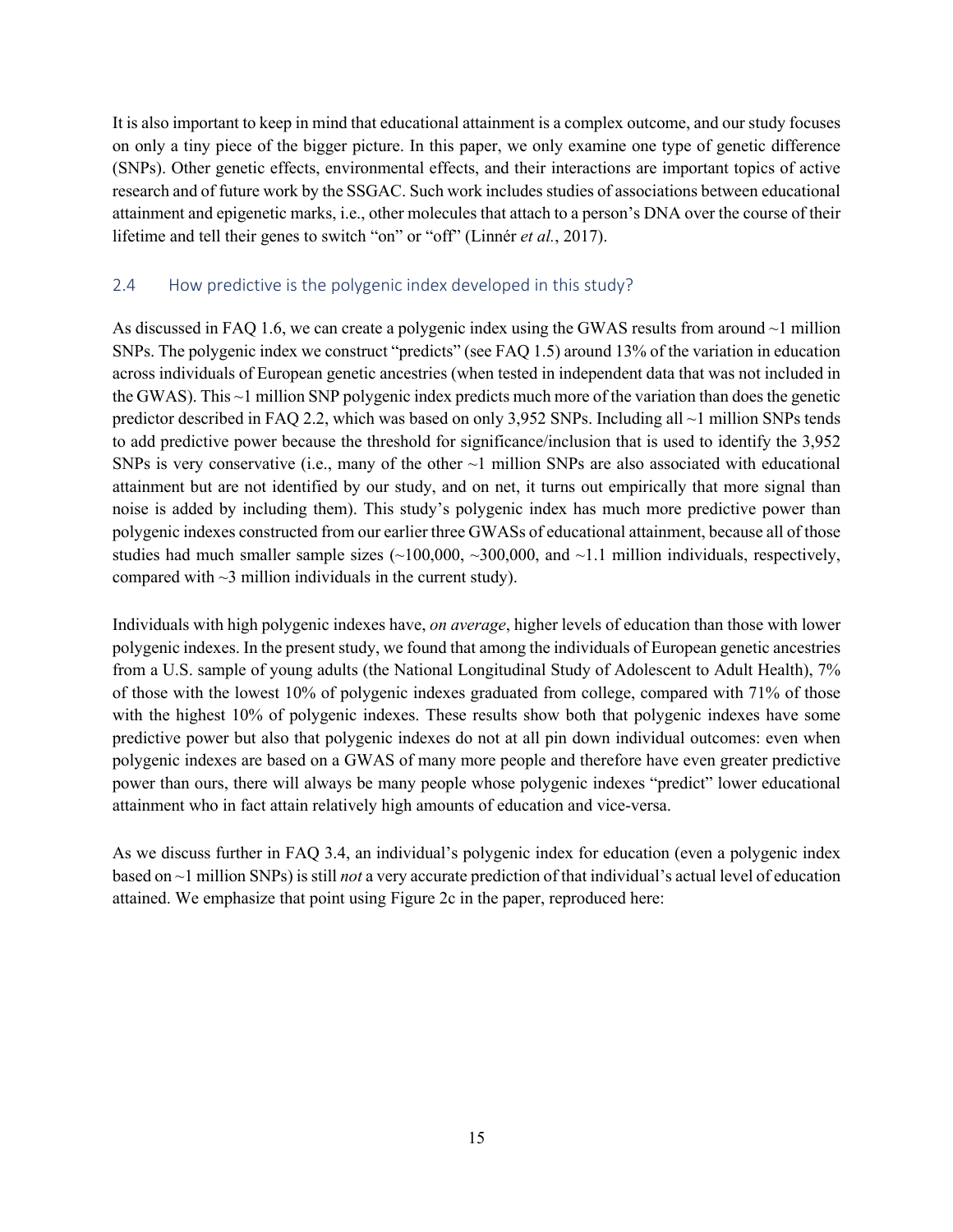It is also important to keep in mind that educational attainment is a complex outcome, and our study focuses on only a tiny piece of the bigger picture. In this paper, we only examine one type of genetic difference (SNPs). Other genetic effects, environmental effects, and their interactions are important topics of active research and of future work by the SSGAC. Such work includes studies of associations between educational attainment and epigenetic marks, i.e., other molecules that attach to a person's DNA over the course of their lifetime and tell their genes to switch "on" or "off" (Linnér *et al.*, 2017).

## 2.4 How predictive is the polygenic index developed in this study?

As discussed in FAQ 1.6, we can create a polygenic index using the GWAS results from around ~1 million SNPs. The polygenic index we construct "predicts" (see FAQ 1.5) around 13% of the variation in education across individuals of European genetic ancestries (when tested in independent data that was not included in the GWAS). This ~1 million SNP polygenic index predicts much more of the variation than does the genetic predictor described in FAQ 2.2, which was based on only 3,952 SNPs. Including all ~1 million SNPs tends to add predictive power because the threshold for significance/inclusion that is used to identify the 3,952 SNPs is very conservative (i.e., many of the other ~1 million SNPs are also associated with educational attainment but are not identified by our study, and on net, it turns out empirically that more signal than noise is added by including them). This study's polygenic index has much more predictive power than polygenic indexes constructed from our earlier three GWASs of educational attainment, because all of those studies had much smaller sample sizes (~100,000, ~300,000, and ~1.1 million individuals, respectively, compared with ~3 million individuals in the current study).

Individuals with high polygenic indexes have, *on average*, higher levels of education than those with lower polygenic indexes. In the present study, we found that among the individuals of European genetic ancestries from a U.S. sample of young adults (the National Longitudinal Study of Adolescent to Adult Health), 7% of those with the lowest 10% of polygenic indexes graduated from college, compared with 71% of those with the highest 10% of polygenic indexes. These results show both that polygenic indexes have some predictive power but also that polygenic indexes do not at all pin down individual outcomes: even when polygenic indexes are based on a GWAS of many more people and therefore have even greater predictive power than ours, there will always be many people whose polygenic indexes "predict" lower educational attainment who in fact attain relatively high amounts of education and vice-versa.

As we discuss further in FAQ 3.4, an individual's polygenic index for education (even a polygenic index based on ~1 million SNPs) is still *not* a very accurate prediction of that individual's actual level of education attained. We emphasize that point using Figure 2c in the paper, reproduced here: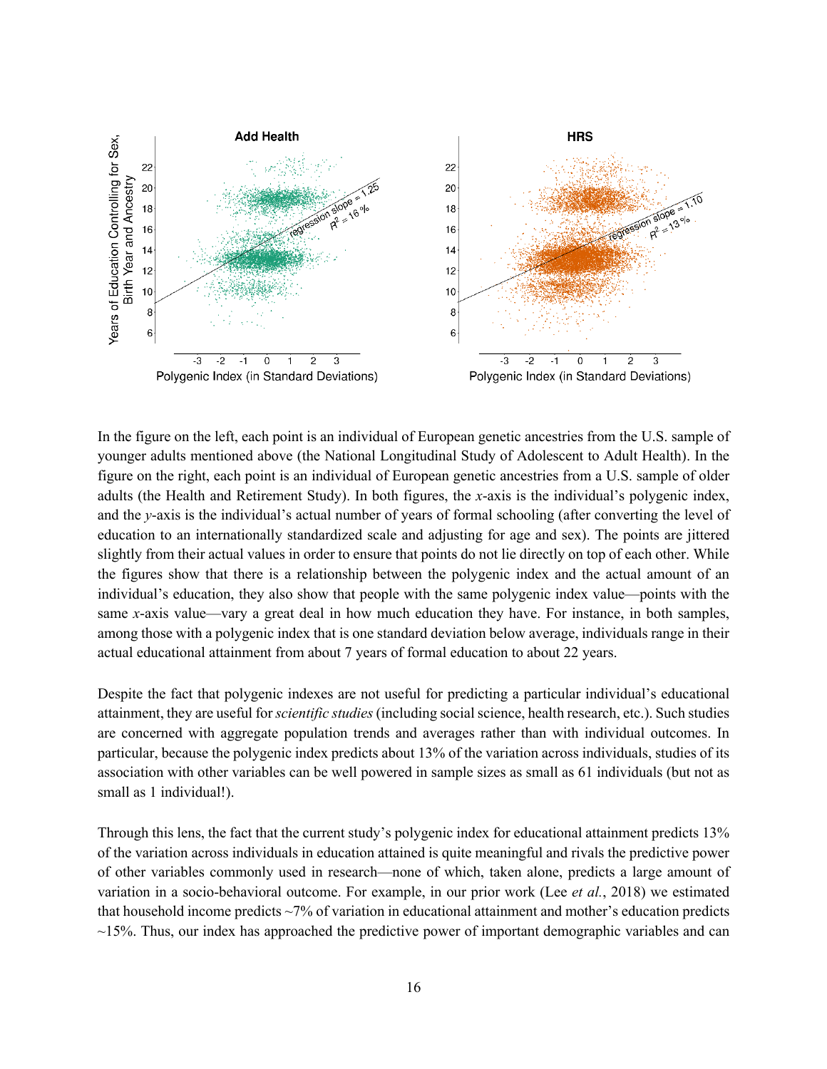In the figure on the left, each point is an individual of European genetic ancestries from the U.S. sample of younger adults mentioned above (the National Longitudinal Study of Adolescent to Adult Health). In the figure on the right, each point is an individual of European genetic ancestries from a U.S. sample of older adults (the Health and Retirement Study). In both figures, the *x*-axis is the individual's polygenic index, and the *y*-axis is the individual's actual number of years of formal schooling (after converting the level of education to an internationally standardized scale and adjusting for age and sex). The points are jittered slightly from their actual values in order to ensure that points do not lie directly on top of each other. While the figures show that there is a relationship between the polygenic index and the actual amount of an individual's education, they also show that people with the same polygenic index value—points with the same *x*-axis value—vary a great deal in how much education they have. For instance, in both samples, among those with a polygenic index that is one standard deviation below average, individuals range in their actual educational attainment from about 7 years of formal education to about 22 years.

Despite the fact that polygenic indexes are not useful for predicting a particular individual's educational attainment, they are useful for *scientific studies* (including social science, health research, etc.). Such studies are concerned with aggregate population trends and averages rather than with individual outcomes. In particular, because the polygenic index predicts about 13% of the variation across individuals, studies of its association with other variables can be well powered in sample sizes as small as 61 individuals (but not as small as 1 individual!).

Through this lens, the fact that the current study's polygenic index for educational attainment predicts 13% of the variation across individuals in education attained is quite meaningful and rivals the predictive power of other variables commonly used in research—none of which, taken alone, predicts a large amount of variation in a socio-behavioral outcome. For example, in our prior work (Lee *et al.*, 2018) we estimated that household income predicts ~7% of variation in educational attainment and mother's education predicts ~15%. Thus, our index has approached the predictive power of important demographic variables and can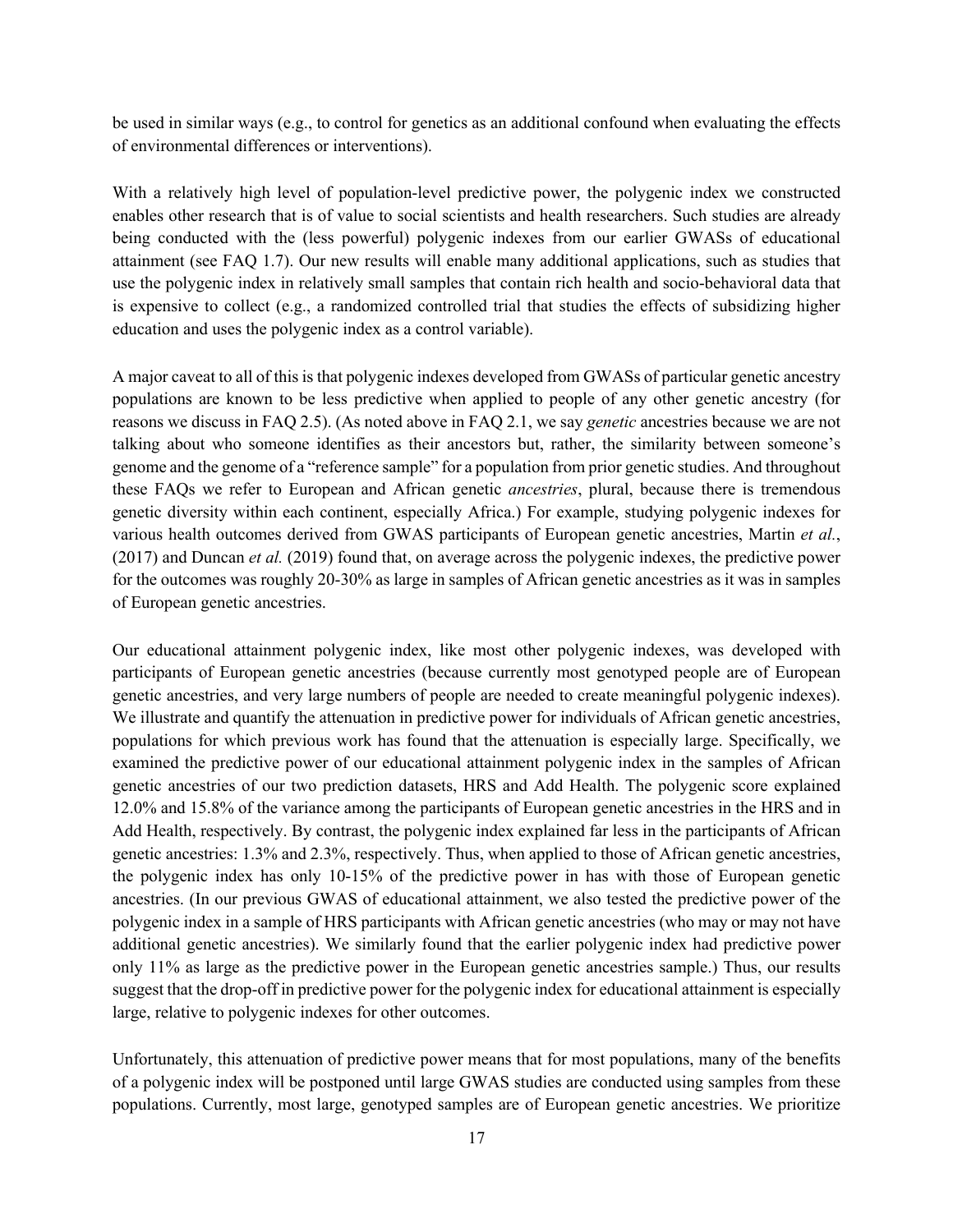be used in similar ways (e.g., to control for genetics as an additional confound when evaluating the effects of environmental differences or interventions).

With a relatively high level of population-level predictive power, the polygenic index we constructed enables other research that is of value to social scientists and health researchers. Such studies are already being conducted with the (less powerful) polygenic indexes from our earlier GWASs of educational attainment (see FAQ 1.7). Our new results will enable many additional applications, such as studies that use the polygenic index in relatively small samples that contain rich health and socio-behavioral data that is expensive to collect (e.g., a randomized controlled trial that studies the effects of subsidizing higher education and uses the polygenic index as a control variable).

A major caveat to all of this is that polygenic indexes developed from GWASs of particular genetic ancestry populations are known to be less predictive when applied to people of any other genetic ancestry (for reasons we discuss in FAQ 2.5). (As noted above in FAQ 2.1, we say *genetic* ancestries because we are not talking about who someone identifies as their ancestors but, rather, the similarity between someone's genome and the genome of a "reference sample" for a population from prior genetic studies. And throughout these FAQs we refer to European and African genetic *ancestries*, plural, because there is tremendous genetic diversity within each continent, especially Africa.) For example, studying polygenic indexes for various health outcomes derived from GWAS participants of European genetic ancestries, Martin *et al.*, (2017) and Duncan *et al.* (2019) found that, on average across the polygenic indexes, the predictive power for the outcomes was roughly 20-30% as large in samples of African genetic ancestries as it was in samples of European genetic ancestries.

Our educational attainment polygenic index, like most other polygenic indexes, was developed with participants of European genetic ancestries (because currently most genotyped people are of European genetic ancestries, and very large numbers of people are needed to create meaningful polygenic indexes). We illustrate and quantify the attenuation in predictive power for individuals of African genetic ancestries, populations for which previous work has found that the attenuation is especially large. Specifically, we examined the predictive power of our educational attainment polygenic index in the samples of African genetic ancestries of our two prediction datasets, HRS and Add Health. The polygenic score explained 12.0% and 15.8% of the variance among the participants of European genetic ancestries in the HRS and in Add Health, respectively. By contrast, the polygenic index explained far less in the participants of African genetic ancestries: 1.3% and 2.3%, respectively. Thus, when applied to those of African genetic ancestries, the polygenic index has only 10-15% of the predictive power in has with those of European genetic ancestries. (In our previous GWAS of educational attainment, we also tested the predictive power of the polygenic index in a sample of HRS participants with African genetic ancestries (who may or may not have additional genetic ancestries). We similarly found that the earlier polygenic index had predictive power only 11% as large as the predictive power in the European genetic ancestries sample.) Thus, our results suggest that the drop-off in predictive power for the polygenic index for educational attainment is especially large, relative to polygenic indexes for other outcomes.

Unfortunately, this attenuation of predictive power means that for most populations, many of the benefits of a polygenic index will be postponed until large GWAS studies are conducted using samples from these populations. Currently, most large, genotyped samples are of European genetic ancestries. We prioritize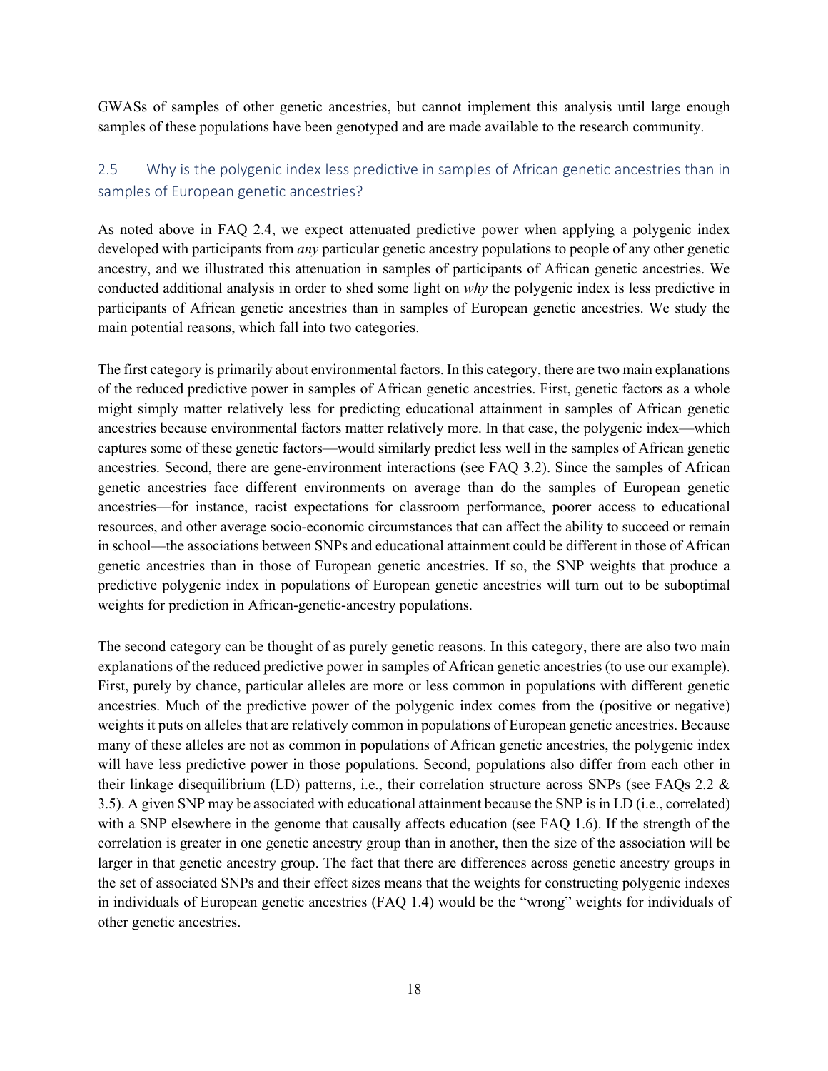GWASs of samples of other genetic ancestries, but cannot implement this analysis until large enough samples of these populations have been genotyped and are made available to the research community.

## 2.5 Why is the polygenic index less predictive in samples of African genetic ancestries than in samples of European genetic ancestries?

As noted above in FAQ 2.4, we expect attenuated predictive power when applying a polygenic index developed with participants from *any* particular genetic ancestry populations to people of any other genetic ancestry, and we illustrated this attenuation in samples of participants of African genetic ancestries. We conducted additional analysis in order to shed some light on *why* the polygenic index is less predictive in participants of African genetic ancestries than in samples of European genetic ancestries. We study the main potential reasons, which fall into two categories.

The first category is primarily about environmental factors. In this category, there are two main explanations of the reduced predictive power in samples of African genetic ancestries. First, genetic factors as a whole might simply matter relatively less for predicting educational attainment in samples of African genetic ancestries because environmental factors matter relatively more. In that case, the polygenic index—which captures some of these genetic factors—would similarly predict less well in the samples of African genetic ancestries. Second, there are gene-environment interactions (see FAQ 3.2). Since the samples of African genetic ancestries face different environments on average than do the samples of European genetic ancestries—for instance, racist expectations for classroom performance, poorer access to educational resources, and other average socio-economic circumstances that can affect the ability to succeed or remain in school—the associations between SNPs and educational attainment could be different in those of African genetic ancestries than in those of European genetic ancestries. If so, the SNP weights that produce a predictive polygenic index in populations of European genetic ancestries will turn out to be suboptimal weights for prediction in African-genetic-ancestry populations.

The second category can be thought of as purely genetic reasons. In this category, there are also two main explanations of the reduced predictive power in samples of African genetic ancestries (to use our example). First, purely by chance, particular alleles are more or less common in populations with different genetic ancestries. Much of the predictive power of the polygenic index comes from the (positive or negative) weights it puts on alleles that are relatively common in populations of European genetic ancestries. Because many of these alleles are not as common in populations of African genetic ancestries, the polygenic index will have less predictive power in those populations. Second, populations also differ from each other in their linkage disequilibrium (LD) patterns, i.e., their correlation structure across SNPs (see FAQs 2.2 & 3.5). A given SNP may be associated with educational attainment because the SNP is in LD (i.e., correlated) with a SNP elsewhere in the genome that causally affects education (see FAQ 1.6). If the strength of the correlation is greater in one genetic ancestry group than in another, then the size of the association will be larger in that genetic ancestry group. The fact that there are differences across genetic ancestry groups in the set of associated SNPs and their effect sizes means that the weights for constructing polygenic indexes in individuals of European genetic ancestries (FAQ 1.4) would be the "wrong" weights for individuals of other genetic ancestries.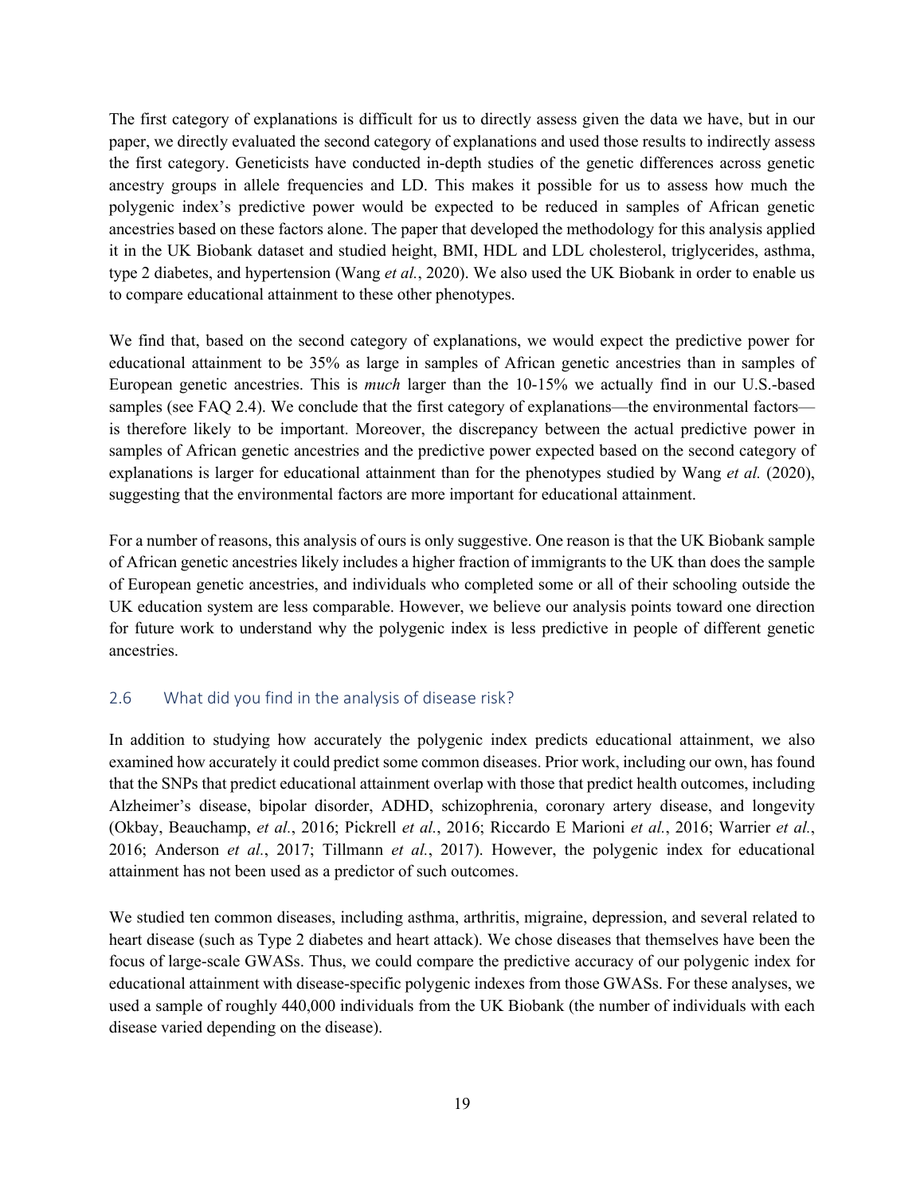The first category of explanations is difficult for us to directly assess given the data we have, but in our paper, we directly evaluated the second category of explanations and used those results to indirectly assess the first category. Geneticists have conducted in-depth studies of the genetic differences across genetic ancestry groups in allele frequencies and LD. This makes it possible for us to assess how much the polygenic index's predictive power would be expected to be reduced in samples of African genetic ancestries based on these factors alone. The paper that developed the methodology for this analysis applied it in the UK Biobank dataset and studied height, BMI, HDL and LDL cholesterol, triglycerides, asthma, type 2 diabetes, and hypertension (Wang *et al.*, 2020). We also used the UK Biobank in order to enable us to compare educational attainment to these other phenotypes.

We find that, based on the second category of explanations, we would expect the predictive power for educational attainment to be 35% as large in samples of African genetic ancestries than in samples of European genetic ancestries. This is *much* larger than the 10-15% we actually find in our U.S.-based samples (see FAQ 2.4). We conclude that the first category of explanations—the environmental factors—is therefore likely to be important. Moreover, the discrepancy between the actual predictive power in samples of African genetic ancestries and the predictive power expected based on the second category of explanations is larger for educational attainment than for the phenotypes studied by Wang *et al.* (2020), suggesting that the environmental factors are more important for educational attainment.

For a number of reasons, this analysis of ours is only suggestive. One reason is that the UK Biobank sample of African genetic ancestries likely includes a higher fraction of immigrants to the UK than does the sample of European genetic ancestries, and individuals who completed some or all of their schooling outside the UK education system are less comparable. However, we believe our analysis points toward one direction for future work to understand why the polygenic index is less predictive in people of different genetic ancestries.

## 2.6 What did you find in the analysis of disease risk?

In addition to studying how accurately the polygenic index predicts educational attainment, we also examined how accurately it could predict some common diseases. Prior work, including our own, has found that the SNPs that predict educational attainment overlap with those that predict health outcomes, including Alzheimer's disease, bipolar disorder, ADHD, schizophrenia, coronary artery disease, and longevity (Okbay, Beauchamp, *et al.*, 2016; Pickrell *et al.*, 2016; Riccardo E Marioni *et al.*, 2016; Warrier *et al.*, 2016; Anderson *et al.*, 2017; Tillmann *et al.*, 2017). However, the polygenic index for educational attainment has not been used as a predictor of such outcomes.

We studied ten common diseases, including asthma, arthritis, migraine, depression, and several related to heart disease (such as Type 2 diabetes and heart attack). We chose diseases that themselves have been the focus of large-scale GWASs. Thus, we could compare the predictive accuracy of our polygenic index for educational attainment with disease-specific polygenic indexes from those GWASs. For these analyses, we used a sample of roughly 440,000 individuals from the UK Biobank (the number of individuals with each disease varied depending on the disease).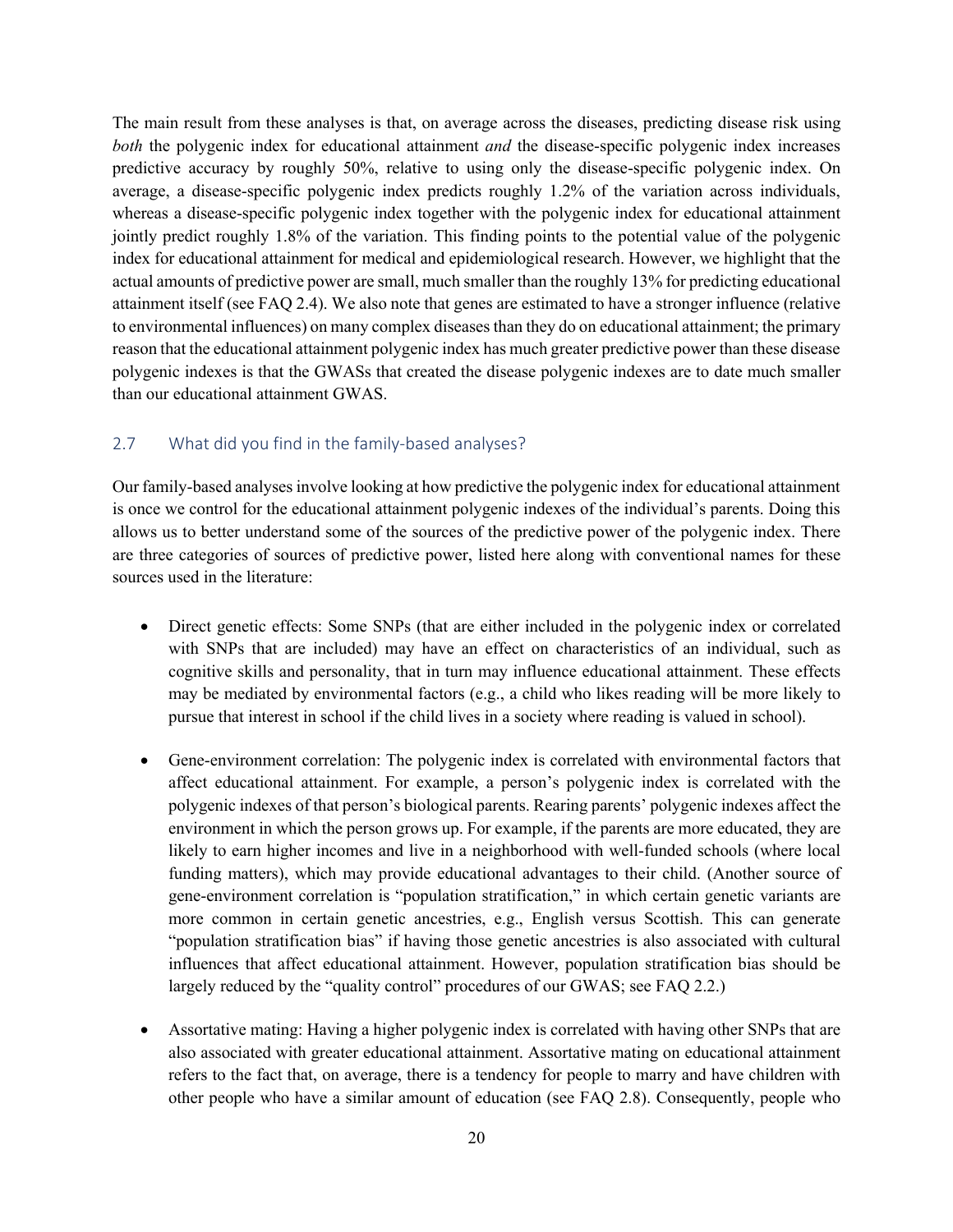The main result from these analyses is that, on average across the diseases, predicting disease risk using *both* the polygenic index for educational attainment *and* the disease-specific polygenic index increases predictive accuracy by roughly 50%, relative to using only the disease-specific polygenic index. On average, a disease-specific polygenic index predicts roughly 1.2% of the variation across individuals, whereas a disease-specific polygenic index together with the polygenic index for educational attainment jointly predict roughly 1.8% of the variation. This finding points to the potential value of the polygenic index for educational attainment for medical and epidemiological research. However, we highlight that the actual amounts of predictive power are small, much smaller than the roughly 13% for predicting educational attainment itself (see FAQ 2.4). We also note that genes are estimated to have a stronger influence (relative to environmental influences) on many complex diseases than they do on educational attainment; the primary reason that the educational attainment polygenic index has much greater predictive power than these disease polygenic indexes is that the GWASs that created the disease polygenic indexes are to date much smaller than our educational attainment GWAS.

## 2.7 What did you find in the family-based analyses?

Our family-based analyses involve looking at how predictive the polygenic index for educational attainment is once we control for the educational attainment polygenic indexes of the individual's parents. Doing this allows us to better understand some of the sources of the predictive power of the polygenic index. There are three categories of sources of predictive power, listed here along with conventional names for these sources used in the literature:

- Direct genetic effects: Some SNPs (that are either included in the polygenic index or correlated with SNPs that are included) may have an effect on characteristics of an individual, such as cognitive skills and personality, that in turn may influence educational attainment. These effects may be mediated by environmental factors (e.g., a child who likes reading will be more likely to pursue that interest in school if the child lives in a society where reading is valued in school).
- Gene-environment correlation: The polygenic index is correlated with environmental factors that affect educational attainment. For example, a person's polygenic index is correlated with the polygenic indexes of that person's biological parents. Rearing parents' polygenic indexes affect the environment in which the person grows up. For example, if the parents are more educated, they are likely to earn higher incomes and live in a neighborhood with well-funded schools (where local funding matters), which may provide educational advantages to their child. (Another source of gene-environment correlation is "population stratification," in which certain genetic variants are more common in certain genetic ancestries, e.g., English versus Scottish. This can generate "population stratification bias" if having those genetic ancestries is also associated with cultural influences that affect educational attainment. However, population stratification bias should be largely reduced by the "quality control" procedures of our GWAS; see FAQ 2.2.)
- Assortative mating: Having a higher polygenic index is correlated with having other SNPs that are also associated with greater educational attainment. Assortative mating on educational attainment refers to the fact that, on average, there is a tendency for people to marry and have children with other people who have a similar amount of education (see FAQ 2.8). Consequently, people who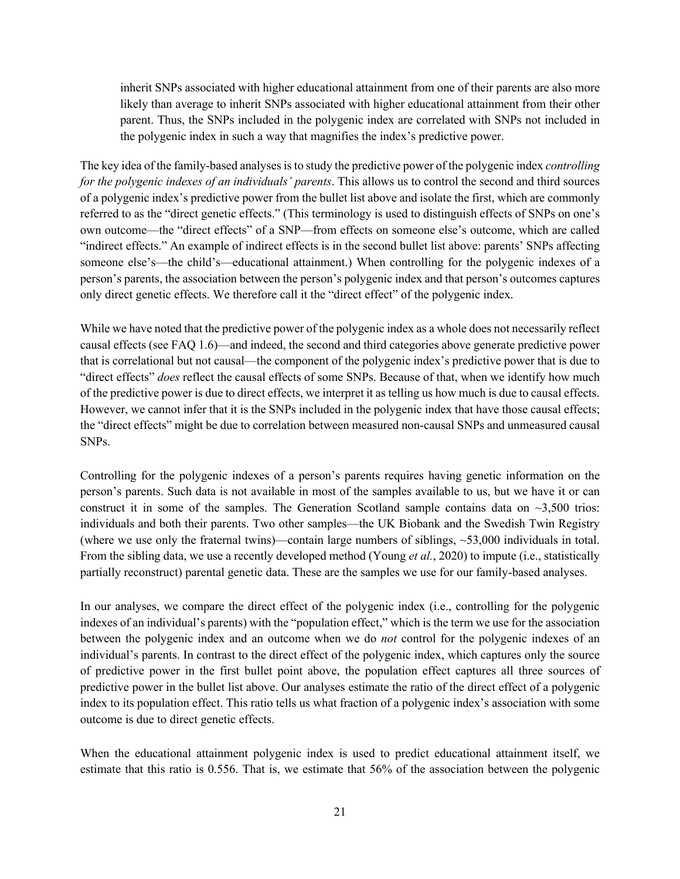inherit SNPs associated with higher educational attainment from one of their parents are also more likely than average to inherit SNPs associated with higher educational attainment from their other parent. Thus, the SNPs included in the polygenic index are correlated with SNPs not included in the polygenic index in such a way that magnifies the index's predictive power.

The key idea of the family-based analyses is to study the predictive power of the polygenic index *controlling for the polygenic indexes of an individuals' parents*. This allows us to control the second and third sources of a polygenic index's predictive power from the bullet list above and isolate the first, which are commonly referred to as the "direct genetic effects." (This terminology is used to distinguish effects of SNPs on one's own outcome—the "direct effects" of a SNP—from effects on someone else's outcome, which are called "indirect effects." An example of indirect effects is in the second bullet list above: parents' SNPs affecting someone else's—the child's—educational attainment.) When controlling for the polygenic indexes of a person's parents, the association between the person's polygenic index and that person's outcomes captures only direct genetic effects. We therefore call it the "direct effect" of the polygenic index.

While we have noted that the predictive power of the polygenic index as a whole does not necessarily reflect causal effects (see FAQ 1.6)—and indeed, the second and third categories above generate predictive power that is correlational but not causal—the component of the polygenic index's predictive power that is due to "direct effects" *does* reflect the causal effects of some SNPs. Because of that, when we identify how much of the predictive power is due to direct effects, we interpret it as telling us how much is due to causal effects. However, we cannot infer that it is the SNPs included in the polygenic index that have those causal effects; the "direct effects" might be due to correlation between measured non-causal SNPs and unmeasured causal SNPs.

Controlling for the polygenic indexes of a person's parents requires having genetic information on the person's parents. Such data is not available in most of the samples available to us, but we have it or can construct it in some of the samples. The Generation Scotland sample contains data on ~3,500 trios: individuals and both their parents. Two other samples—the UK Biobank and the Swedish Twin Registry (where we use only the fraternal twins)—contain large numbers of siblings, ~53,000 individuals in total. From the sibling data, we use a recently developed method (Young *et al.*, 2020) to impute (i.e., statistically partially reconstruct) parental genetic data. These are the samples we use for our family-based analyses.

In our analyses, we compare the direct effect of the polygenic index (i.e., controlling for the polygenic indexes of an individual's parents) with the "population effect," which is the term we use for the association between the polygenic index and an outcome when we do *not* control for the polygenic indexes of an individual's parents. In contrast to the direct effect of the polygenic index, which captures only the source of predictive power in the first bullet point above, the population effect captures all three sources of predictive power in the bullet list above. Our analyses estimate the ratio of the direct effect of a polygenic index to its population effect. This ratio tells us what fraction of a polygenic index's association with some outcome is due to direct genetic effects.

When the educational attainment polygenic index is used to predict educational attainment itself, we estimate that this ratio is 0.556. That is, we estimate that 56% of the association between the polygenic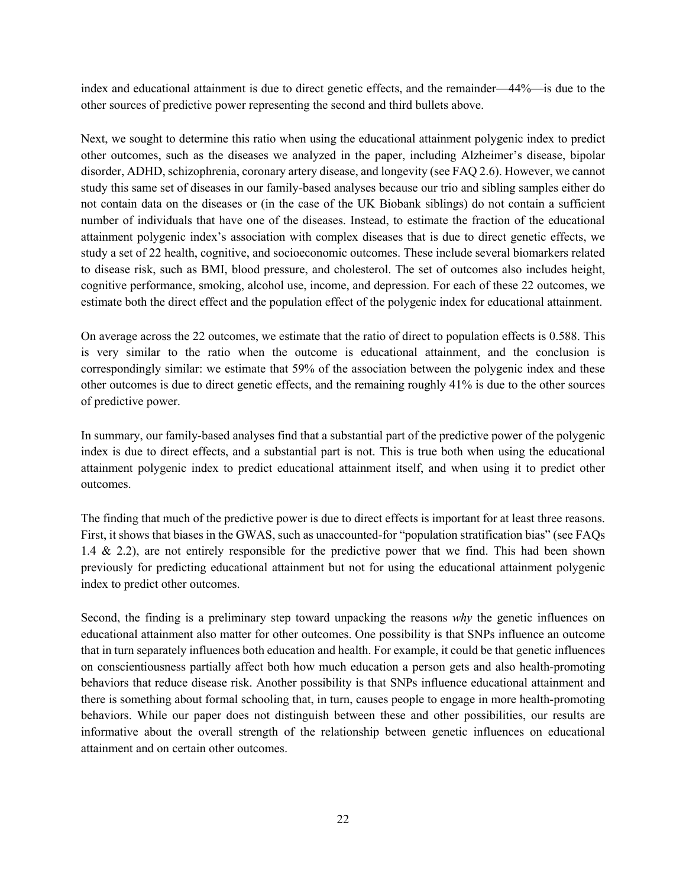index and educational attainment is due to direct genetic effects, and the remainder—44%—is due to the other sources of predictive power representing the second and third bullets above.

Next, we sought to determine this ratio when using the educational attainment polygenic index to predict other outcomes, such as the diseases we analyzed in the paper, including Alzheimer's disease, bipolar disorder, ADHD, schizophrenia, coronary artery disease, and longevity (see FAQ 2.6). However, we cannot study this same set of diseases in our family-based analyses because our trio and sibling samples either do not contain data on the diseases or (in the case of the UK Biobank siblings) do not contain a sufficient number of individuals that have one of the diseases. Instead, to estimate the fraction of the educational attainment polygenic index's association with complex diseases that is due to direct genetic effects, we study a set of 22 health, cognitive, and socioeconomic outcomes. These include several biomarkers related to disease risk, such as BMI, blood pressure, and cholesterol. The set of outcomes also includes height, cognitive performance, smoking, alcohol use, income, and depression. For each of these 22 outcomes, we estimate both the direct effect and the population effect of the polygenic index for educational attainment.

On average across the 22 outcomes, we estimate that the ratio of direct to population effects is 0.588. This is very similar to the ratio when the outcome is educational attainment, and the conclusion is correspondingly similar: we estimate that 59% of the association between the polygenic index and these other outcomes is due to direct genetic effects, and the remaining roughly 41% is due to the other sources of predictive power.

In summary, our family-based analyses find that a substantial part of the predictive power of the polygenic index is due to direct effects, and a substantial part is not. This is true both when using the educational attainment polygenic index to predict educational attainment itself, and when using it to predict other outcomes.

The finding that much of the predictive power is due to direct effects is important for at least three reasons. First, it shows that biases in the GWAS, such as unaccounted-for "population stratification bias" (see FAQs 1.4 & 2.2), are not entirely responsible for the predictive power that we find. This had been shown previously for predicting educational attainment but not for using the educational attainment polygenic index to predict other outcomes.

Second, the finding is a preliminary step toward unpacking the reasons *why* the genetic influences on educational attainment also matter for other outcomes. One possibility is that SNPs influence an outcome that in turn separately influences both education and health. For example, it could be that genetic influences on conscientiousness partially affect both how much education a person gets and also health-promoting behaviors that reduce disease risk. Another possibility is that SNPs influence educational attainment and there is something about formal schooling that, in turn, causes people to engage in more health-promoting behaviors. While our paper does not distinguish between these and other possibilities, our results are informative about the overall strength of the relationship between genetic influences on educational attainment and on certain other outcomes.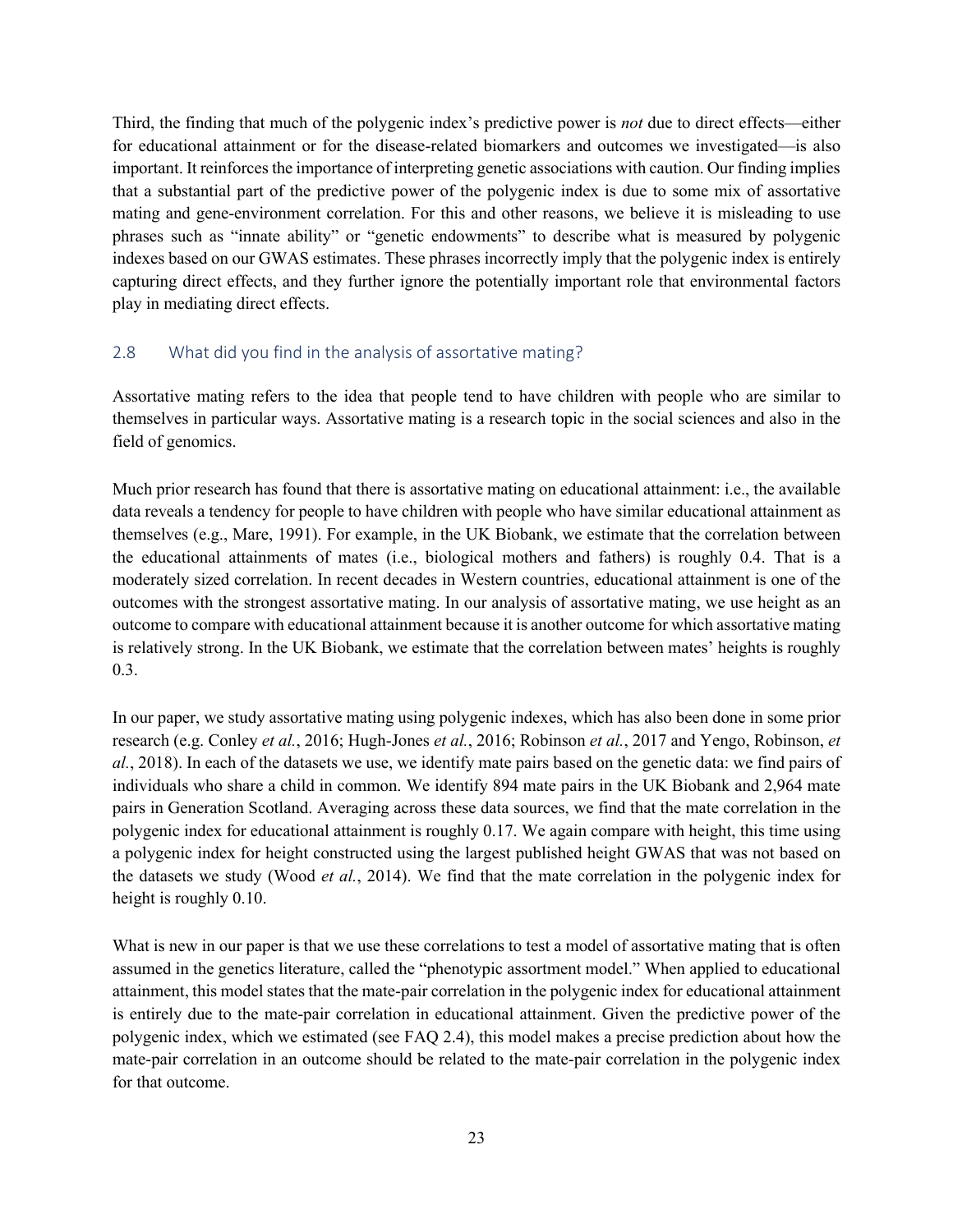Third, the finding that much of the polygenic index's predictive power is *not* due to direct effects—either for educational attainment or for the disease-related biomarkers and outcomes we investigated—is also important. It reinforces the importance of interpreting genetic associations with caution. Our finding implies that a substantial part of the predictive power of the polygenic index is due to some mix of assortative mating and gene-environment correlation. For this and other reasons, we believe it is misleading to use phrases such as "innate ability" or "genetic endowments" to describe what is measured by polygenic indexes based on our GWAS estimates. These phrases incorrectly imply that the polygenic index is entirely capturing direct effects, and they further ignore the potentially important role that environmental factors play in mediating direct effects.

## 2.8 What did you find in the analysis of assortative mating?

Assortative mating refers to the idea that people tend to have children with people who are similar to themselves in particular ways. Assortative mating is a research topic in the social sciences and also in the field of genomics.

Much prior research has found that there is assortative mating on educational attainment: i.e., the available data reveals a tendency for people to have children with people who have similar educational attainment as themselves (e.g., Mare, 1991). For example, in the UK Biobank, we estimate that the correlation between the educational attainments of mates (i.e., biological mothers and fathers) is roughly 0.4. That is a moderately sized correlation. In recent decades in Western countries, educational attainment is one of the outcomes with the strongest assortative mating. In our analysis of assortative mating, we use height as an outcome to compare with educational attainment because it is another outcome for which assortative mating is relatively strong. In the UK Biobank, we estimate that the correlation between mates' heights is roughly 0.3.

In our paper, we study assortative mating using polygenic indexes, which has also been done in some prior research (e.g. Conley *et al.*, 2016; Hugh-Jones *et al.*, 2016; Robinson *et al.*, 2017 and Yengo, Robinson, *et al.*, 2018). In each of the datasets we use, we identify mate pairs based on the genetic data: we find pairs of individuals who share a child in common. We identify 894 mate pairs in the UK Biobank and 2,964 mate pairs in Generation Scotland. Averaging across these data sources, we find that the mate correlation in the polygenic index for educational attainment is roughly 0.17. We again compare with height, this time using a polygenic index for height constructed using the largest published height GWAS that was not based on the datasets we study (Wood *et al.*, 2014). We find that the mate correlation in the polygenic index for height is roughly 0.10.

What is new in our paper is that we use these correlations to test a model of assortative mating that is often assumed in the genetics literature, called the "phenotypic assortment model." When applied to educational attainment, this model states that the mate-pair correlation in the polygenic index for educational attainment is entirely due to the mate-pair correlation in educational attainment. Given the predictive power of the polygenic index, which we estimated (see FAQ 2.4), this model makes a precise prediction about how the mate-pair correlation in an outcome should be related to the mate-pair correlation in the polygenic index for that outcome.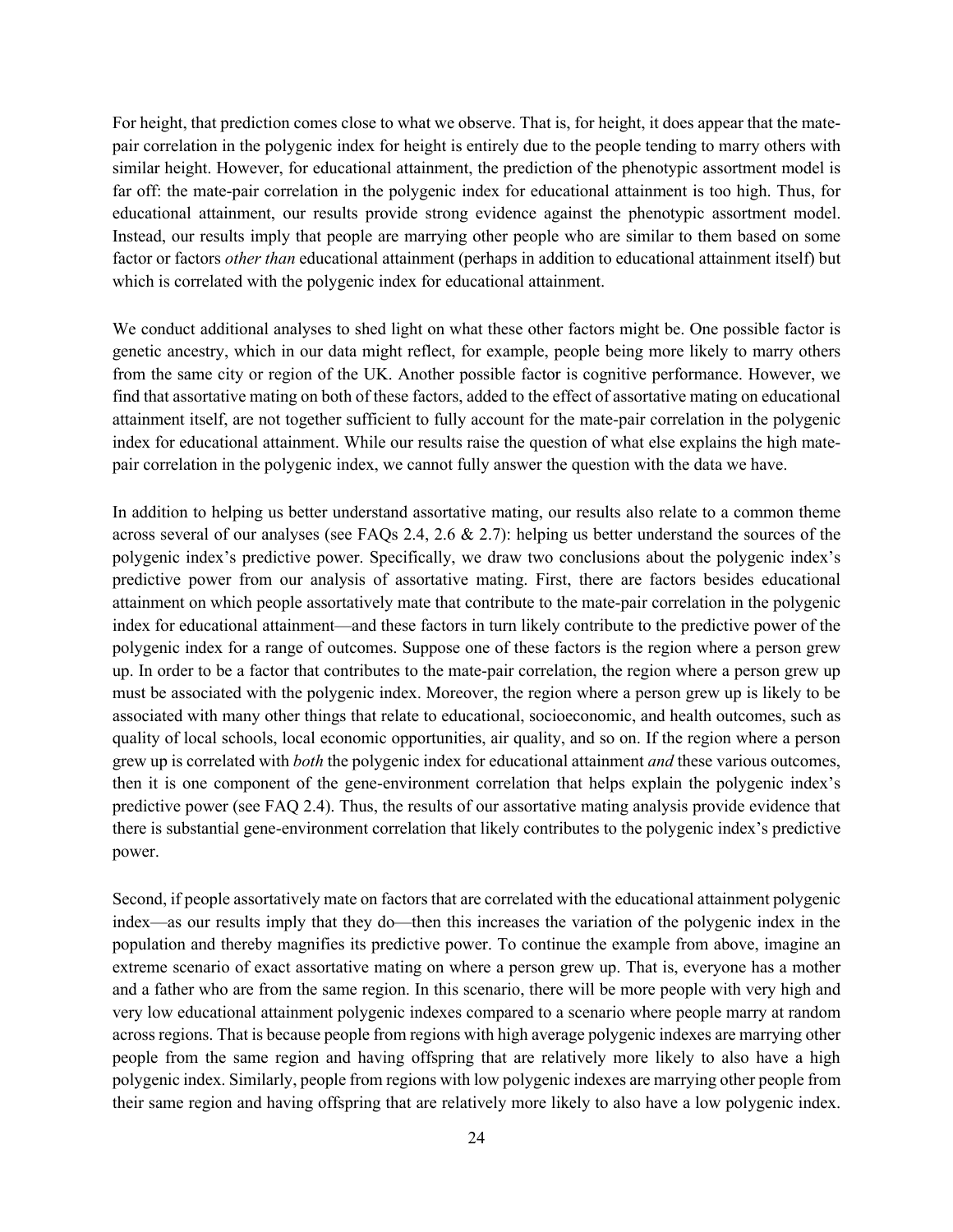For height, that prediction comes close to what we observe. That is, for height, it does appear that the mate-pair correlation in the polygenic index for height is entirely due to the people tending to marry others with similar height. However, for educational attainment, the prediction of the phenotypic assortment model is far off: the mate-pair correlation in the polygenic index for educational attainment is too high. Thus, for educational attainment, our results provide strong evidence against the phenotypic assortment model. Instead, our results imply that people are marrying other people who are similar to them based on some factor or factors *other than* educational attainment (perhaps in addition to educational attainment itself) but which is correlated with the polygenic index for educational attainment.

We conduct additional analyses to shed light on what these other factors might be. One possible factor is genetic ancestry, which in our data might reflect, for example, people being more likely to marry others from the same city or region of the UK. Another possible factor is cognitive performance. However, we find that assortative mating on both of these factors, added to the effect of assortative mating on educational attainment itself, are not together sufficient to fully account for the mate-pair correlation in the polygenic index for educational attainment. While our results raise the question of what else explains the high mate-pair correlation in the polygenic index, we cannot fully answer the question with the data we have.

In addition to helping us better understand assortative mating, our results also relate to a common theme across several of our analyses (see FAQs 2.4, 2.6 & 2.7): helping us better understand the sources of the polygenic index's predictive power. Specifically, we draw two conclusions about the polygenic index's predictive power from our analysis of assortative mating. First, there are factors besides educational attainment on which people assortatively mate that contribute to the mate-pair correlation in the polygenic index for educational attainment—and these factors in turn likely contribute to the predictive power of the polygenic index for a range of outcomes. Suppose one of these factors is the region where a person grew up. In order to be a factor that contributes to the mate-pair correlation, the region where a person grew up must be associated with the polygenic index. Moreover, the region where a person grew up is likely to be associated with many other things that relate to educational, socioeconomic, and health outcomes, such as quality of local schools, local economic opportunities, air quality, and so on. If the region where a person grew up is correlated with *both* the polygenic index for educational attainment *and* these various outcomes, then it is one component of the gene-environment correlation that helps explain the polygenic index's predictive power (see FAQ 2.4). Thus, the results of our assortative mating analysis provide evidence that there is substantial gene-environment correlation that likely contributes to the polygenic index's predictive power.

Second, if people assortatively mate on factors that are correlated with the educational attainment polygenic index—as our results imply that they do—then this increases the variation of the polygenic index in the population and thereby magnifies its predictive power. To continue the example from above, imagine an extreme scenario of exact assortative mating on where a person grew up. That is, everyone has a mother and a father who are from the same region. In this scenario, there will be more people with very high and very low educational attainment polygenic indexes compared to a scenario where people marry at random across regions. That is because people from regions with high average polygenic indexes are marrying other people from the same region and having offspring that are relatively more likely to also have a high polygenic index. Similarly, people from regions with low polygenic indexes are marrying other people from their same region and having offspring that are relatively more likely to also have a low polygenic index.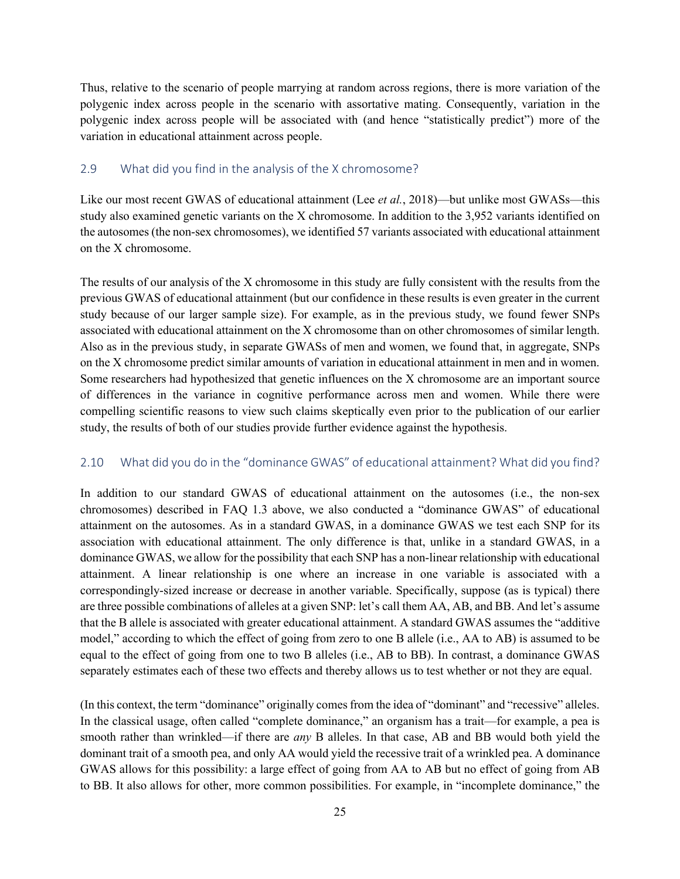Thus, relative to the scenario of people marrying at random across regions, there is more variation of the polygenic index across people in the scenario with assortative mating. Consequently, variation in the polygenic index across people will be associated with (and hence "statistically predict") more of the variation in educational attainment across people.

## 2.9 What did you find in the analysis of the X chromosome?

Like our most recent GWAS of educational attainment (Lee *et al.*, 2018)—but unlike most GWASs—this study also examined genetic variants on the X chromosome. In addition to the 3,952 variants identified on the autosomes (the non-sex chromosomes), we identified 57 variants associated with educational attainment on the X chromosome.

The results of our analysis of the X chromosome in this study are fully consistent with the results from the previous GWAS of educational attainment (but our confidence in these results is even greater in the current study because of our larger sample size). For example, as in the previous study, we found fewer SNPs associated with educational attainment on the X chromosome than on other chromosomes of similar length. Also as in the previous study, in separate GWASs of men and women, we found that, in aggregate, SNPs on the X chromosome predict similar amounts of variation in educational attainment in men and in women. Some researchers had hypothesized that genetic influences on the X chromosome are an important source of differences in the variance in cognitive performance across men and women. While there were compelling scientific reasons to view such claims skeptically even prior to the publication of our earlier study, the results of both of our studies provide further evidence against the hypothesis.

## 2.10 What did you do in the "dominance GWAS" of educational attainment? What did you find?

In addition to our standard GWAS of educational attainment on the autosomes (i.e., the non-sex chromosomes) described in FAQ 1.3 above, we also conducted a "dominance GWAS" of educational attainment on the autosomes. As in a standard GWAS, in a dominance GWAS we test each SNP for its association with educational attainment. The only difference is that, unlike in a standard GWAS, in a dominance GWAS, we allow for the possibility that each SNP has a non-linear relationship with educational attainment. A linear relationship is one where an increase in one variable is associated with a correspondingly-sized increase or decrease in another variable. Specifically, suppose (as is typical) there are three possible combinations of alleles at a given SNP: let's call them AA, AB, and BB. And let's assume that the B allele is associated with greater educational attainment. A standard GWAS assumes the "additive model," according to which the effect of going from zero to one B allele (i.e., AA to AB) is assumed to be equal to the effect of going from one to two B alleles (i.e., AB to BB). In contrast, a dominance GWAS separately estimates each of these two effects and thereby allows us to test whether or not they are equal.

(In this context, the term "dominance" originally comes from the idea of "dominant" and "recessive" alleles. In the classical usage, often called "complete dominance," an organism has a trait—for example, a pea is smooth rather than wrinkled—if there are *any* B alleles. In that case, AB and BB would both yield the dominant trait of a smooth pea, and only AA would yield the recessive trait of a wrinkled pea. A dominance GWAS allows for this possibility: a large effect of going from AA to AB but no effect of going from AB to BB. It also allows for other, more common possibilities. For example, in "incomplete dominance," the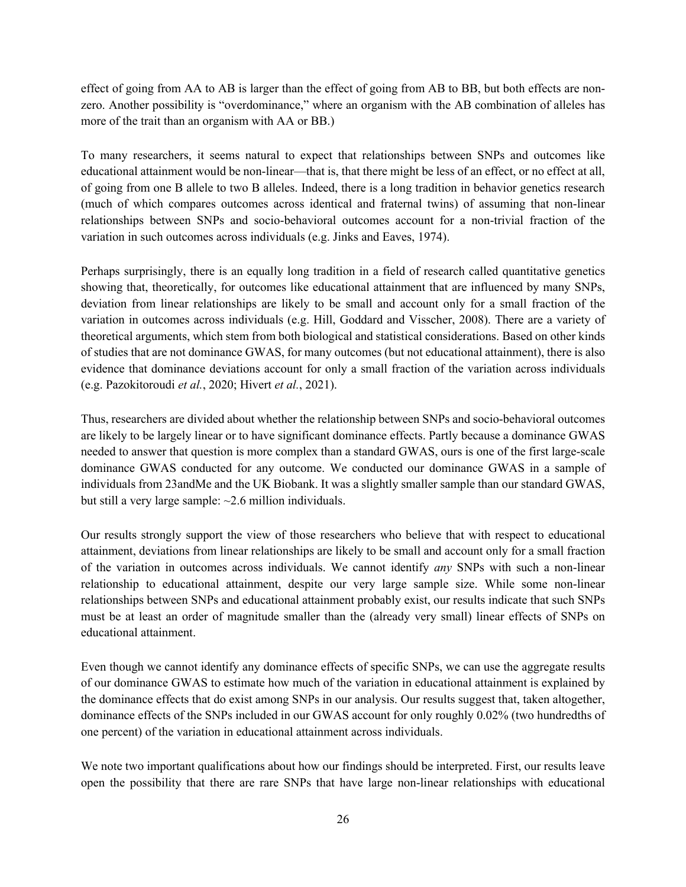effect of going from AA to AB is larger than the effect of going from AB to BB, but both effects are non-zero. Another possibility is "overdominance," where an organism with the AB combination of alleles has more of the trait than an organism with AA or BB.)

To many researchers, it seems natural to expect that relationships between SNPs and outcomes like educational attainment would be non-linear—that is, that there might be less of an effect, or no effect at all, of going from one B allele to two B alleles. Indeed, there is a long tradition in behavior genetics research (much of which compares outcomes across identical and fraternal twins) of assuming that non-linear relationships between SNPs and socio-behavioral outcomes account for a non-trivial fraction of the variation in such outcomes across individuals (e.g. Jinks and Eaves, 1974).

Perhaps surprisingly, there is an equally long tradition in a field of research called quantitative genetics showing that, theoretically, for outcomes like educational attainment that are influenced by many SNPs, deviation from linear relationships are likely to be small and account only for a small fraction of the variation in outcomes across individuals (e.g. Hill, Goddard and Visscher, 2008). There are a variety of theoretical arguments, which stem from both biological and statistical considerations. Based on other kinds of studies that are not dominance GWAS, for many outcomes (but not educational attainment), there is also evidence that dominance deviations account for only a small fraction of the variation across individuals (e.g. Pazokitoroudi *et al.*, 2020; Hivert *et al.*, 2021).

Thus, researchers are divided about whether the relationship between SNPs and socio-behavioral outcomes are likely to be largely linear or to have significant dominance effects. Partly because a dominance GWAS needed to answer that question is more complex than a standard GWAS, ours is one of the first large-scale dominance GWAS conducted for any outcome. We conducted our dominance GWAS in a sample of individuals from 23andMe and the UK Biobank. It was a slightly smaller sample than our standard GWAS, but still a very large sample: ~2.6 million individuals.

Our results strongly support the view of those researchers who believe that with respect to educational attainment, deviations from linear relationships are likely to be small and account only for a small fraction of the variation in outcomes across individuals. We cannot identify *any* SNPs with such a non-linear relationship to educational attainment, despite our very large sample size. While some non-linear relationships between SNPs and educational attainment probably exist, our results indicate that such SNPs must be at least an order of magnitude smaller than the (already very small) linear effects of SNPs on educational attainment.

Even though we cannot identify any dominance effects of specific SNPs, we can use the aggregate results of our dominance GWAS to estimate how much of the variation in educational attainment is explained by the dominance effects that do exist among SNPs in our analysis. Our results suggest that, taken altogether, dominance effects of the SNPs included in our GWAS account for only roughly 0.02% (two hundredths of one percent) of the variation in educational attainment across individuals.

We note two important qualifications about how our findings should be interpreted. First, our results leave open the possibility that there are rare SNPs that have large non-linear relationships with educational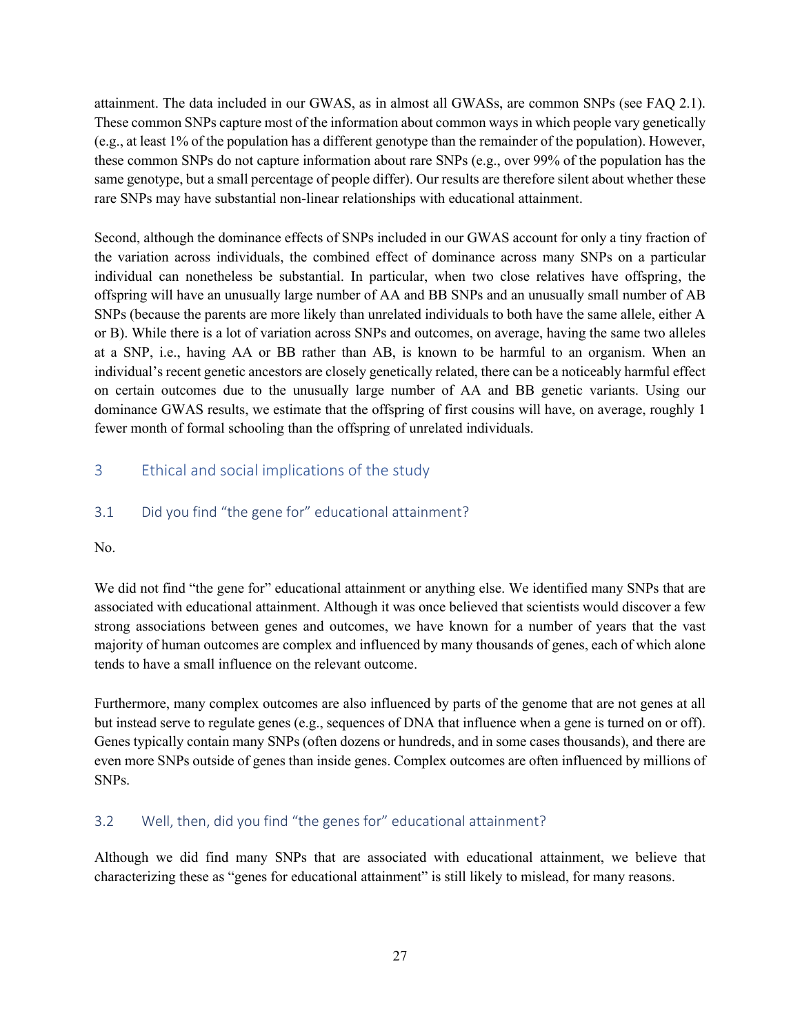attainment. The data included in our GWAS, as in almost all GWASs, are common SNPs (see FAQ 2.1). These common SNPs capture most of the information about common ways in which people vary genetically (e.g., at least 1% of the population has a different genotype than the remainder of the population). However, these common SNPs do not capture information about rare SNPs (e.g., over 99% of the population has the same genotype, but a small percentage of people differ). Our results are therefore silent about whether these rare SNPs may have substantial non-linear relationships with educational attainment.

Second, although the dominance effects of SNPs included in our GWAS account for only a tiny fraction of the variation across individuals, the combined effect of dominance across many SNPs on a particular individual can nonetheless be substantial. In particular, when two close relatives have offspring, the offspring will have an unusually large number of AA and BB SNPs and an unusually small number of AB SNPs (because the parents are more likely than unrelated individuals to both have the same allele, either A or B). While there is a lot of variation across SNPs and outcomes, on average, having the same two alleles at a SNP, i.e., having AA or BB rather than AB, is known to be harmful to an organism. When an individual's recent genetic ancestors are closely genetically related, there can be a noticeably harmful effect on certain outcomes due to the unusually large number of AA and BB genetic variants. Using our dominance GWAS results, we estimate that the offspring of first cousins will have, on average, roughly 1 fewer month of formal schooling than the offspring of unrelated individuals.

## 3 Ethical and social implications of the study

### 3.1 Did you find "the gene for" educational attainment?

No.

We did not find "the gene for" educational attainment or anything else. We identified many SNPs that are associated with educational attainment. Although it was once believed that scientists would discover a few strong associations between genes and outcomes, we have known for a number of years that the vast majority of human outcomes are complex and influenced by many thousands of genes, each of which alone tends to have a small influence on the relevant outcome.

Furthermore, many complex outcomes are also influenced by parts of the genome that are not genes at all but instead serve to regulate genes (e.g., sequences of DNA that influence when a gene is turned on or off). Genes typically contain many SNPs (often dozens or hundreds, and in some cases thousands), and there are even more SNPs outside of genes than inside genes. Complex outcomes are often influenced by millions of SNPs.

### 3.2 Well, then, did you find "the genes for" educational attainment?

Although we did find many SNPs that are associated with educational attainment, we believe that characterizing these as "genes for educational attainment" is still likely to mislead, for many reasons.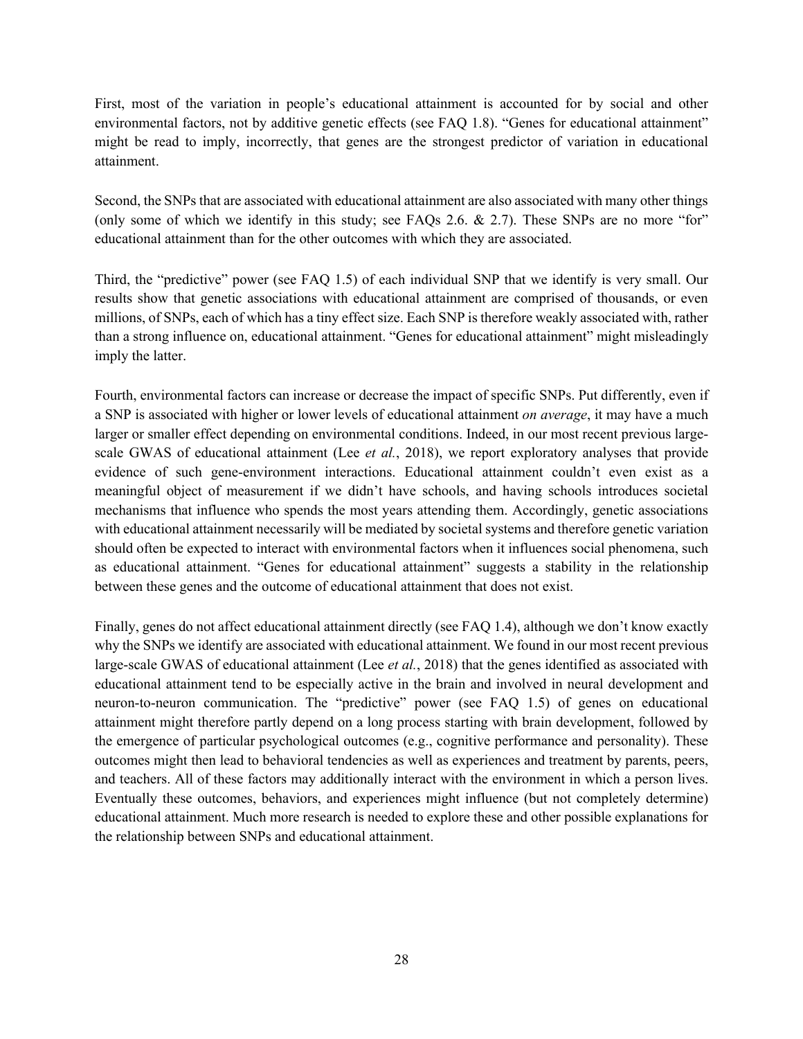First, most of the variation in people's educational attainment is accounted for by social and other environmental factors, not by additive genetic effects (see FAQ 1.8). "Genes for educational attainment" might be read to imply, incorrectly, that genes are the strongest predictor of variation in educational attainment.

Second, the SNPs that are associated with educational attainment are also associated with many other things (only some of which we identify in this study; see FAQs 2.6. & 2.7). These SNPs are no more "for" educational attainment than for the other outcomes with which they are associated.

Third, the "predictive" power (see FAQ 1.5) of each individual SNP that we identify is very small. Our results show that genetic associations with educational attainment are comprised of thousands, or even millions, of SNPs, each of which has a tiny effect size. Each SNP is therefore weakly associated with, rather than a strong influence on, educational attainment. "Genes for educational attainment" might misleadingly imply the latter.

Fourth, environmental factors can increase or decrease the impact of specific SNPs. Put differently, even if a SNP is associated with higher or lower levels of educational attainment *on average*, it may have a much larger or smaller effect depending on environmental conditions. Indeed, in our most recent previous large-scale GWAS of educational attainment (Lee *et al.*, 2018), we report exploratory analyses that provide evidence of such gene-environment interactions. Educational attainment couldn't even exist as a meaningful object of measurement if we didn't have schools, and having schools introduces societal mechanisms that influence who spends the most years attending them. Accordingly, genetic associations with educational attainment necessarily will be mediated by societal systems and therefore genetic variation should often be expected to interact with environmental factors when it influences social phenomena, such as educational attainment. "Genes for educational attainment" suggests a stability in the relationship between these genes and the outcome of educational attainment that does not exist.

Finally, genes do not affect educational attainment directly (see FAQ 1.4), although we don't know exactly why the SNPs we identify are associated with educational attainment. We found in our most recent previous large-scale GWAS of educational attainment (Lee *et al.*, 2018) that the genes identified as associated with educational attainment tend to be especially active in the brain and involved in neural development and neuron-to-neuron communication. The "predictive" power (see FAQ 1.5) of genes on educational attainment might therefore partly depend on a long process starting with brain development, followed by the emergence of particular psychological outcomes (e.g., cognitive performance and personality). These outcomes might then lead to behavioral tendencies as well as experiences and treatment by parents, peers, and teachers. All of these factors may additionally interact with the environment in which a person lives. Eventually these outcomes, behaviors, and experiences might influence (but not completely determine) educational attainment. Much more research is needed to explore these and other possible explanations for the relationship between SNPs and educational attainment.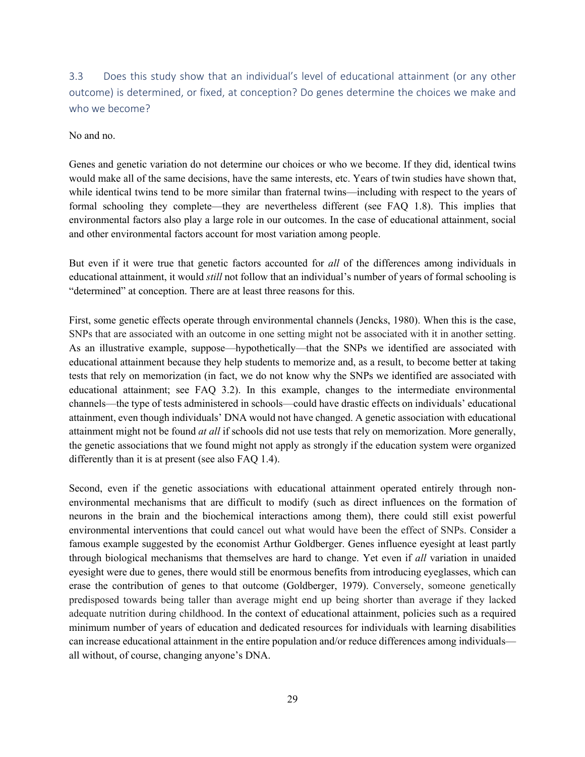### 3.3 Does this study show that an individual's level of educational attainment (or any other outcome) is determined, or fixed, at conception? Do genes determine the choices we make and who we become?

No and no.

Genes and genetic variation do not determine our choices or who we become. If they did, identical twins would make all of the same decisions, have the same interests, etc. Years of twin studies have shown that, while identical twins tend to be more similar than fraternal twins—including with respect to the years of formal schooling they complete—they are nevertheless different (see FAQ 1.8). This implies that environmental factors also play a large role in our outcomes. In the case of educational attainment, social and other environmental factors account for most variation among people.

But even if it were true that genetic factors accounted for *all* of the differences among individuals in educational attainment, it would *still* not follow that an individual's number of years of formal schooling is "determined" at conception. There are at least three reasons for this.

First, some genetic effects operate through environmental channels (Jencks, 1980). When this is the case, SNPs that are associated with an outcome in one setting might not be associated with it in another setting. As an illustrative example, suppose—hypothetically—that the SNPs we identified are associated with educational attainment because they help students to memorize and, as a result, to become better at taking tests that rely on memorization (in fact, we do not know why the SNPs we identified are associated with educational attainment; see FAQ 3.2). In this example, changes to the intermediate environmental channels—the type of tests administered in schools—could have drastic effects on individuals' educational attainment, even though individuals' DNA would not have changed. A genetic association with educational attainment might not be found *at all* if schools did not use tests that rely on memorization. More generally, the genetic associations that we found might not apply as strongly if the education system were organized differently than it is at present (see also FAQ 1.4).

Second, even if the genetic associations with educational attainment operated entirely through non-environmental mechanisms that are difficult to modify (such as direct influences on the formation of neurons in the brain and the biochemical interactions among them), there could still exist powerful environmental interventions that could cancel out what would have been the effect of SNPs. Consider a famous example suggested by the economist Arthur Goldberger. Genes influence eyesight at least partly through biological mechanisms that themselves are hard to change. Yet even if *all* variation in unaided eyesight were due to genes, there would still be enormous benefits from introducing eyeglasses, which can erase the contribution of genes to that outcome (Goldberger, 1979). Conversely, someone genetically predisposed towards being taller than average might end up being shorter than average if they lacked adequate nutrition during childhood. In the context of educational attainment, policies such as a required minimum number of years of education and dedicated resources for individuals with learning disabilities can increase educational attainment in the entire population and/or reduce differences among individuals—all without, of course, changing anyone's DNA.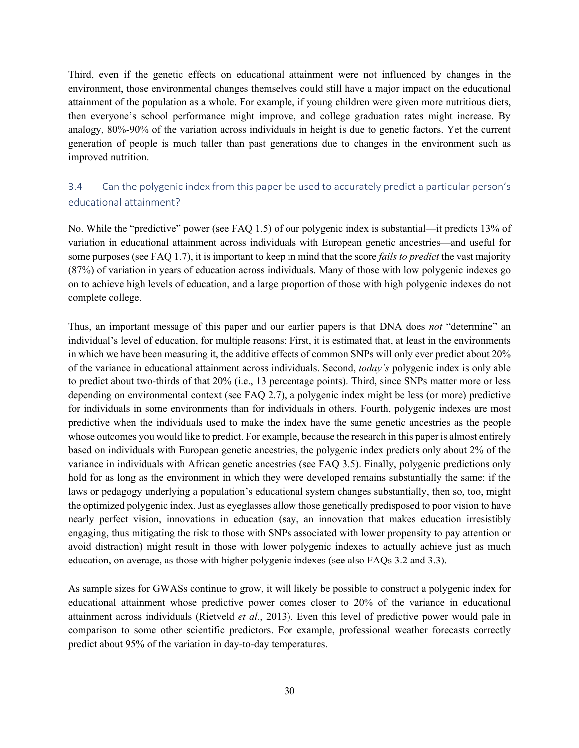Third, even if the genetic effects on educational attainment were not influenced by changes in the environment, those environmental changes themselves could still have a major impact on the educational attainment of the population as a whole. For example, if young children were given more nutritious diets, then everyone's school performance might improve, and college graduation rates might increase. By analogy, 80%-90% of the variation across individuals in height is due to genetic factors. Yet the current generation of people is much taller than past generations due to changes in the environment such as improved nutrition.

## 3.4 Can the polygenic index from this paper be used to accurately predict a particular person's educational attainment?

No. While the "predictive" power (see FAQ 1.5) of our polygenic index is substantial—it predicts 13% of variation in educational attainment across individuals with European genetic ancestries—and useful for some purposes (see FAQ 1.7), it is important to keep in mind that the score *fails to predict* the vast majority (87%) of variation in years of education across individuals. Many of those with low polygenic indexes go on to achieve high levels of education, and a large proportion of those with high polygenic indexes do not complete college.

Thus, an important message of this paper and our earlier papers is that DNA does *not* "determine" an individual's level of education, for multiple reasons: First, it is estimated that, at least in the environments in which we have been measuring it, the additive effects of common SNPs will only ever predict about 20% of the variance in educational attainment across individuals. Second, *today's* polygenic index is only able to predict about two-thirds of that 20% (i.e., 13 percentage points). Third, since SNPs matter more or less depending on environmental context (see FAQ 2.7), a polygenic index might be less (or more) predictive for individuals in some environments than for individuals in others. Fourth, polygenic indexes are most predictive when the individuals used to make the index have the same genetic ancestries as the people whose outcomes you would like to predict. For example, because the research in this paper is almost entirely based on individuals with European genetic ancestries, the polygenic index predicts only about 2% of the variance in individuals with African genetic ancestries (see FAQ 3.5). Finally, polygenic predictions only hold for as long as the environment in which they were developed remains substantially the same: if the laws or pedagogy underlying a population's educational system changes substantially, then so, too, might the optimized polygenic index. Just as eyeglasses allow those genetically predisposed to poor vision to have nearly perfect vision, innovations in education (say, an innovation that makes education irresistibly engaging, thus mitigating the risk to those with SNPs associated with lower propensity to pay attention or avoid distraction) might result in those with lower polygenic indexes to actually achieve just as much education, on average, as those with higher polygenic indexes (see also FAQs 3.2 and 3.3).

As sample sizes for GWASs continue to grow, it will likely be possible to construct a polygenic index for educational attainment whose predictive power comes closer to 20% of the variance in educational attainment across individuals (Rietveld *et al.*, 2013). Even this level of predictive power would pale in comparison to some other scientific predictors. For example, professional weather forecasts correctly predict about 95% of the variation in day-to-day temperatures.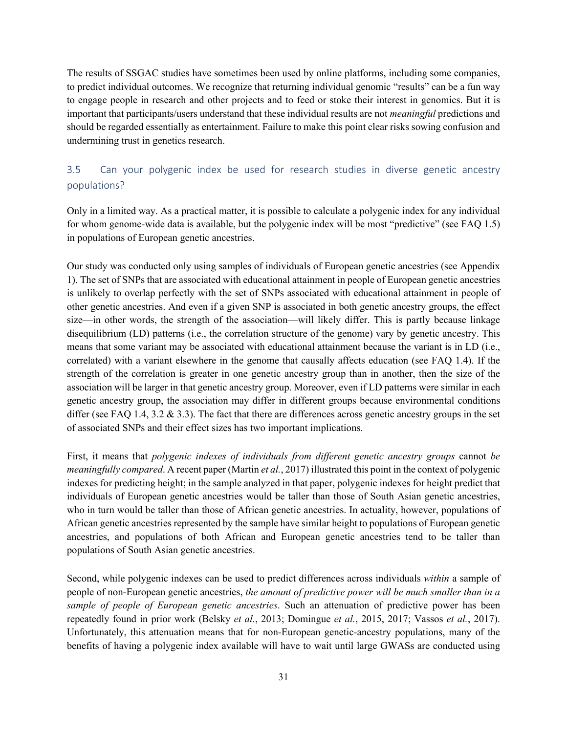The results of SSGAC studies have sometimes been used by online platforms, including some companies, to predict individual outcomes. We recognize that returning individual genomic "results" can be a fun way to engage people in research and other projects and to feed or stoke their interest in genomics. But it is important that participants/users understand that these individual results are not *meaningful* predictions and should be regarded essentially as entertainment. Failure to make this point clear risks sowing confusion and undermining trust in genetics research.

### 3.5 Can your polygenic index be used for research studies in diverse genetic ancestry populations?

Only in a limited way. As a practical matter, it is possible to calculate a polygenic index for any individual for whom genome-wide data is available, but the polygenic index will be most "predictive" (see FAQ 1.5) in populations of European genetic ancestries.

Our study was conducted only using samples of individuals of European genetic ancestries (see Appendix 1). The set of SNPs that are associated with educational attainment in people of European genetic ancestries is unlikely to overlap perfectly with the set of SNPs associated with educational attainment in people of other genetic ancestries. And even if a given SNP is associated in both genetic ancestry groups, the effect size—in other words, the strength of the association—will likely differ. This is partly because linkage disequilibrium (LD) patterns (i.e., the correlation structure of the genome) vary by genetic ancestry. This means that some variant may be associated with educational attainment because the variant is in LD (i.e., correlated) with a variant elsewhere in the genome that causally affects education (see FAQ 1.4). If the strength of the correlation is greater in one genetic ancestry group than in another, then the size of the association will be larger in that genetic ancestry group. Moreover, even if LD patterns were similar in each genetic ancestry group, the association may differ in different groups because environmental conditions differ (see FAQ 1.4, 3.2 & 3.3). The fact that there are differences across genetic ancestry groups in the set of associated SNPs and their effect sizes has two important implications.

First, it means that *polygenic indexes of individuals from different genetic ancestry groups* cannot *be meaningfully compared*. A recent paper (Martin *et al.*, 2017) illustrated this point in the context of polygenic indexes for predicting height; in the sample analyzed in that paper, polygenic indexes for height predict that individuals of European genetic ancestries would be taller than those of South Asian genetic ancestries, who in turn would be taller than those of African genetic ancestries. In actuality, however, populations of African genetic ancestries represented by the sample have similar height to populations of European genetic ancestries, and populations of both African and European genetic ancestries tend to be taller than populations of South Asian genetic ancestries.

Second, while polygenic indexes can be used to predict differences across individuals *within* a sample of people of non-European genetic ancestries, *the amount of predictive power will be much smaller than in a sample of people of European genetic ancestries*. Such an attenuation of predictive power has been repeatedly found in prior work (Belsky *et al.*, 2013; Domingue *et al.*, 2015, 2017; Vassos *et al.*, 2017). Unfortunately, this attenuation means that for non-European genetic-ancestry populations, many of the benefits of having a polygenic index available will have to wait until large GWASs are conducted using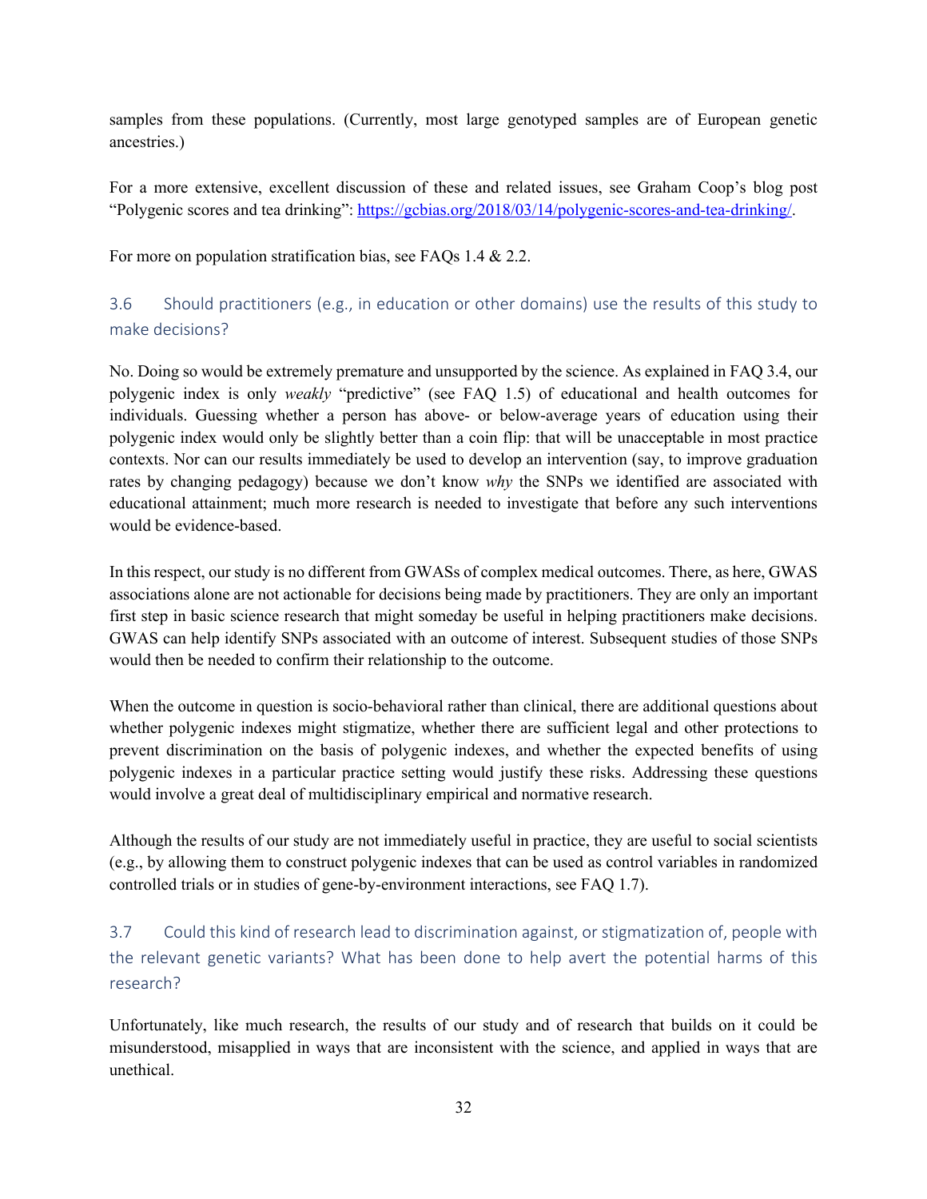samples from these populations. (Currently, most large genotyped samples are of European genetic ancestries.)

For a more extensive, excellent discussion of these and related issues, see Graham Coop's blog post "Polygenic scores and tea drinking": https://gcbias.org/2018/03/14/polygenic-scores-and-tea-drinking/.

For more on population stratification bias, see FAQs 1.4 & 2.2.

### 3.6 Should practitioners (e.g., in education or other domains) use the results of this study to make decisions?

No. Doing so would be extremely premature and unsupported by the science. As explained in FAQ 3.4, our polygenic index is only *weakly* "predictive" (see FAQ 1.5) of educational and health outcomes for individuals. Guessing whether a person has above- or below-average years of education using their polygenic index would only be slightly better than a coin flip: that will be unacceptable in most practice contexts. Nor can our results immediately be used to develop an intervention (say, to improve graduation rates by changing pedagogy) because we don't know *why* the SNPs we identified are associated with educational attainment; much more research is needed to investigate that before any such interventions would be evidence-based.

In this respect, our study is no different from GWASs of complex medical outcomes. There, as here, GWAS associations alone are not actionable for decisions being made by practitioners. They are only an important first step in basic science research that might someday be useful in helping practitioners make decisions. GWAS can help identify SNPs associated with an outcome of interest. Subsequent studies of those SNPs would then be needed to confirm their relationship to the outcome.

When the outcome in question is socio-behavioral rather than clinical, there are additional questions about whether polygenic indexes might stigmatize, whether there are sufficient legal and other protections to prevent discrimination on the basis of polygenic indexes, and whether the expected benefits of using polygenic indexes in a particular practice setting would justify these risks. Addressing these questions would involve a great deal of multidisciplinary empirical and normative research.

Although the results of our study are not immediately useful in practice, they are useful to social scientists (e.g., by allowing them to construct polygenic indexes that can be used as control variables in randomized controlled trials or in studies of gene-by-environment interactions, see FAQ 1.7).

### 3.7 Could this kind of research lead to discrimination against, or stigmatization of, people with the relevant genetic variants? What has been done to help avert the potential harms of this research?

Unfortunately, like much research, the results of our study and of research that builds on it could be misunderstood, misapplied in ways that are inconsistent with the science, and applied in ways that are unethical.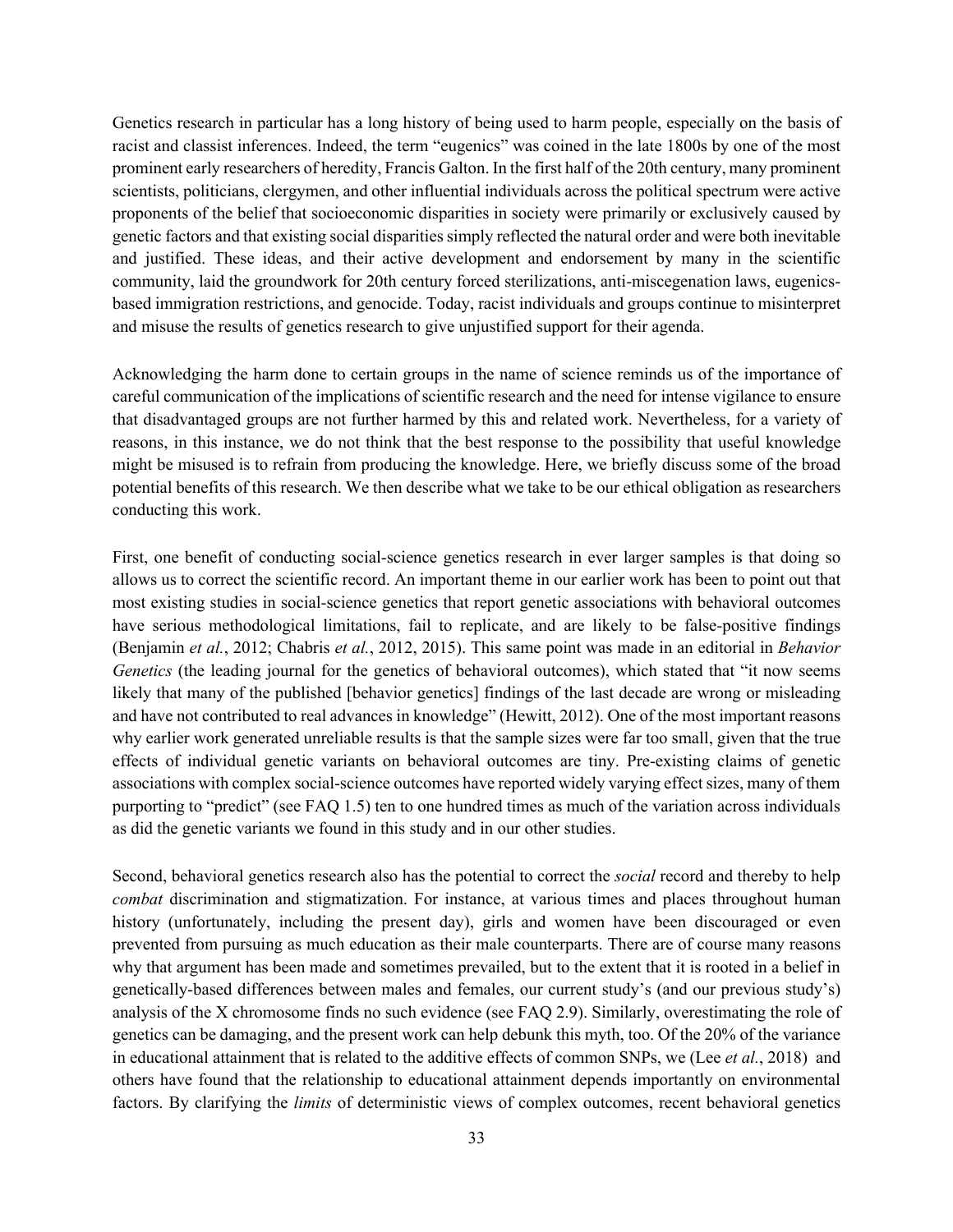Genetics research in particular has a long history of being used to harm people, especially on the basis of racist and classist inferences. Indeed, the term "eugenics" was coined in the late 1800s by one of the most prominent early researchers of heredity, Francis Galton. In the first half of the 20th century, many prominent scientists, politicians, clergymen, and other influential individuals across the political spectrum were active proponents of the belief that socioeconomic disparities in society were primarily or exclusively caused by genetic factors and that existing social disparities simply reflected the natural order and were both inevitable and justified. These ideas, and their active development and endorsement by many in the scientific community, laid the groundwork for 20th century forced sterilizations, anti-miscegenation laws, eugenics-based immigration restrictions, and genocide. Today, racist individuals and groups continue to misinterpret and misuse the results of genetics research to give unjustified support for their agenda.

Acknowledging the harm done to certain groups in the name of science reminds us of the importance of careful communication of the implications of scientific research and the need for intense vigilance to ensure that disadvantaged groups are not further harmed by this and related work. Nevertheless, for a variety of reasons, in this instance, we do not think that the best response to the possibility that useful knowledge might be misused is to refrain from producing the knowledge. Here, we briefly discuss some of the broad potential benefits of this research. We then describe what we take to be our ethical obligation as researchers conducting this work.

First, one benefit of conducting social-science genetics research in ever larger samples is that doing so allows us to correct the scientific record. An important theme in our earlier work has been to point out that most existing studies in social-science genetics that report genetic associations with behavioral outcomes have serious methodological limitations, fail to replicate, and are likely to be false-positive findings (Benjamin *et al.*, 2012; Chabris *et al.*, 2012, 2015). This same point was made in an editorial in *Behavior Genetics* (the leading journal for the genetics of behavioral outcomes), which stated that "it now seems likely that many of the published [behavior genetics] findings of the last decade are wrong or misleading and have not contributed to real advances in knowledge" (Hewitt, 2012). One of the most important reasons why earlier work generated unreliable results is that the sample sizes were far too small, given that the true effects of individual genetic variants on behavioral outcomes are tiny. Pre-existing claims of genetic associations with complex social-science outcomes have reported widely varying effect sizes, many of them purporting to "predict" (see FAQ 1.5) ten to one hundred times as much of the variation across individuals as did the genetic variants we found in this study and in our other studies.

Second, behavioral genetics research also has the potential to correct the ***social*** record and thereby to help *combat* discrimination and stigmatization. For instance, at various times and places throughout human history (unfortunately, including the present day), girls and women have been discouraged or even prevented from pursuing as much education as their male counterparts. There are of course many reasons why that argument has been made and sometimes prevailed, but to the extent that it is rooted in a belief in genetically-based differences between males and females, our current study's (and our previous study's) analysis of the X chromosome finds no such evidence (see FAQ 2.9). Similarly, overestimating the role of genetics can be damaging, and the present work can help debunk this myth, too. Of the 20% of the variance in educational attainment that is related to the additive effects of common SNPs, we (Lee *et al.*, 2018) and others have found that the relationship to educational attainment depends importantly on environmental factors. By clarifying the *limits* of deterministic views of complex outcomes, recent behavioral genetics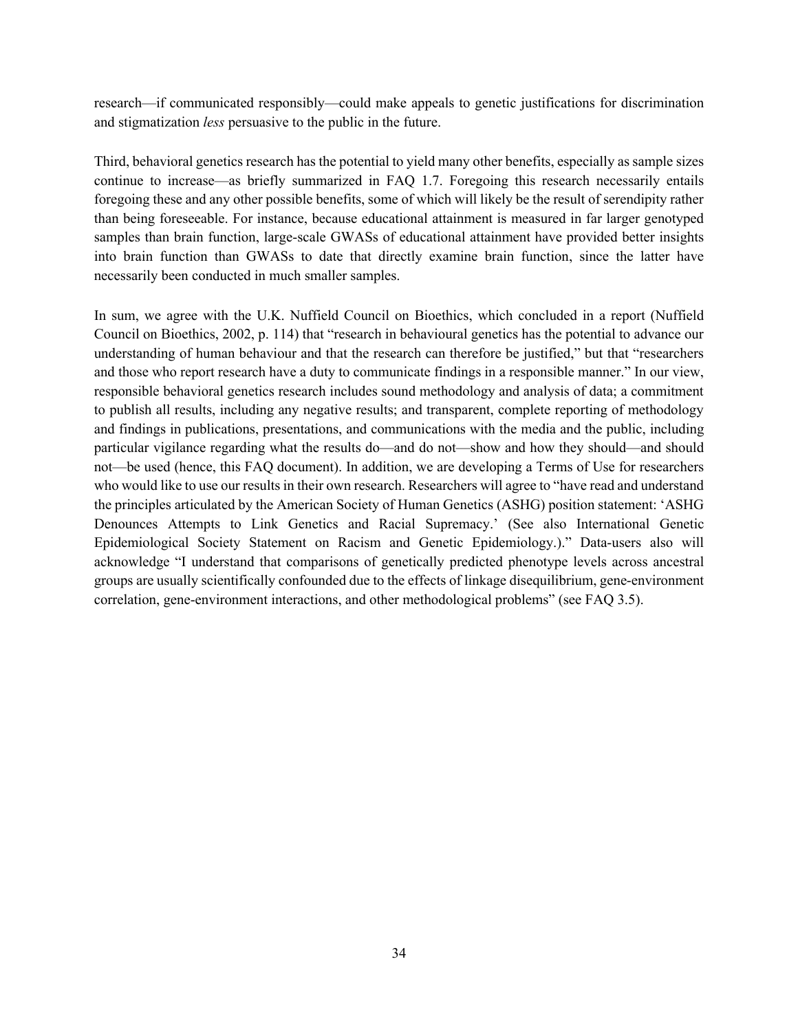research—if communicated responsibly—could make appeals to genetic justifications for discrimination and stigmatization *less* persuasive to the public in the future.

Third, behavioral genetics research has the potential to yield many other benefits, especially as sample sizes continue to increase—as briefly summarized in FAQ 1.7. Foregoing this research necessarily entails foregoing these and any other possible benefits, some of which will likely be the result of serendipity rather than being foreseeable. For instance, because educational attainment is measured in far larger genotyped samples than brain function, large-scale GWASs of educational attainment have provided better insights into brain function than GWASs to date that directly examine brain function, since the latter have necessarily been conducted in much smaller samples.

In sum, we agree with the U.K. Nuffield Council on Bioethics, which concluded in a report (Nuffield Council on Bioethics, 2002, p. 114) that "research in behavioural genetics has the potential to advance our understanding of human behaviour and that the research can therefore be justified," but that "researchers and those who report research have a duty to communicate findings in a responsible manner." In our view, responsible behavioral genetics research includes sound methodology and analysis of data; a commitment to publish all results, including any negative results; and transparent, complete reporting of methodology and findings in publications, presentations, and communications with the media and the public, including particular vigilance regarding what the results do—and do not—show and how they should—and should not—be used (hence, this FAQ document). In addition, we are developing a Terms of Use for researchers who would like to use our results in their own research. Researchers will agree to "have read and understand the principles articulated by the American Society of Human Genetics (ASHG) position statement: 'ASHG Denounces Attempts to Link Genetics and Racial Supremacy.' (See also International Genetic Epidemiological Society Statement on Racism and Genetic Epidemiology.)." Data-users also will acknowledge "I understand that comparisons of genetically predicted phenotype levels across ancestral groups are usually scientifically confounded due to the effects of linkage disequilibrium, gene-environment correlation, gene-environment interactions, and other methodological problems" (see FAQ 3.5).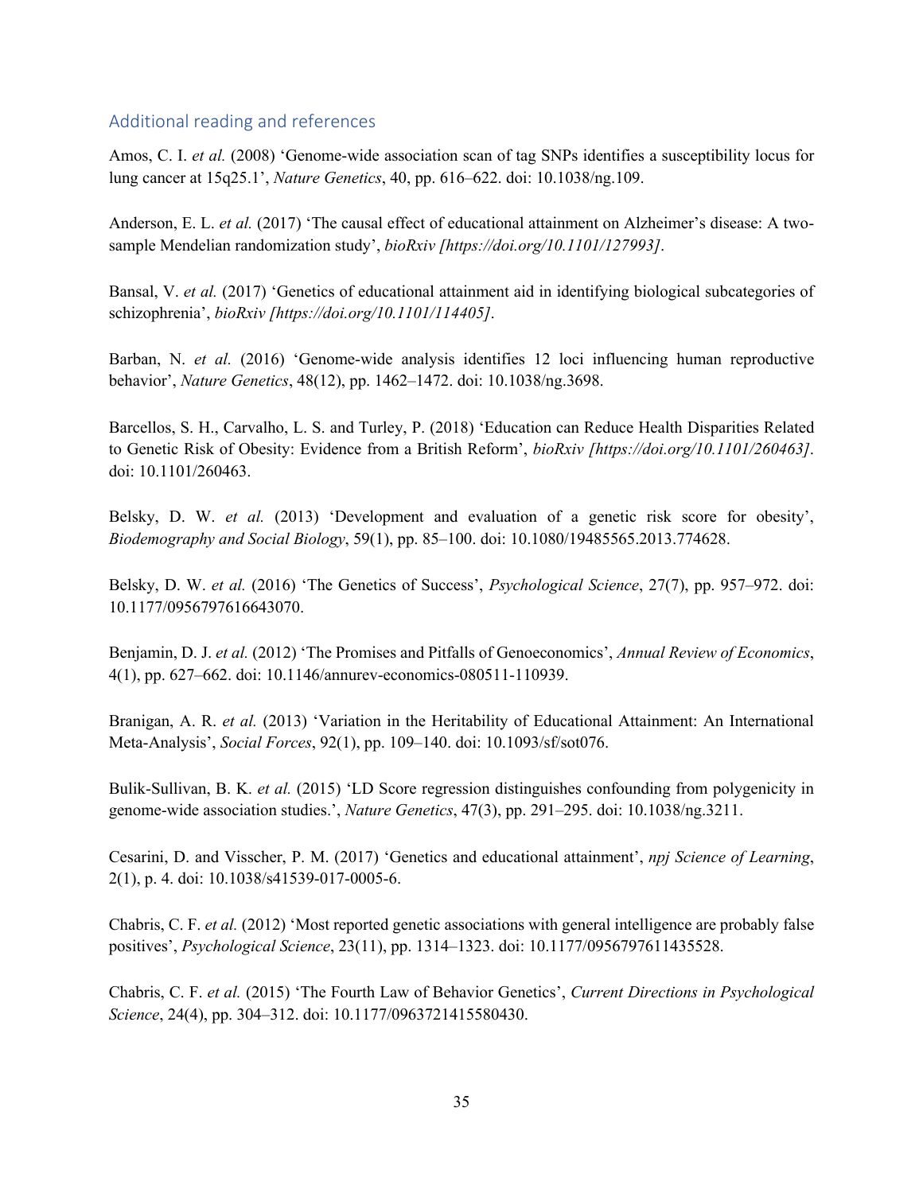## Additional reading and references

Amos, C. I. *et al.* (2008) 'Genome-wide association scan of tag SNPs identifies a susceptibility locus for lung cancer at 15q25.1', *Nature Genetics*, 40, pp. 616–622. doi: 10.1038/ng.109.

Anderson, E. L. *et al.* (2017) 'The causal effect of educational attainment on Alzheimer's disease: A two-sample Mendelian randomization study', *bioRxiv [https://doi.org/10.1101/127993]*.

Bansal, V. *et al.* (2017) 'Genetics of educational attainment aid in identifying biological subcategories of schizophrenia', *bioRxiv [https://doi.org/10.1101/114405]*.

Barban, N. *et al.* (2016) 'Genome-wide analysis identifies 12 loci influencing human reproductive behavior', *Nature Genetics*, 48(12), pp. 1462–1472. doi: 10.1038/ng.3698.

Barcellos, S. H., Carvalho, L. S. and Turley, P. (2018) 'Education can Reduce Health Disparities Related to Genetic Risk of Obesity: Evidence from a British Reform', *bioRxiv [https://doi.org/10.1101/260463]*. doi: 10.1101/260463.

Belsky, D. W. *et al.* (2013) 'Development and evaluation of a genetic risk score for obesity', *Biodemography and Social Biology*, 59(1), pp. 85–100. doi: 10.1080/19485565.2013.774628.

Belsky, D. W. *et al.* (2016) 'The Genetics of Success', *Psychological Science*, 27(7), pp. 957–972. doi: 10.1177/0956797616643070.

Benjamin, D. J. *et al.* (2012) 'The Promises and Pitfalls of Genoeconomics', *Annual Review of Economics*, 4(1), pp. 627–662. doi: 10.1146/annurev-economics-080511-110939.

Branigan, A. R. *et al.* (2013) 'Variation in the Heritability of Educational Attainment: An International Meta-Analysis', *Social Forces*, 92(1), pp. 109–140. doi: 10.1093/sf/sot076.

Bulik-Sullivan, B. K. *et al.* (2015) 'LD Score regression distinguishes confounding from polygenicity in genome-wide association studies.', *Nature Genetics*, 47(3), pp. 291–295. doi: 10.1038/ng.3211.

Cesarini, D. and Visscher, P. M. (2017) 'Genetics and educational attainment', *npj Science of Learning*, 2(1), p. 4. doi: 10.1038/s41539-017-0005-6.

Chabris, C. F. *et al.* (2012) 'Most reported genetic associations with general intelligence are probably false positives', *Psychological Science*, 23(11), pp. 1314–1323. doi: 10.1177/0956797611435528.

Chabris, C. F. *et al.* (2015) 'The Fourth Law of Behavior Genetics', *Current Directions in Psychological Science*, 24(4), pp. 304–312. doi: 10.1177/0963721415580430.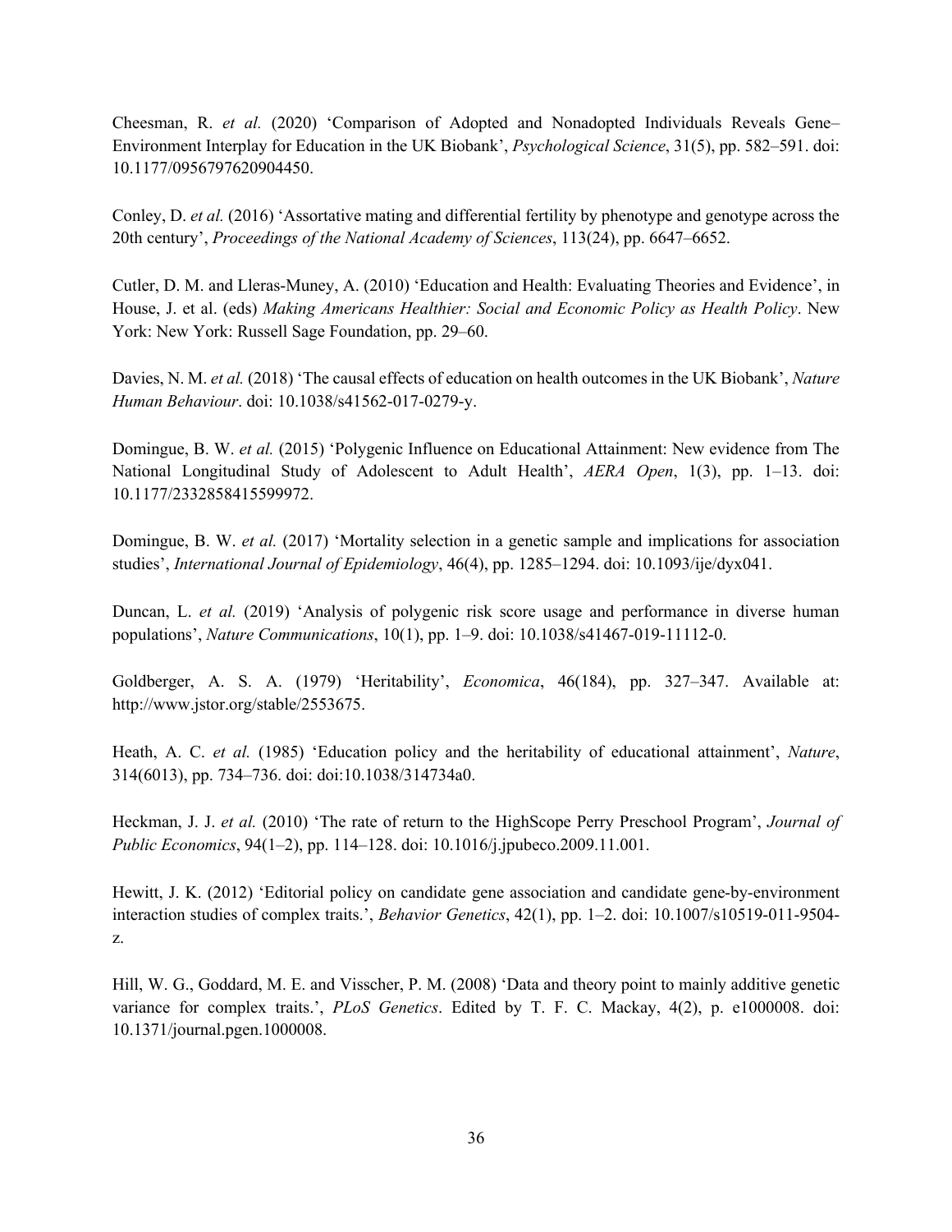Cheesman, R. *et al.* (2020) 'Comparison of Adopted and Nonadopted Individuals Reveals Gene–Environment Interplay for Education in the UK Biobank', *Psychological Science*, 31(5), pp. 582–591. doi: 10.1177/0956797620904450.

Conley, D. *et al.* (2016) 'Assortative mating and differential fertility by phenotype and genotype across the 20th century', *Proceedings of the National Academy of Sciences*, 113(24), pp. 6647–6652.

Cutler, D. M. and Lleras-Muney, A. (2010) 'Education and Health: Evaluating Theories and Evidence', in House, J. et al. (eds) *Making Americans Healthier: Social and Economic Policy as Health Policy*. New York: New York: Russell Sage Foundation, pp. 29–60.

Davies, N. M. *et al.* (2018) 'The causal effects of education on health outcomes in the UK Biobank', *Nature Human Behaviour*. doi: 10.1038/s41562-017-0279-y.

Domingue, B. W. *et al.* (2015) 'Polygenic Influence on Educational Attainment: New evidence from The National Longitudinal Study of Adolescent to Adult Health', *AERA Open*, 1(3), pp. 1–13. doi: 10.1177/2332858415599972.

Domingue, B. W. *et al.* (2017) 'Mortality selection in a genetic sample and implications for association studies', *International Journal of Epidemiology*, 46(4), pp. 1285–1294. doi: 10.1093/ije/dyx041.

Duncan, L. *et al.* (2019) 'Analysis of polygenic risk score usage and performance in diverse human populations', *Nature Communications*, 10(1), pp. 1–9. doi: 10.1038/s41467-019-11112-0.

Goldberger, A. S. A. (1979) 'Heritability', *Economica*, 46(184), pp. 327–347. Available at: http://www.jstor.org/stable/2553675.

Heath, A. C. *et al.* (1985) 'Education policy and the heritability of educational attainment', *Nature*, 314(6013), pp. 734–736. doi: doi:10.1038/314734a0.

Heckman, J. J. *et al.* (2010) 'The rate of return to the HighScope Perry Preschool Program', *Journal of Public Economics*, 94(1–2), pp. 114–128. doi: 10.1016/j.jpubeco.2009.11.001.

Hewitt, J. K. (2012) 'Editorial policy on candidate gene association and candidate gene-by-environment interaction studies of complex traits.', *Behavior Genetics*, 42(1), pp. 1–2. doi: 10.1007/s10519-011-9504-z.

Hill, W. G., Goddard, M. E. and Visscher, P. M. (2008) 'Data and theory point to mainly additive genetic variance for complex traits.', *PLoS Genetics*. Edited by T. F. C. Mackay, 4(2), p. e1000008. doi: 10.1371/journal.pgen.1000008.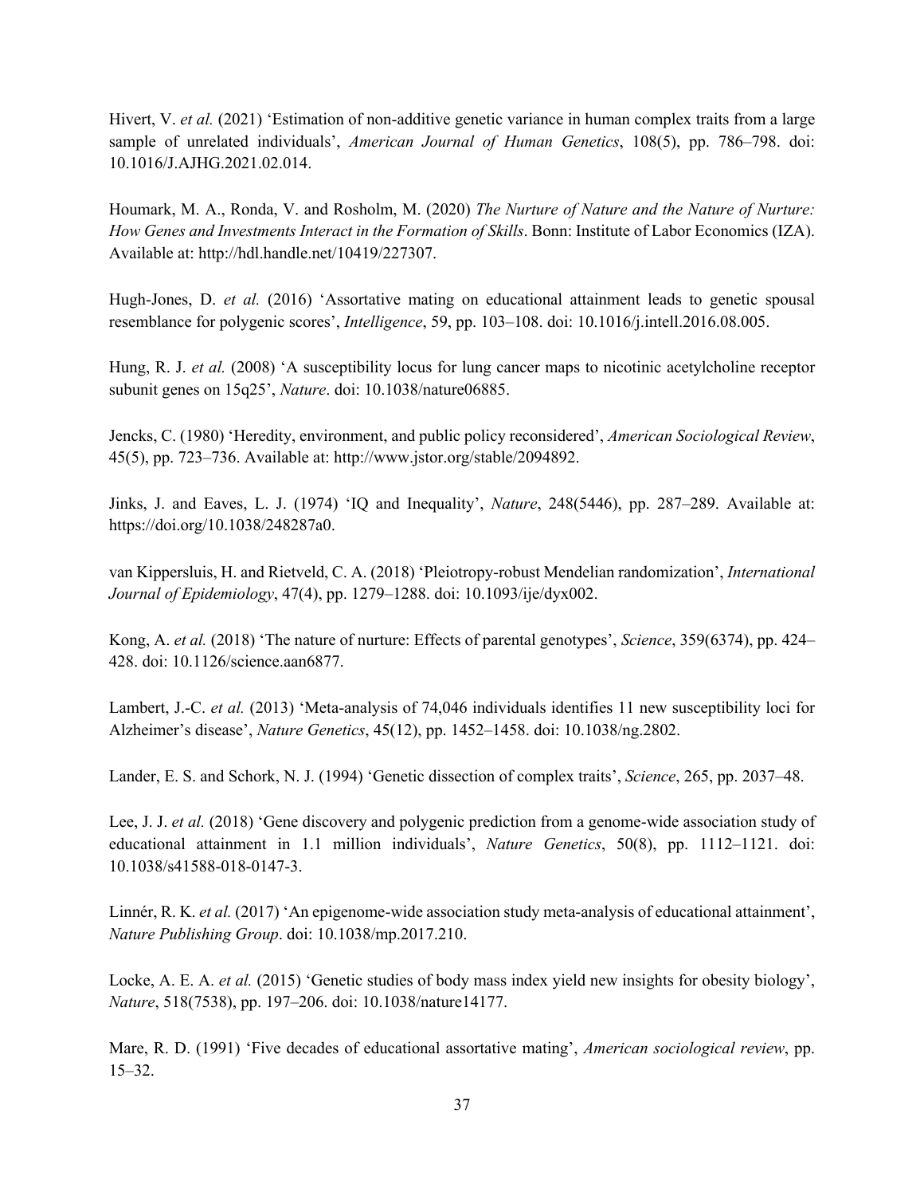Hivert, V. *et al.* (2021) 'Estimation of non-additive genetic variance in human complex traits from a large sample of unrelated individuals', *American Journal of Human Genetics*, 108(5), pp. 786–798. doi: 10.1016/J.AJHG.2021.02.014.

Houmark, M. A., Ronda, V. and Rosholm, M. (2020) *The Nurture of Nature and the Nature of Nurture: How Genes and Investments Interact in the Formation of Skills*. Bonn: Institute of Labor Economics (IZA). Available at: http://hdl.handle.net/10419/227307.

Hugh-Jones, D. *et al.* (2016) 'Assortative mating on educational attainment leads to genetic spousal resemblance for polygenic scores', *Intelligence*, 59, pp. 103–108. doi: 10.1016/j.intell.2016.08.005.

Hung, R. J. *et al.* (2008) 'A susceptibility locus for lung cancer maps to nicotinic acetylcholine receptor subunit genes on 15q25', *Nature*. doi: 10.1038/nature06885.

Jencks, C. (1980) 'Heredity, environment, and public policy reconsidered', *American Sociological Review*, 45(5), pp. 723–736. Available at: http://www.jstor.org/stable/2094892.

Jinks, J. and Eaves, L. J. (1974) 'IQ and Inequality', *Nature*, 248(5446), pp. 287–289. Available at: https://doi.org/10.1038/248287a0.

van Kippersluis, H. and Rietveld, C. A. (2018) 'Pleiotropy-robust Mendelian randomization', *International Journal of Epidemiology*, 47(4), pp. 1279–1288. doi: 10.1093/ije/dyx002.

Kong, A. *et al.* (2018) 'The nature of nurture: Effects of parental genotypes', *Science*, 359(6374), pp. 424–428. doi: 10.1126/science.aan6877.

Lambert, J.-C. *et al.* (2013) 'Meta-analysis of 74,046 individuals identifies 11 new susceptibility loci for Alzheimer's disease', *Nature Genetics*, 45(12), pp. 1452–1458. doi: 10.1038/ng.2802.

Lander, E. S. and Schork, N. J. (1994) 'Genetic dissection of complex traits', *Science*, 265, pp. 2037–48.

Lee, J. J. *et al.* (2018) 'Gene discovery and polygenic prediction from a genome-wide association study of educational attainment in 1.1 million individuals', *Nature Genetics*, 50(8), pp. 1112–1121. doi: 10.1038/s41588-018-0147-3.

Linnér, R. K. *et al.* (2017) 'An epigenome-wide association study meta-analysis of educational attainment', *Nature Publishing Group*. doi: 10.1038/mp.2017.210.

Locke, A. E. A. *et al.* (2015) 'Genetic studies of body mass index yield new insights for obesity biology', *Nature*, 518(7538), pp. 197–206. doi: 10.1038/nature14177.

Mare, R. D. (1991) 'Five decades of educational assortative mating', *American sociological review*, pp. 15–32.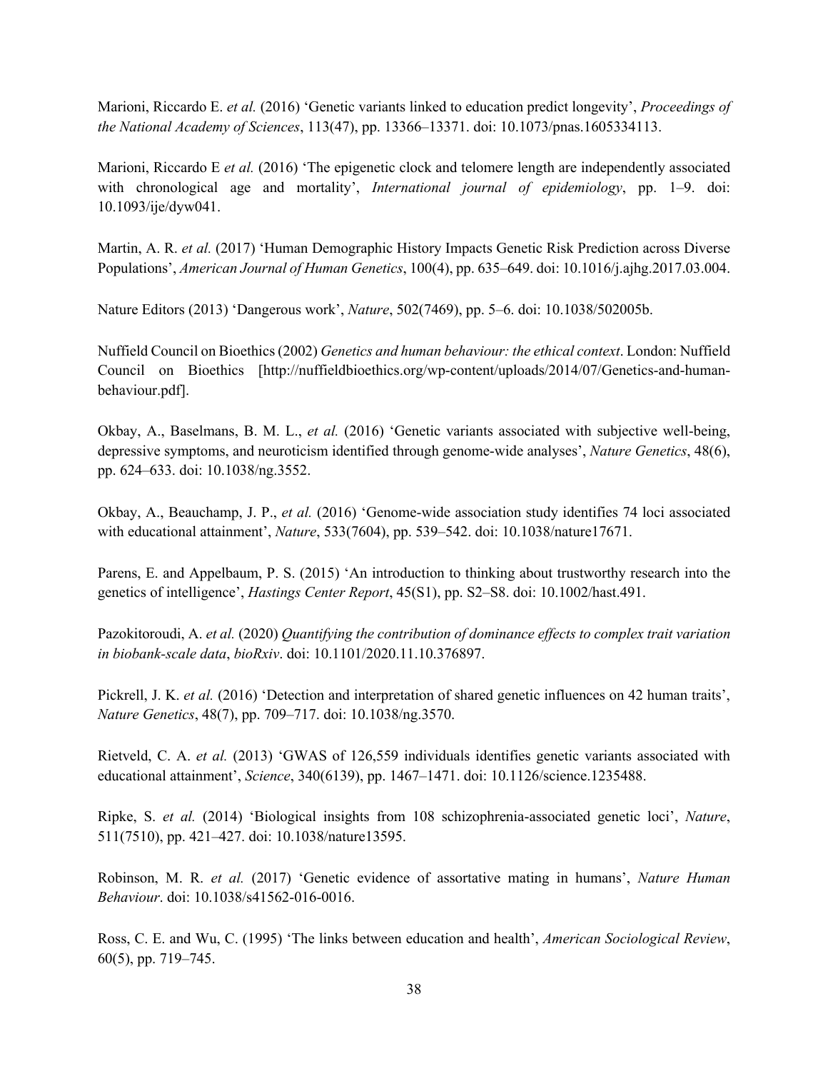Marioni, Riccardo E. *et al.* (2016) 'Genetic variants linked to education predict longevity', *Proceedings of the National Academy of Sciences*, 113(47), pp. 13366–13371. doi: 10.1073/pnas.1605334113.

Marioni, Riccardo E *et al.* (2016) 'The epigenetic clock and telomere length are independently associated with chronological age and mortality', *International journal of epidemiology*, pp. 1–9. doi: 10.1093/ije/dyw041.

Martin, A. R. *et al.* (2017) 'Human Demographic History Impacts Genetic Risk Prediction across Diverse Populations', *American Journal of Human Genetics*, 100(4), pp. 635–649. doi: 10.1016/j.ajhg.2017.03.004.

Nature Editors (2013) 'Dangerous work', *Nature*, 502(7469), pp. 5–6. doi: 10.1038/502005b.

Nuffield Council on Bioethics (2002) *Genetics and human behaviour: the ethical context*. London: Nuffield Council on Bioethics [http://nuffieldbioethics.org/wp-content/uploads/2014/07/Genetics-and-human-behaviour.pdf].

Okbay, A., Baselmans, B. M. L., *et al.* (2016) 'Genetic variants associated with subjective well-being, depressive symptoms, and neuroticism identified through genome-wide analyses', *Nature Genetics*, 48(6), pp. 624–633. doi: 10.1038/ng.3552.

Okbay, A., Beauchamp, J. P., *et al.* (2016) 'Genome-wide association study identifies 74 loci associated with educational attainment', *Nature*, 533(7604), pp. 539–542. doi: 10.1038/nature17671.

Parens, E. and Appelbaum, P. S. (2015) 'An introduction to thinking about trustworthy research into the genetics of intelligence', *Hastings Center Report*, 45(S1), pp. S2–S8. doi: 10.1002/hast.491.

Pazokitoroudi, A. *et al.* (2020) *Quantifying the contribution of dominance effects to complex trait variation in biobank-scale data*, *bioRxiv*. doi: 10.1101/2020.11.10.376897.

Pickrell, J. K. *et al.* (2016) 'Detection and interpretation of shared genetic influences on 42 human traits', *Nature Genetics*, 48(7), pp. 709–717. doi: 10.1038/ng.3570.

Rietveld, C. A. *et al.* (2013) 'GWAS of 126,559 individuals identifies genetic variants associated with educational attainment', *Science*, 340(6139), pp. 1467–1471. doi: 10.1126/science.1235488.

Ripke, S. *et al.* (2014) 'Biological insights from 108 schizophrenia-associated genetic loci', *Nature*, 511(7510), pp. 421–427. doi: 10.1038/nature13595.

Robinson, M. R. *et al.* (2017) 'Genetic evidence of assortative mating in humans', *Nature Human Behaviour*. doi: 10.1038/s41562-016-0016.

Ross, C. E. and Wu, C. (1995) 'The links between education and health', *American Sociological Review*, 60(5), pp. 719–745.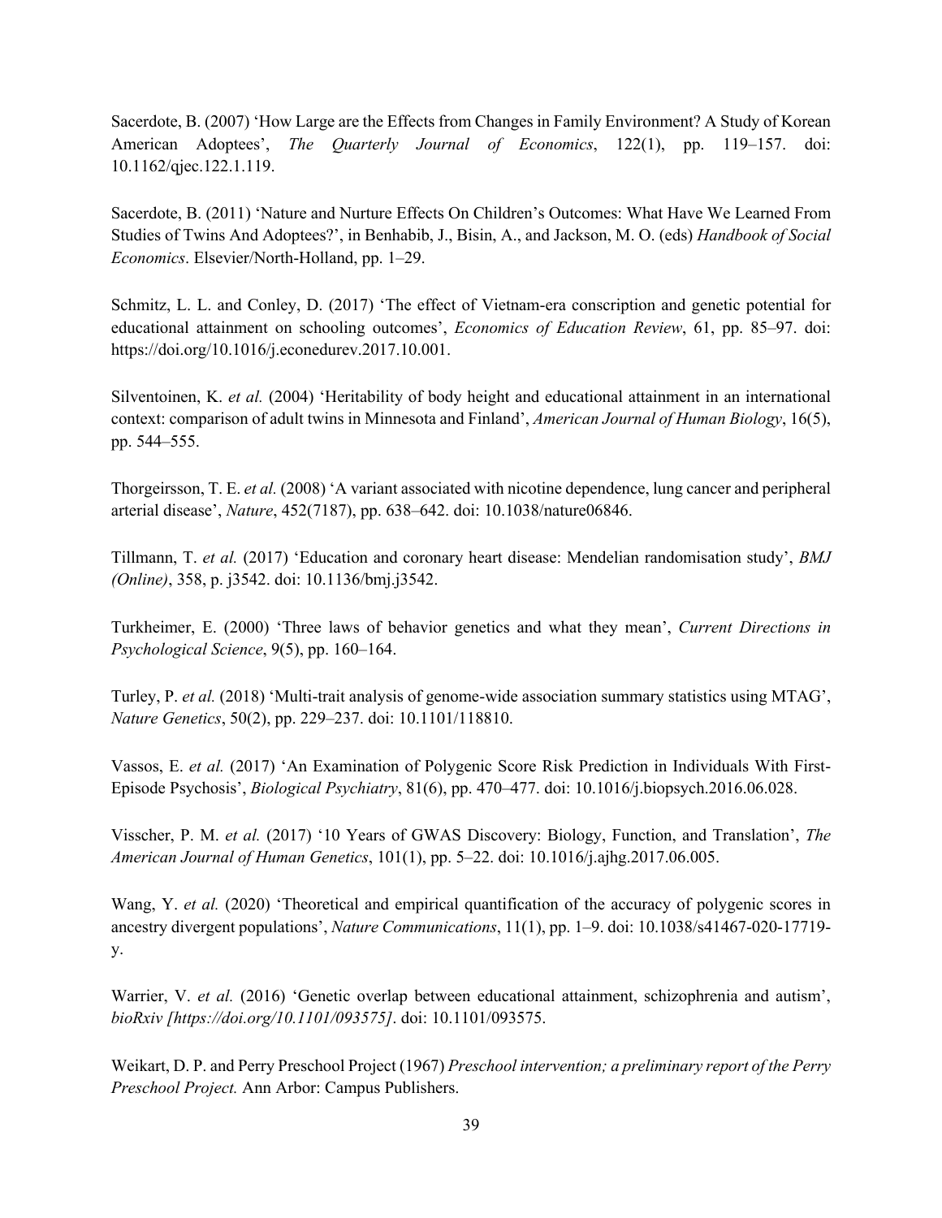Sacerdote, B. (2007) 'How Large are the Effects from Changes in Family Environment? A Study of Korean American Adoptees', *The Quarterly Journal of Economics*, 122(1), pp. 119–157. doi: 10.1162/qjec.122.1.119.

Sacerdote, B. (2011) 'Nature and Nurture Effects On Children's Outcomes: What Have We Learned From Studies of Twins And Adoptees?', in Benhabib, J., Bisin, A., and Jackson, M. O. (eds) *Handbook of Social Economics*. Elsevier/North-Holland, pp. 1–29.

Schmitz, L. L. and Conley, D. (2017) 'The effect of Vietnam-era conscription and genetic potential for educational attainment on schooling outcomes', *Economics of Education Review*, 61, pp. 85–97. doi: https://doi.org/10.1016/j.econedurev.2017.10.001.

Silventoinen, K. *et al.* (2004) 'Heritability of body height and educational attainment in an international context: comparison of adult twins in Minnesota and Finland', *American Journal of Human Biology*, 16(5), pp. 544–555.

Thorgeirsson, T. E. *et al.* (2008) 'A variant associated with nicotine dependence, lung cancer and peripheral arterial disease', *Nature*, 452(7187), pp. 638–642. doi: 10.1038/nature06846.

Tillmann, T. *et al.* (2017) 'Education and coronary heart disease: Mendelian randomisation study', *BMJ (Online)*, 358, p. j3542. doi: 10.1136/bmj.j3542.

Turkheimer, E. (2000) 'Three laws of behavior genetics and what they mean', *Current Directions in Psychological Science*, 9(5), pp. 160–164.

Turley, P. *et al.* (2018) 'Multi-trait analysis of genome-wide association summary statistics using MTAG', *Nature Genetics*, 50(2), pp. 229–237. doi: 10.1101/118810.

Vassos, E. *et al.* (2017) 'An Examination of Polygenic Score Risk Prediction in Individuals With First-Episode Psychosis', *Biological Psychiatry*, 81(6), pp. 470–477. doi: 10.1016/j.biopsych.2016.06.028.

Visscher, P. M. *et al.* (2017) '10 Years of GWAS Discovery: Biology, Function, and Translation', *The American Journal of Human Genetics*, 101(1), pp. 5–22. doi: 10.1016/j.ajhg.2017.06.005.

Wang, Y. *et al.* (2020) 'Theoretical and empirical quantification of the accuracy of polygenic scores in ancestry divergent populations', *Nature Communications*, 11(1), pp. 1–9. doi: 10.1038/s41467-020-17719-y.

Warrier, V. *et al.* (2016) 'Genetic overlap between educational attainment, schizophrenia and autism', *bioRxiv [https://doi.org/10.1101/093575]*. doi: 10.1101/093575.

Weikart, D. P. and Perry Preschool Project (1967) *Preschool intervention; a preliminary report of the Perry Preschool Project.* Ann Arbor: Campus Publishers.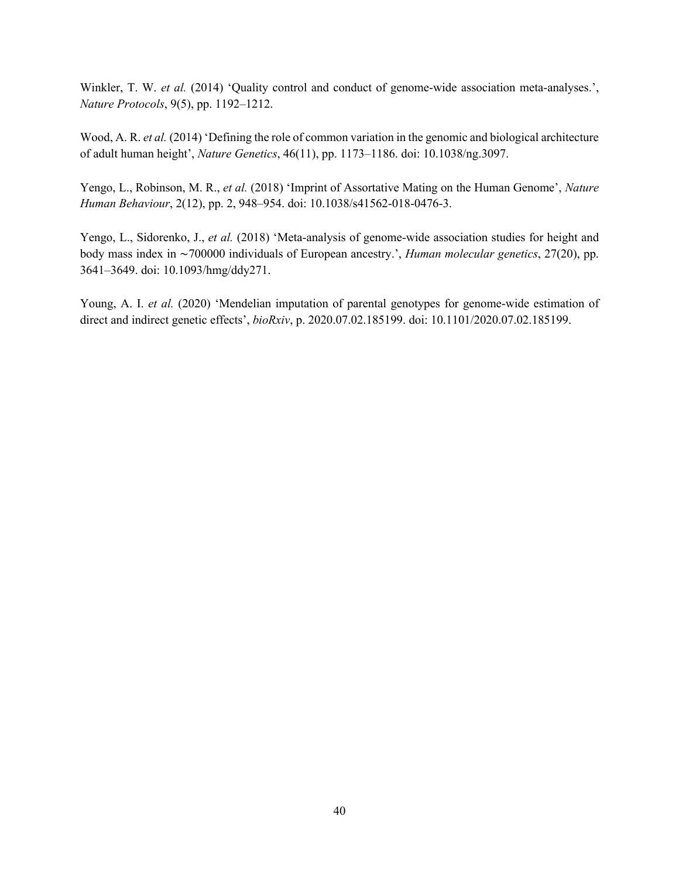Winkler, T. W. *et al.* (2014) 'Quality control and conduct of genome-wide association meta-analyses.', *Nature Protocols*, 9(5), pp. 1192–1212.

Wood, A. R. *et al.* (2014) 'Defining the role of common variation in the genomic and biological architecture of adult human height', *Nature Genetics*, 46(11), pp. 1173–1186. doi: 10.1038/ng.3097.

Yengo, L., Robinson, M. R., *et al.* (2018) 'Imprint of Assortative Mating on the Human Genome', *Nature Human Behaviour*, 2(12), pp. 2, 948–954. doi: 10.1038/s41562-018-0476-3.

Yengo, L., Sidorenko, J., *et al.* (2018) 'Meta-analysis of genome-wide association studies for height and body mass index in ∼700000 individuals of European ancestry.', *Human molecular genetics*, 27(20), pp. 3641–3649. doi: 10.1093/hmg/ddy271.

Young, A. I. *et al.* (2020) 'Mendelian imputation of parental genotypes for genome-wide estimation of direct and indirect genetic effects', *bioRxiv*, p. 2020.07.02.185199. doi: 10.1101/2020.07.02.185199.